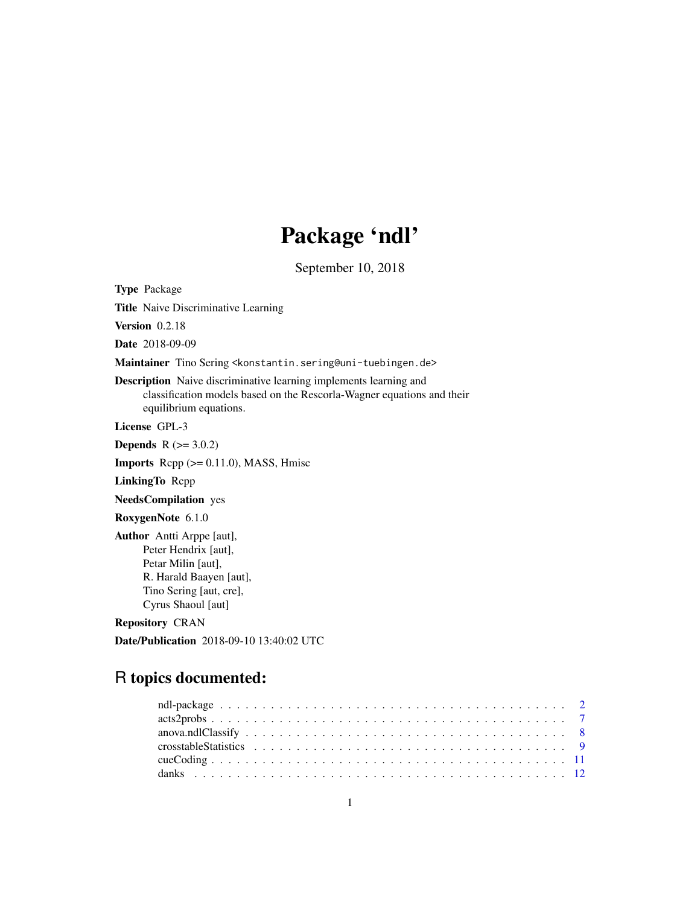# Package 'ndl'

September 10, 2018

**Type** Package

**Title** Naive Discriminative Learning

**Version** 0.2.18

**Date** 2018-09-09

**Maintainer** Tino Sering <konstantin.sering@uni-tuebingen.de>

**Description** Naive discriminative learning implements learning and classification models based on the Rescorla-Wagner equations and their equilibrium equations.

**License** GPL-3

**Depends** R (>= 3.0.2)

**Imports** Rcpp (>= 0.11.0), MASS, Hmisc

**LinkingTo** Rcpp

**NeedsCompilation** yes

**RoxygenNote** 6.1.0

**Author** Antti Arppe [aut],
Peter Hendrix [aut],
Petar Milin [aut],
R. Harald Baayen [aut],
Tino Sering [aut, cre],
Cyrus Shaoul [aut]

**Repository** CRAN

**Date/Publication** 2018-09-10 13:40:02 UTC

## R topics documented:

ndl-package . . . . . . . . . . . . . . . . . . . . . . . . . . . . . . . . . . . . . . . . 2
acts2probs . . . . . . . . . . . . . . . . . . . . . . . . . . . . . . . . . . . . . . . . . 7
anova.ndlClassify . . . . . . . . . . . . . . . . . . . . . . . . . . . . . . . . . . . . . 8
crosstableStatistics . . . . . . . . . . . . . . . . . . . . . . . . . . . . . . . . . . . . 9
cueCoding . . . . . . . . . . . . . . . . . . . . . . . . . . . . . . . . . . . . . . . . . 11
danks . . . . . . . . . . . . . . . . . . . . . . . . . . . . . . . . . . . . . . . . . . . 12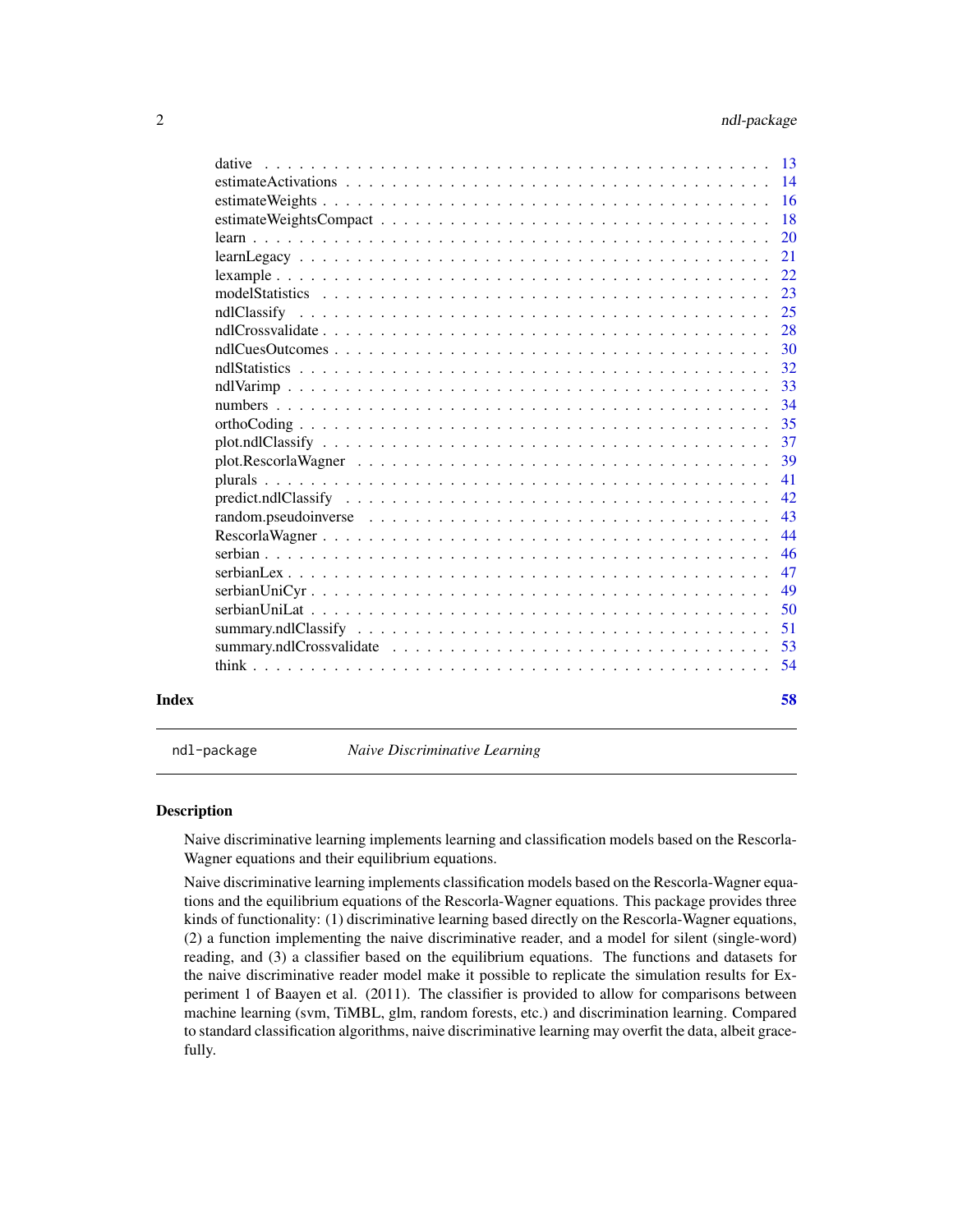| | |
|---|---|
| dative | 13 |
| estimateActivations | 14 |
| estimateWeights | 16 |
| estimateWeightsCompact | 18 |
| learn | 20 |
| learnLegacy | 21 |
| lexample | 22 |
| modelStatistics | 23 |
| ndlClassify | 25 |
| ndlCrossvalidate | 28 |
| ndlCuesOutcomes | 30 |
| ndlStatistics | 32 |
| ndlVarimp | 33 |
| numbers | 34 |
| orthoCoding | 35 |
| plot.ndlClassify | 37 |
| plot.RescorlaWagner | 39 |
| plurals | 41 |
| predict.ndlClassify | 42 |
| random.pseudoinverse | 43 |
| RescorlaWagner | 44 |
| serbian | 46 |
| serbianLex | 47 |
| serbianUniCyr | 49 |
| serbianUniLat | 50 |
| summary.ndlClassify | 51 |
| summary.ndlCrossvalidate | 53 |
| think | 54 |

**Index** **58**

---

`ndl-package` *Naive Discriminative Learning*

---

## Description

Naive discriminative learning implements learning and classification models based on the Rescorla-Wagner equations and their equilibrium equations.

Naive discriminative learning implements classification models based on the Rescorla-Wagner equations and the equilibrium equations of the Rescorla-Wagner equations. This package provides three kinds of functionality: (1) discriminative learning based directly on the Rescorla-Wagner equations, (2) a function implementing the naive discriminative reader, and a model for silent (single-word) reading, and (3) a classifier based on the equilibrium equations. The functions and datasets for the naive discriminative reader model make it possible to replicate the simulation results for Experiment 1 of Baayen et al. (2011). The classifier is provided to allow for comparisons between machine learning (svm, TiMBL, glm, random forests, etc.) and discrimination learning. Compared to standard classification algorithms, naive discriminative learning may overfit the data, albeit gracefully.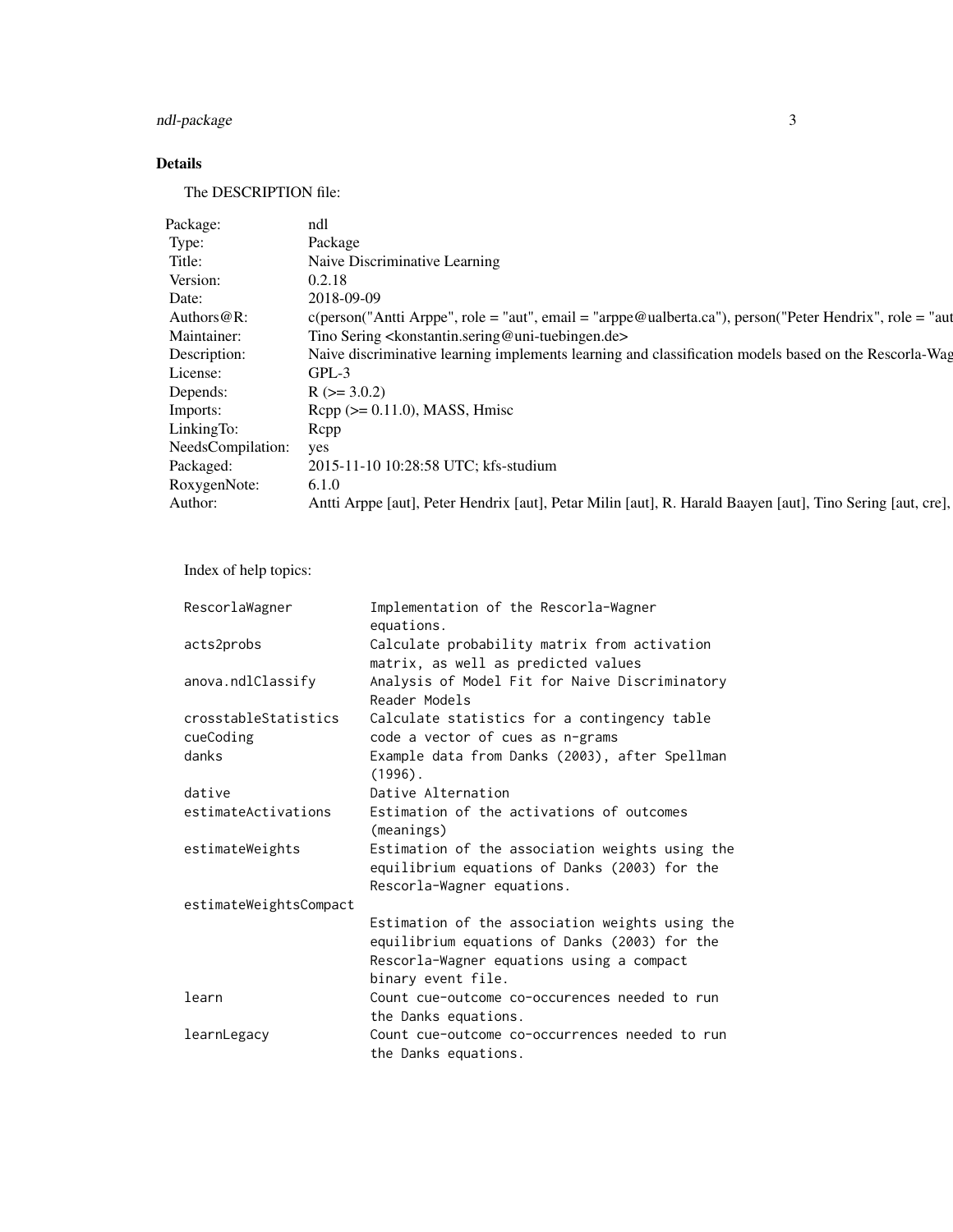## Details

The DESCRIPTION file:

| | |
|---|---|
| Package: | ndl |
| Type: | Package |
| Title: | Naive Discriminative Learning |
| Version: | 0.2.18 |
| Date: | 2018-09-09 |
| Authors@R: | c(person("Antti Arppe", role = "aut", email = "arppe@ualberta.ca"), person("Peter Hendrix", role = "aut |
| Maintainer: | Tino Sering <konstantin.sering@uni-tuebingen.de> |
| Description: | Naive discriminative learning implements learning and classification models based on the Rescorla-Wag |
| License: | GPL-3 |
| Depends: | R (>= 3.0.2) |
| Imports: | Rcpp (>= 0.11.0), MASS, Hmisc |
| LinkingTo: | Rcpp |
| NeedsCompilation: | yes |
| Packaged: | 2015-11-10 10:28:58 UTC; kfs-studium |
| RoxygenNote: | 6.1.0 |
| Author: | Antti Arppe [aut], Peter Hendrix [aut], Petar Milin [aut], R. Harald Baayen [aut], Tino Sering [aut, cre], |

Index of help topics:

```
RescorlaWagner          Implementation of the Rescorla-Wagner
                        equations.
acts2probs              Calculate probability matrix from activation
                        matrix, as well as predicted values
anova.ndlClassify       Analysis of Model Fit for Naive Discriminatory
                        Reader Models
crosstableStatistics    Calculate statistics for a contingency table
cueCoding               code a vector of cues as n-grams
danks                   Example data from Danks (2003), after Spellman
                        (1996).
dative                  Dative Alternation
estimateActivations     Estimation of the activations of outcomes
                        (meanings)
estimateWeights         Estimation of the association weights using the
                        equilibrium equations of Danks (2003) for the
                        Rescorla-Wagner equations.
estimateWeightsCompact
                        Estimation of the association weights using the
                        equilibrium equations of Danks (2003) for the
                        Rescorla-Wagner equations using a compact
                        binary event file.
learn                   Count cue-outcome co-occurences needed to run
                        the Danks equations.
learnLegacy             Count cue-outcome co-occurrences needed to run
                        the Danks equations.
```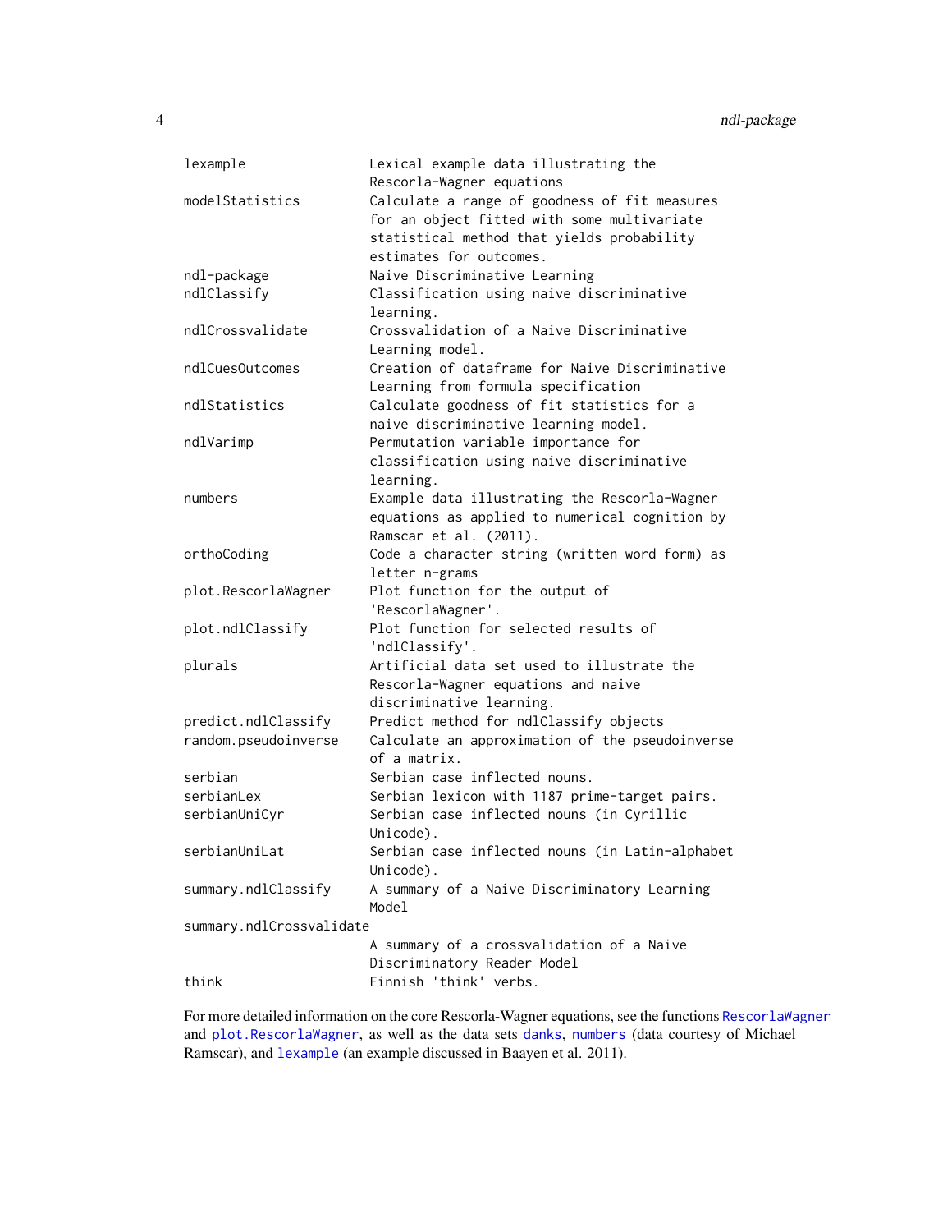| | |
|---|---|
| lexample | Lexical example data illustrating the Rescorla-Wagner equations |
| modelStatistics | Calculate a range of goodness of fit measures for an object fitted with some multivariate statistical method that yields probability estimates for outcomes. |
| ndl-package | Naive Discriminative Learning |
| ndlClassify | Classification using naive discriminative learning. |
| ndlCrossvalidate | Crossvalidation of a Naive Discriminative Learning model. |
| ndlCuesOutcomes | Creation of dataframe for Naive Discriminative Learning from formula specification |
| ndlStatistics | Calculate goodness of fit statistics for a naive discriminative learning model. |
| ndlVarimp | Permutation variable importance for classification using naive discriminative learning. |
| numbers | Example data illustrating the Rescorla-Wagner equations as applied to numerical cognition by Ramscar et al. (2011). |
| orthoCoding | Code a character string (written word form) as letter n-grams |
| plot.RescorlaWagner | Plot function for the output of 'RescorlaWagner'. |
| plot.ndlClassify | Plot function for selected results of 'ndlClassify'. |
| plurals | Artificial data set used to illustrate the Rescorla-Wagner equations and naive discriminative learning. |
| predict.ndlClassify | Predict method for ndlClassify objects |
| random.pseudoinverse | Calculate an approximation of the pseudoinverse of a matrix. |
| serbian | Serbian case inflected nouns. |
| serbianLex | Serbian lexicon with 1187 prime-target pairs. |
| serbianUniCyr | Serbian case inflected nouns (in Cyrillic Unicode). |
| serbianUniLat | Serbian case inflected nouns (in Latin-alphabet Unicode). |
| summary.ndlClassify | A summary of a Naive Discriminatory Learning Model |
| summary.ndlCrossvalidate | A summary of a crossvalidation of a Naive Discriminatory Reader Model |
| think | Finnish 'think' verbs. |

For more detailed information on the core Rescorla-Wagner equations, see the functions `RescorlaWagner` and `plot.RescorlaWagner`, as well as the data sets `danks`, `numbers` (data courtesy of Michael Ramscar), and `lexample` (an example discussed in Baayen et al. 2011).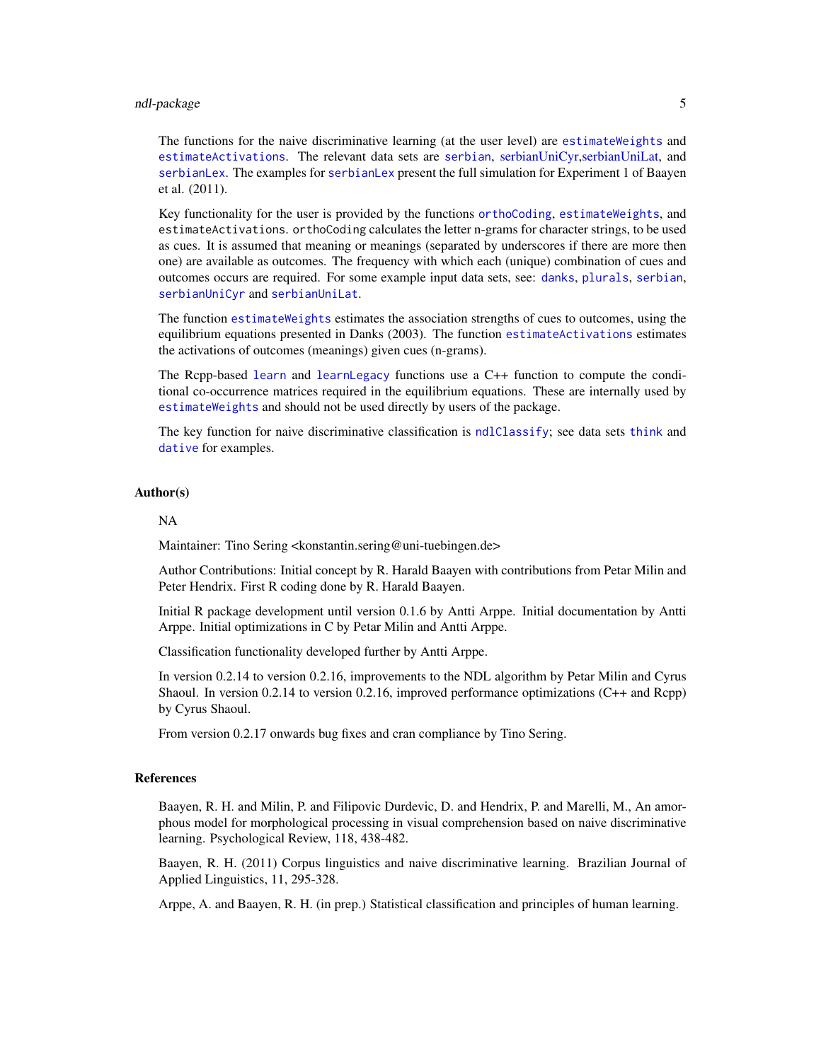The functions for the naive discriminative learning (at the user level) are `estimateWeights` and `estimateActivations`. The relevant data sets are `serbian`, serbianUniCyr,serbianUniLat, and `serbianLex`. The examples for `serbianLex` present the full simulation for Experiment 1 of Baayen et al. (2011).

Key functionality for the user is provided by the functions `orthoCoding`, `estimateWeights`, and `estimateActivations`. `orthoCoding` calculates the letter n-grams for character strings, to be used as cues. It is assumed that meaning or meanings (separated by underscores if there are more then one) are available as outcomes. The frequency with which each (unique) combination of cues and outcomes occurs are required. For some example input data sets, see: `danks`, `plurals`, `serbian`, `serbianUniCyr` and `serbianUniLat`.

The function `estimateWeights` estimates the association strengths of cues to outcomes, using the equilibrium equations presented in Danks (2003). The function `estimateActivations` estimates the activations of outcomes (meanings) given cues (n-grams).

The Rcpp-based `learn` and `learnLegacy` functions use a C++ function to compute the conditional co-occurrence matrices required in the equilibrium equations. These are internally used by `estimateWeights` and should not be used directly by users of the package.

The key function for naive discriminative classification is `ndlClassify`; see data sets `think` and `dative` for examples.

### Author(s)

NA

Maintainer: Tino Sering <konstantin.sering@uni-tuebingen.de>

Author Contributions: Initial concept by R. Harald Baayen with contributions from Petar Milin and Peter Hendrix. First R coding done by R. Harald Baayen.

Initial R package development until version 0.1.6 by Antti Arppe. Initial documentation by Antti Arppe. Initial optimizations in C by Petar Milin and Antti Arppe.

Classification functionality developed further by Antti Arppe.

In version 0.2.14 to version 0.2.16, improvements to the NDL algorithm by Petar Milin and Cyrus Shaoul. In version 0.2.14 to version 0.2.16, improved performance optimizations (C++ and Rcpp) by Cyrus Shaoul.

From version 0.2.17 onwards bug fixes and cran compliance by Tino Sering.

### References

Baayen, R. H. and Milin, P. and Filipovic Durdevic, D. and Hendrix, P. and Marelli, M., An amorphous model for morphological processing in visual comprehension based on naive discriminative learning. Psychological Review, 118, 438-482.

Baayen, R. H. (2011) Corpus linguistics and naive discriminative learning. Brazilian Journal of Applied Linguistics, 11, 295-328.

Arppe, A. and Baayen, R. H. (in prep.) Statistical classification and principles of human learning.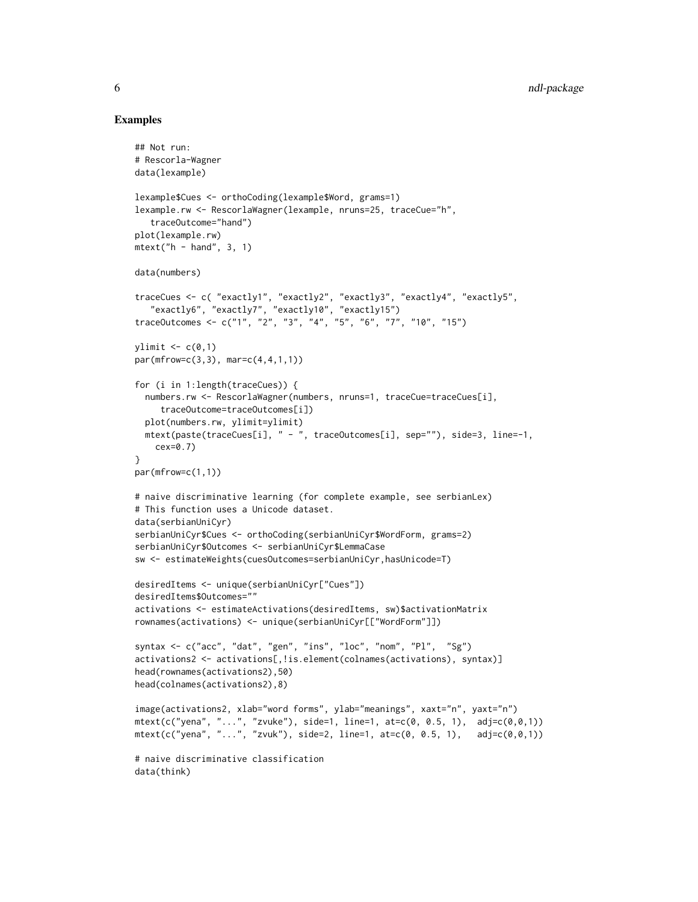## Examples

```
## Not run:
# Rescorla-Wagner
data(lexample)

lexample$Cues <- orthoCoding(lexample$Word, grams=1)
lexample.rw <- RescorlaWagner(lexample, nruns=25, traceCue="h",
   traceOutcome="hand")
plot(lexample.rw)
mtext("h - hand", 3, 1)

data(numbers)

traceCues <- c( "exactly1", "exactly2", "exactly3", "exactly4", "exactly5",
   "exactly6", "exactly7", "exactly10", "exactly15")
traceOutcomes <- c("1", "2", "3", "4", "5", "6", "7", "10", "15")

ylimit <- c(0,1)
par(mfrow=c(3,3), mar=c(4,4,1,1))

for (i in 1:length(traceCues)) {
  numbers.rw <- RescorlaWagner(numbers, nruns=1, traceCue=traceCues[i],
     traceOutcome=traceOutcomes[i])
  plot(numbers.rw, ylimit=ylimit)
  mtext(paste(traceCues[i], " - ", traceOutcomes[i], sep=""), side=3, line=-1,
    cex=0.7)
}
par(mfrow=c(1,1))

# naive discriminative learning (for complete example, see serbianLex)
# This function uses a Unicode dataset.
data(serbianUniCyr)
serbianUniCyr$Cues <- orthoCoding(serbianUniCyr$WordForm, grams=2)
serbianUniCyr$Outcomes <- serbianUniCyr$LemmaCase
sw <- estimateWeights(cuesOutcomes=serbianUniCyr,hasUnicode=T)

desiredItems <- unique(serbianUniCyr["Cues"])
desiredItems$Outcomes=""
activations <- estimateActivations(desiredItems, sw)$activationMatrix
rownames(activations) <- unique(serbianUniCyr[["WordForm"]])

syntax <- c("acc", "dat", "gen", "ins", "loc", "nom", "Pl",  "Sg")
activations2 <- activations[,!is.element(colnames(activations), syntax)]
head(rownames(activations2),50)
head(colnames(activations2),8)

image(activations2, xlab="word forms", ylab="meanings", xaxt="n", yaxt="n")
mtext(c("yena", "...", "zvuke"), side=1, line=1, at=c(0, 0.5, 1),  adj=c(0,0,1))
mtext(c("yena", "...", "zvuk"), side=2, line=1, at=c(0, 0.5, 1),   adj=c(0,0,1))

# naive discriminative classification
data(think)
```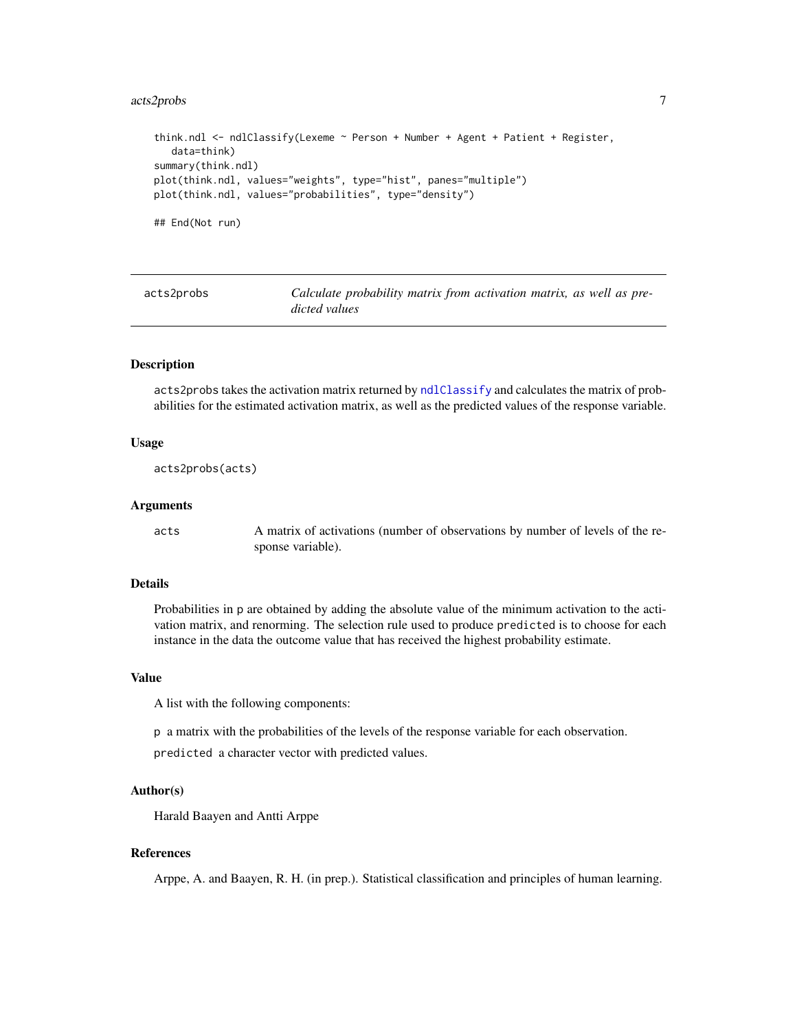```
think.ndl <- ndlClassify(Lexeme ~ Person + Number + Agent + Patient + Register,
   data=think)
summary(think.ndl)
plot(think.ndl, values="weights", type="hist", panes="multiple")
plot(think.ndl, values="probabilities", type="density")

## End(Not run)
```

---

## acts2probs — *Calculate probability matrix from activation matrix, as well as predicted values*

---

### Description

acts2probs takes the activation matrix returned by ndlClassify and calculates the matrix of probabilities for the estimated activation matrix, as well as the predicted values of the response variable.

### Usage

```
acts2probs(acts)
```

### Arguments

| | |
|---|---|
| acts | A matrix of activations (number of observations by number of levels of the response variable). |

### Details

Probabilities in p are obtained by adding the absolute value of the minimum activation to the activation matrix, and renorming. The selection rule used to produce predicted is to choose for each instance in the data the outcome value that has received the highest probability estimate.

### Value

A list with the following components:

p a matrix with the probabilities of the levels of the response variable for each observation.

predicted a character vector with predicted values.

### Author(s)

Harald Baayen and Antti Arppe

### References

Arppe, A. and Baayen, R. H. (in prep.). Statistical classification and principles of human learning.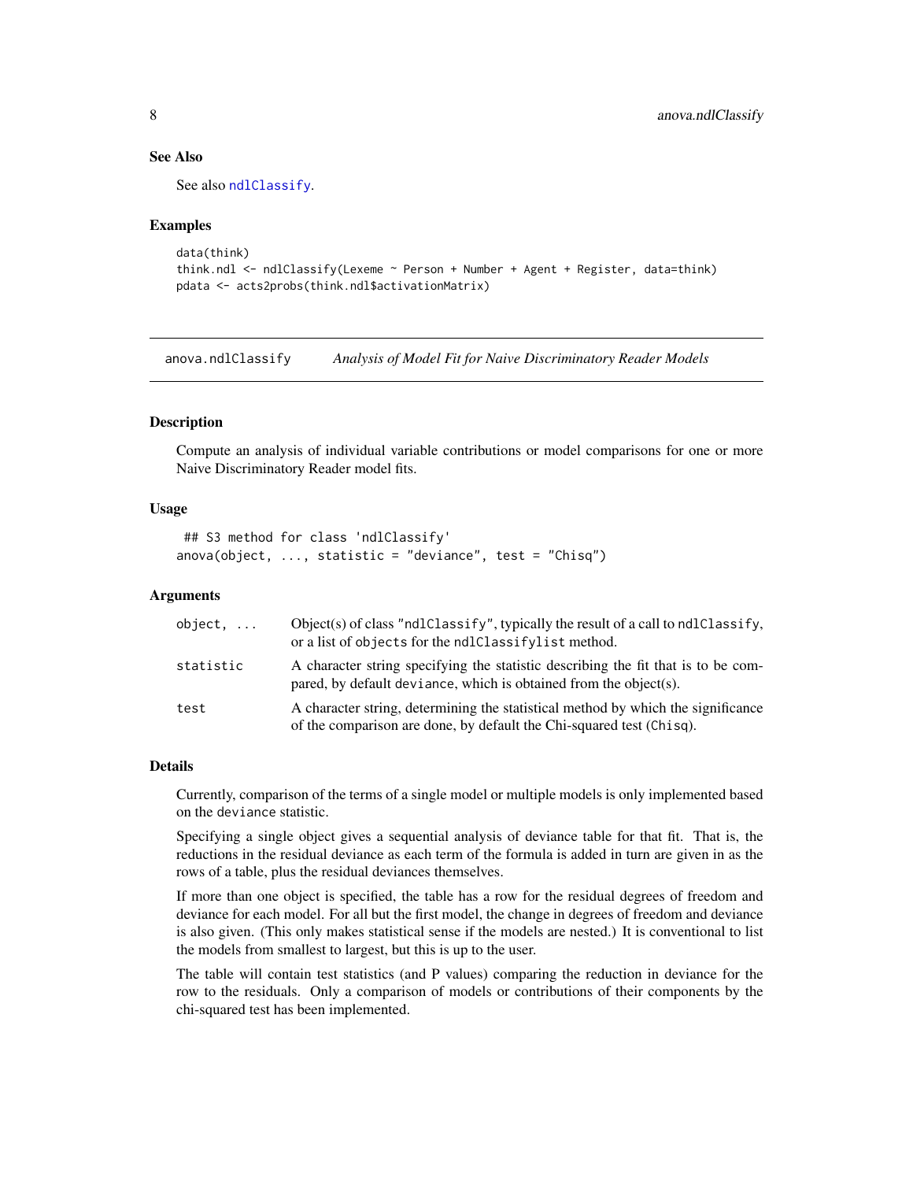### See Also

See also `ndlClassify`.

### Examples

```
data(think)
think.ndl <- ndlClassify(Lexeme ~ Person + Number + Agent + Register, data=think)
pdata <- acts2probs(think.ndl$activationMatrix)
```

## anova.ndlClassify — *Analysis of Model Fit for Naive Discriminatory Reader Models*

### Description

Compute an analysis of individual variable contributions or model comparisons for one or more Naive Discriminatory Reader model fits.

### Usage

```
 ## S3 method for class 'ndlClassify'
anova(object, ..., statistic = "deviance", test = "Chisq")
```

### Arguments

| | |
|---|---|
| `object, ...` | Object(s) of class `"ndlClassify"`, typically the result of a call to `ndlClassify`, or a list of `objects` for the `ndlClassifylist` method. |
| `statistic` | A character string specifying the statistic describing the fit that is to be compared, by default `deviance`, which is obtained from the object(s). |
| `test` | A character string, determining the statistical method by which the significance of the comparison are done, by default the Chi-squared test (`Chisq`). |

### Details

Currently, comparison of the terms of a single model or multiple models is only implemented based on the `deviance` statistic.

Specifying a single object gives a sequential analysis of deviance table for that fit. That is, the reductions in the residual deviance as each term of the formula is added in turn are given in as the rows of a table, plus the residual deviances themselves.

If more than one object is specified, the table has a row for the residual degrees of freedom and deviance for each model. For all but the first model, the change in degrees of freedom and deviance is also given. (This only makes statistical sense if the models are nested.) It is conventional to list the models from smallest to largest, but this is up to the user.

The table will contain test statistics (and P values) comparing the reduction in deviance for the row to the residuals. Only a comparison of models or contributions of their components by the chi-squared test has been implemented.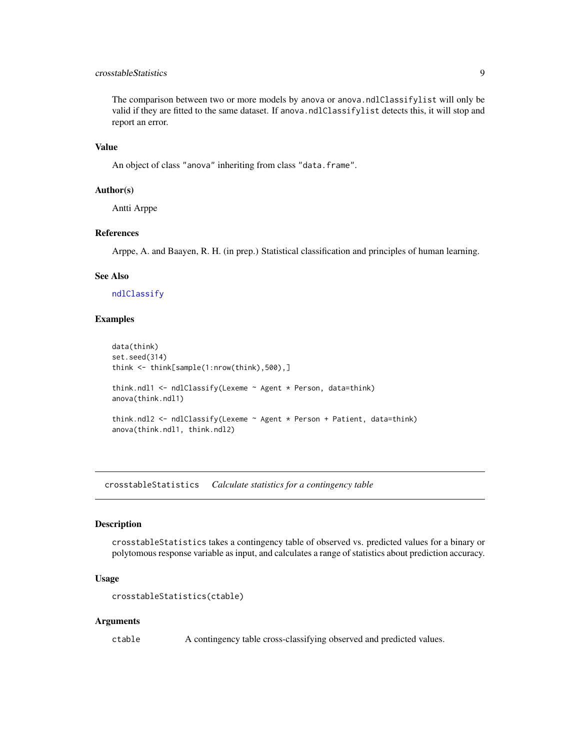The comparison between two or more models by `anova` or `anova.ndlClassifylist` will only be valid if they are fitted to the same dataset. If `anova.ndlClassifylist` detects this, it will stop and report an error.

### Value

An object of class `"anova"` inheriting from class `"data.frame"`.

### Author(s)

Antti Arppe

### References

Arppe, A. and Baayen, R. H. (in prep.) Statistical classification and principles of human learning.

### See Also

`ndlClassify`

### Examples

```
data(think)
set.seed(314)
think <- think[sample(1:nrow(think),500),]

think.ndl1 <- ndlClassify(Lexeme ~ Agent * Person, data=think)
anova(think.ndl1)

think.ndl2 <- ndlClassify(Lexeme ~ Agent * Person + Patient, data=think)
anova(think.ndl1, think.ndl2)
```

---

## crosstableStatistics — *Calculate statistics for a contingency table*

---

### Description

`crosstableStatistics` takes a contingency table of observed vs. predicted values for a binary or polytomous response variable as input, and calculates a range of statistics about prediction accuracy.

### Usage

```
crosstableStatistics(ctable)
```

### Arguments

| | |
|---|---|
| `ctable` | A contingency table cross-classifying observed and predicted values. |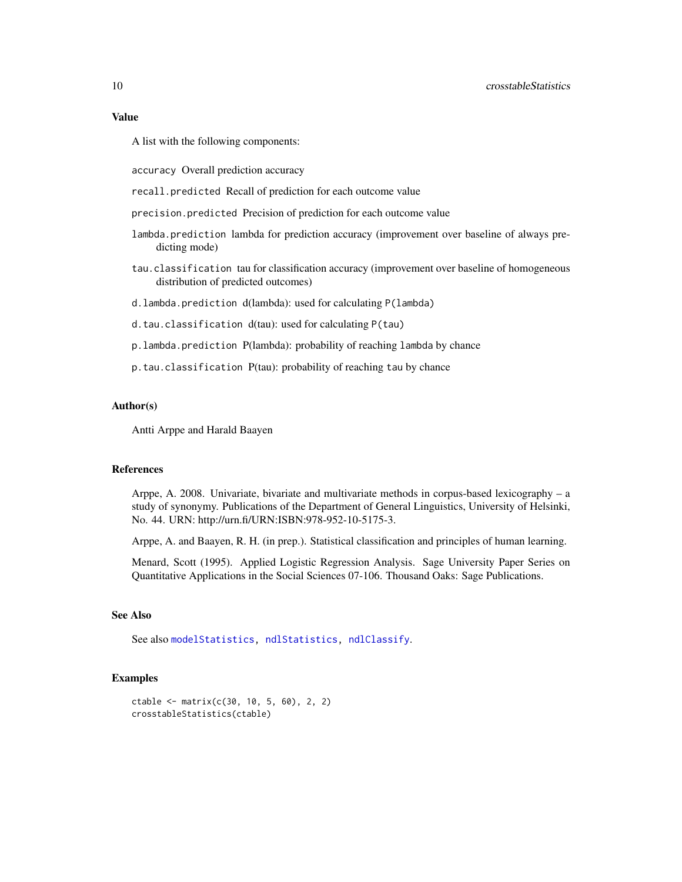### Value

A list with the following components:

- `accuracy` Overall prediction accuracy
- `recall.predicted` Recall of prediction for each outcome value
- `precision.predicted` Precision of prediction for each outcome value
- `lambda.prediction` lambda for prediction accuracy (improvement over baseline of always predicting mode)
- `tau.classification` tau for classification accuracy (improvement over baseline of homogeneous distribution of predicted outcomes)
- `d.lambda.prediction` d(lambda): used for calculating `P(lambda)`
- `d.tau.classification` d(tau): used for calculating `P(tau)`
- `p.lambda.prediction` P(lambda): probability of reaching `lambda` by chance
- `p.tau.classification` P(tau): probability of reaching `tau` by chance

### Author(s)

Antti Arppe and Harald Baayen

### References

Arppe, A. 2008. Univariate, bivariate and multivariate methods in corpus-based lexicography – a study of synonymy. Publications of the Department of General Linguistics, University of Helsinki, No. 44. URN: http://urn.fi/URN:ISBN:978-952-10-5175-3.

Arppe, A. and Baayen, R. H. (in prep.). Statistical classification and principles of human learning.

Menard, Scott (1995). Applied Logistic Regression Analysis. Sage University Paper Series on Quantitative Applications in the Social Sciences 07-106. Thousand Oaks: Sage Publications.

### See Also

See also `modelStatistics`, `ndlStatistics`, `ndlClassify`.

### Examples

```
ctable <- matrix(c(30, 10, 5, 60), 2, 2)
crosstableStatistics(ctable)
```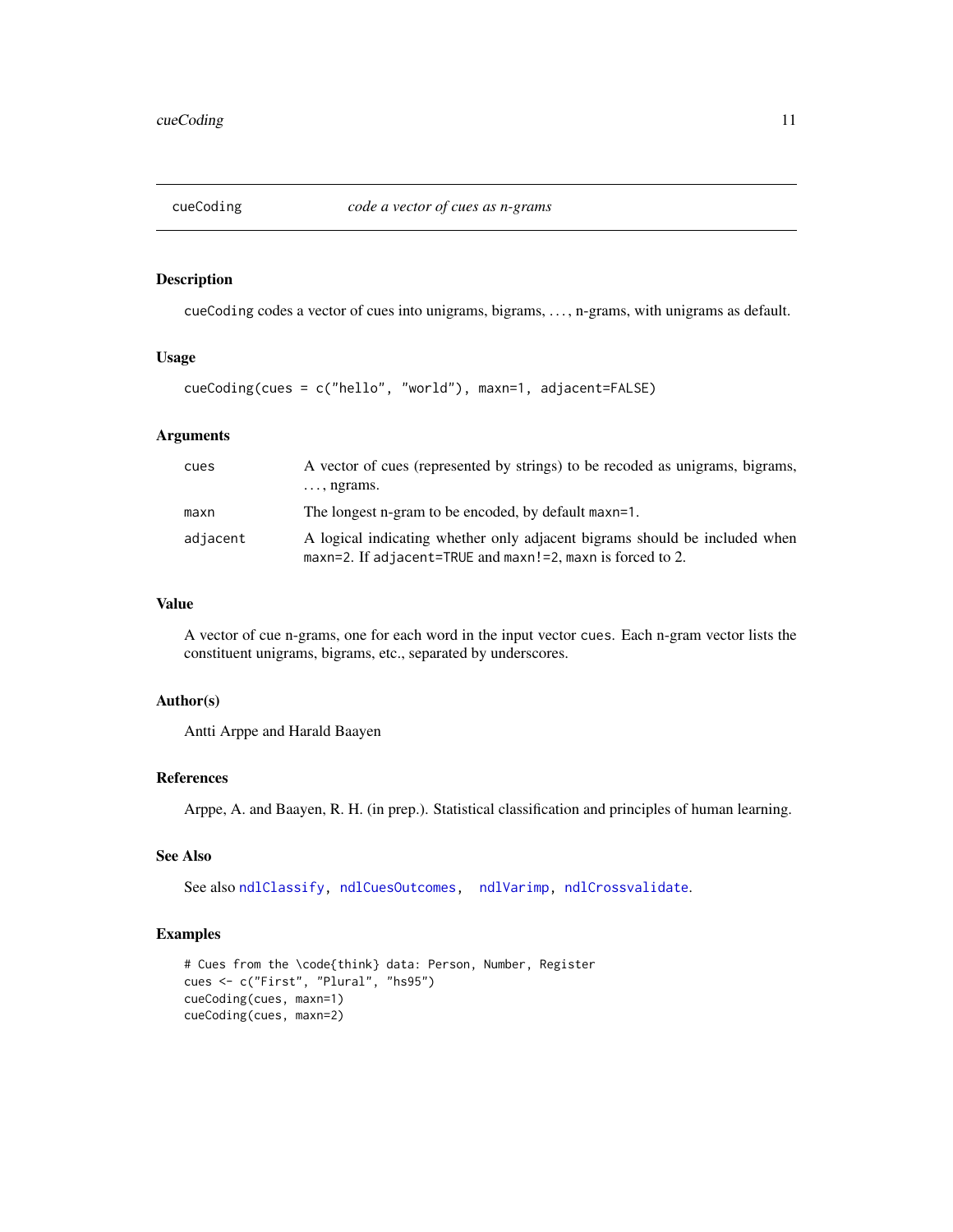# cueCoding — *code a vector of cues as n-grams*

## Description

`cueCoding` codes a vector of cues into unigrams, bigrams, . . . , n-grams, with unigrams as default.

## Usage

```
cueCoding(cues = c("hello", "world"), maxn=1, adjacent=FALSE)
```

## Arguments

| | |
|---|---|
| `cues` | A vector of cues (represented by strings) to be recoded as unigrams, bigrams, . . . , ngrams. |
| `maxn` | The longest n-gram to be encoded, by default `maxn=1`. |
| `adjacent` | A logical indicating whether only adjacent bigrams should be included when `maxn=2`. If `adjacent=TRUE` and `maxn!=2`, `maxn` is forced to 2. |

## Value

A vector of cue n-grams, one for each word in the input vector `cues`. Each n-gram vector lists the constituent unigrams, bigrams, etc., separated by underscores.

## Author(s)

Antti Arppe and Harald Baayen

## References

Arppe, A. and Baayen, R. H. (in prep.). Statistical classification and principles of human learning.

## See Also

See also `ndlClassify`, `ndlCuesOutcomes`, `ndlVarimp`, `ndlCrossvalidate`.

## Examples

```
# Cues from the \code{think} data: Person, Number, Register
cues <- c("First", "Plural", "hs95")
cueCoding(cues, maxn=1)
cueCoding(cues, maxn=2)
```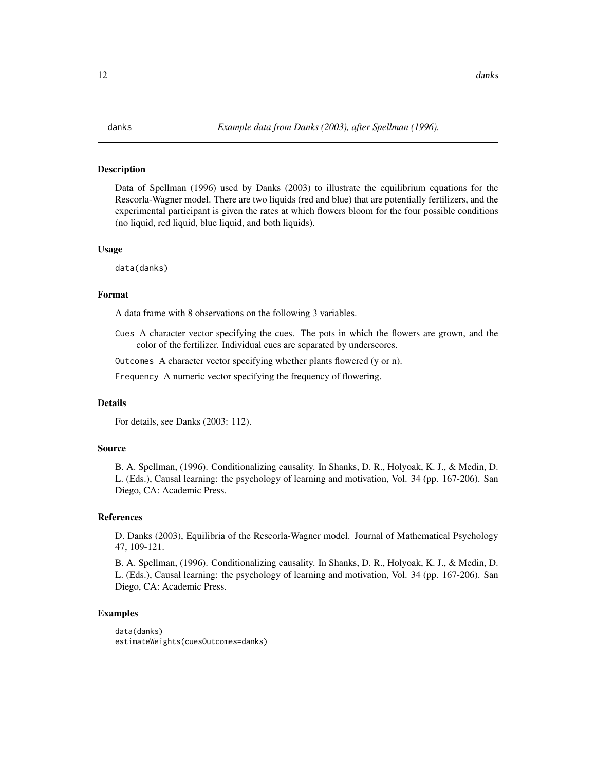# danks — *Example data from Danks (2003), after Spellman (1996).*

## Description

Data of Spellman (1996) used by Danks (2003) to illustrate the equilibrium equations for the Rescorla-Wagner model. There are two liquids (red and blue) that are potentially fertilizers, and the experimental participant is given the rates at which flowers bloom for the four possible conditions (no liquid, red liquid, blue liquid, and both liquids).

## Usage

```
data(danks)
```

## Format

A data frame with 8 observations on the following 3 variables.

`Cues` A character vector specifying the cues. The pots in which the flowers are grown, and the color of the fertilizer. Individual cues are separated by underscores.

`Outcomes` A character vector specifying whether plants flowered (y or n).

`Frequency` A numeric vector specifying the frequency of flowering.

## Details

For details, see Danks (2003: 112).

## Source

B. A. Spellman, (1996). Conditionalizing causality. In Shanks, D. R., Holyoak, K. J., & Medin, D. L. (Eds.), Causal learning: the psychology of learning and motivation, Vol. 34 (pp. 167-206). San Diego, CA: Academic Press.

## References

D. Danks (2003), Equilibria of the Rescorla-Wagner model. Journal of Mathematical Psychology 47, 109-121.

B. A. Spellman, (1996). Conditionalizing causality. In Shanks, D. R., Holyoak, K. J., & Medin, D. L. (Eds.), Causal learning: the psychology of learning and motivation, Vol. 34 (pp. 167-206). San Diego, CA: Academic Press.

## Examples

```
data(danks)
estimateWeights(cuesOutcomes=danks)
```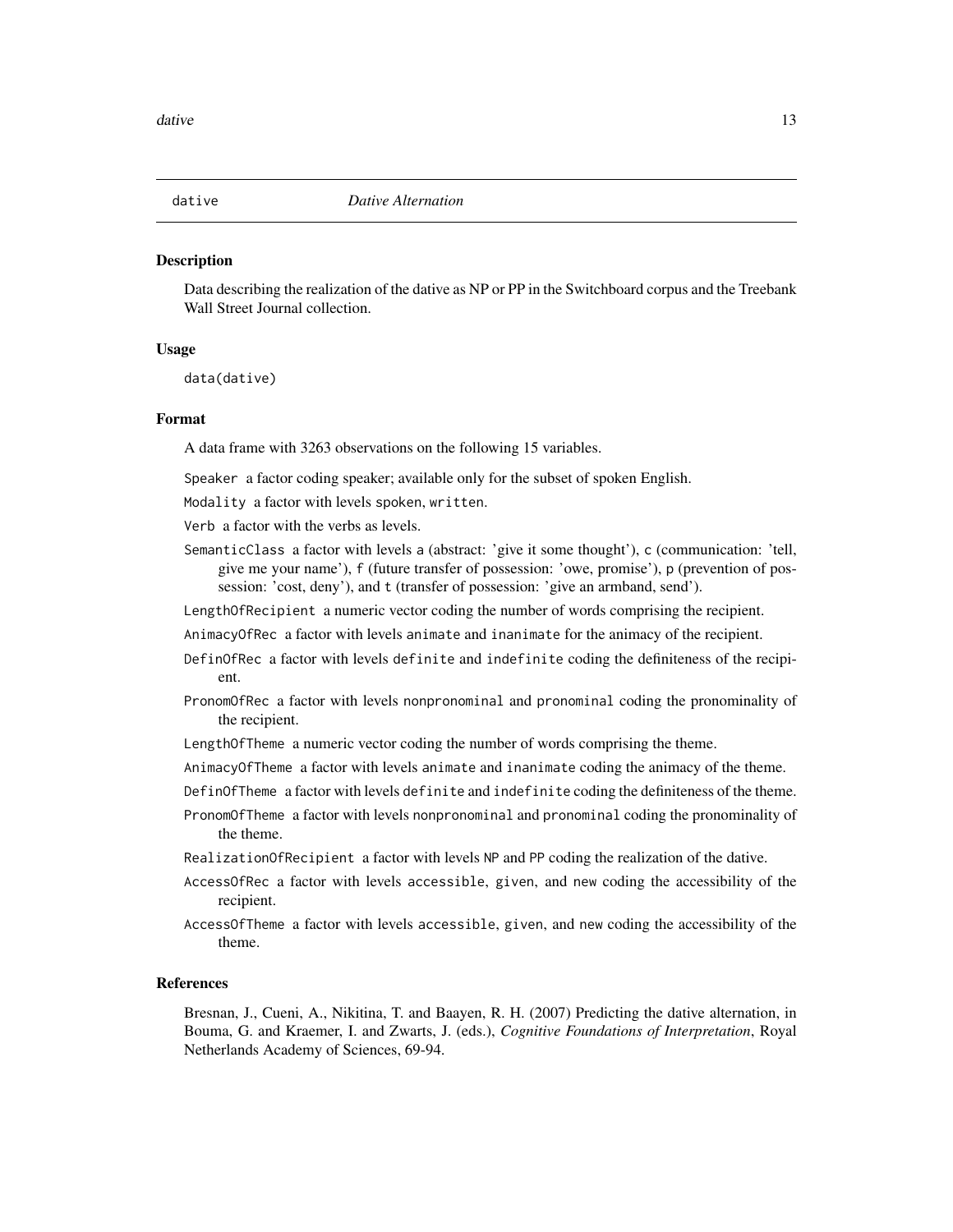`dative` *Dative Alternation*

### Description

Data describing the realization of the dative as NP or PP in the Switchboard corpus and the Treebank Wall Street Journal collection.

### Usage

```
data(dative)
```

### Format

A data frame with 3263 observations on the following 15 variables.

`Speaker` a factor coding speaker; available only for the subset of spoken English.

`Modality` a factor with levels `spoken`, `written`.

`Verb` a factor with the verbs as levels.

`SemanticClass` a factor with levels `a` (abstract: 'give it some thought'), `c` (communication: 'tell, give me your name'), `f` (future transfer of possession: 'owe, promise'), `p` (prevention of possession: 'cost, deny'), and `t` (transfer of possession: 'give an armband, send').

`LengthOfRecipient` a numeric vector coding the number of words comprising the recipient.

`AnimacyOfRec` a factor with levels `animate` and `inanimate` for the animacy of the recipient.

`DefinOfRec` a factor with levels `definite` and `indefinite` coding the definiteness of the recipient.

`PronomOfRec` a factor with levels `nonpronominal` and `pronominal` coding the pronominality of the recipient.

`LengthOfTheme` a numeric vector coding the number of words comprising the theme.

`AnimacyOfTheme` a factor with levels `animate` and `inanimate` coding the animacy of the theme.

`DefinOfTheme` a factor with levels `definite` and `indefinite` coding the definiteness of the theme.

`PronomOfTheme` a factor with levels `nonpronominal` and `pronominal` coding the pronominality of the theme.

`RealizationOfRecipient` a factor with levels `NP` and `PP` coding the realization of the dative.

`AccessOfRec` a factor with levels `accessible`, `given`, and `new` coding the accessibility of the recipient.

`AccessOfTheme` a factor with levels `accessible`, `given`, and `new` coding the accessibility of the theme.

### References

Bresnan, J., Cueni, A., Nikitina, T. and Baayen, R. H. (2007) Predicting the dative alternation, in Bouma, G. and Kraemer, I. and Zwarts, J. (eds.), *Cognitive Foundations of Interpretation*, Royal Netherlands Academy of Sciences, 69-94.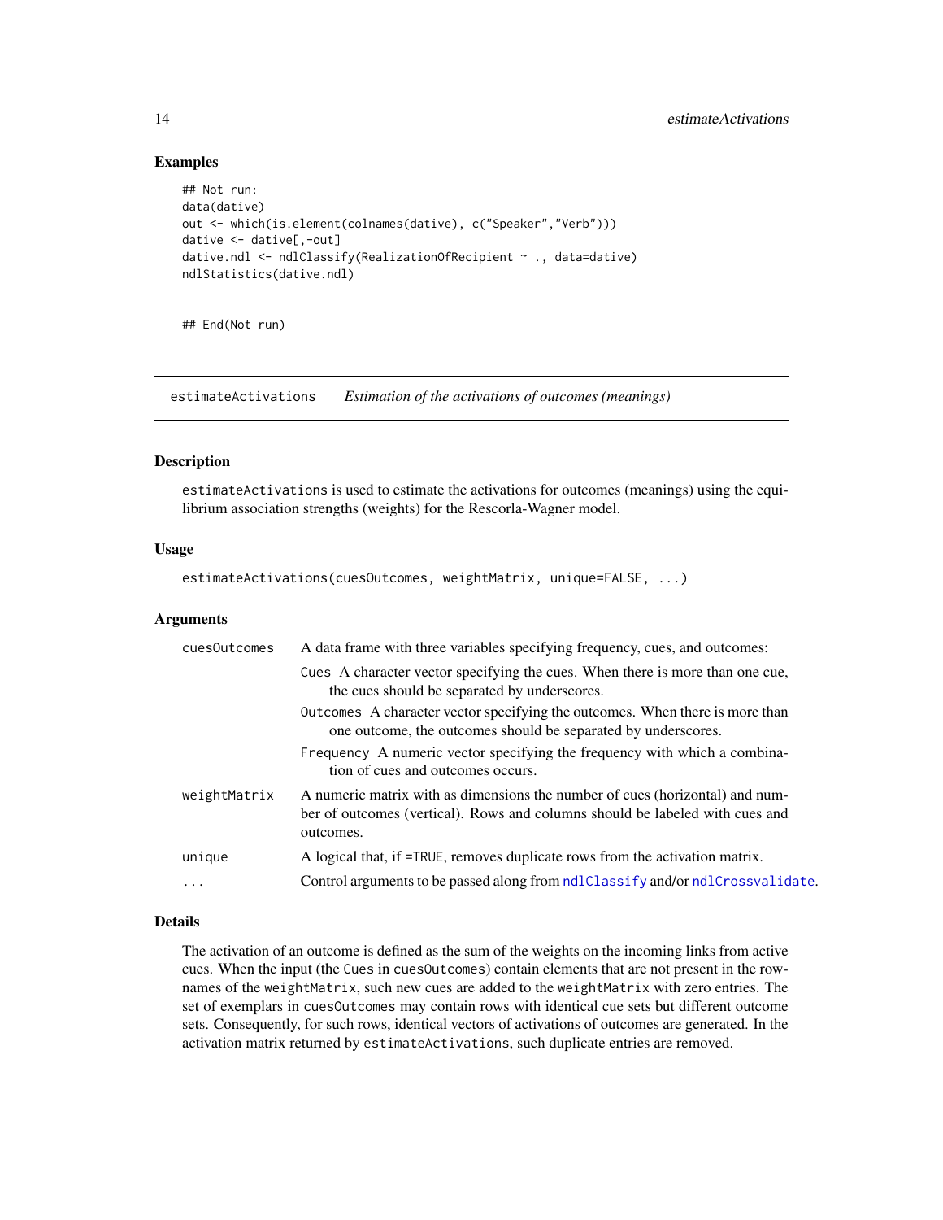## Examples

```
## Not run:
data(dative)
out <- which(is.element(colnames(dative), c("Speaker","Verb")))
dative <- dative[,-out]
dative.ndl <- ndlClassify(RealizationOfRecipient ~ ., data=dative)
ndlStatistics(dative.ndl)


## End(Not run)
```

---

# estimateActivations *Estimation of the activations of outcomes (meanings)*

---

## Description

estimateActivations is used to estimate the activations for outcomes (meanings) using the equilibrium association strengths (weights) for the Rescorla-Wagner model.

## Usage

```
estimateActivations(cuesOutcomes, weightMatrix, unique=FALSE, ...)
```

## Arguments

| | |
|---|---|
| cuesOutcomes | A data frame with three variables specifying frequency, cues, and outcomes:<br>Cues A character vector specifying the cues. When there is more than one cue, the cues should be separated by underscores.<br>Outcomes A character vector specifying the outcomes. When there is more than one outcome, the outcomes should be separated by underscores.<br>Frequency A numeric vector specifying the frequency with which a combination of cues and outcomes occurs. |
| weightMatrix | A numeric matrix with as dimensions the number of cues (horizontal) and number of outcomes (vertical). Rows and columns should be labeled with cues and outcomes. |
| unique | A logical that, if =TRUE, removes duplicate rows from the activation matrix. |
| ... | Control arguments to be passed along from ndlClassify and/or ndlCrossvalidate. |

## Details

The activation of an outcome is defined as the sum of the weights on the incoming links from active cues. When the input (the Cues in cuesOutcomes) contain elements that are not present in the rownames of the weightMatrix, such new cues are added to the weightMatrix with zero entries. The set of exemplars in cuesOutcomes may contain rows with identical cue sets but different outcome sets. Consequently, for such rows, identical vectors of activations of outcomes are generated. In the activation matrix returned by estimateActivations, such duplicate entries are removed.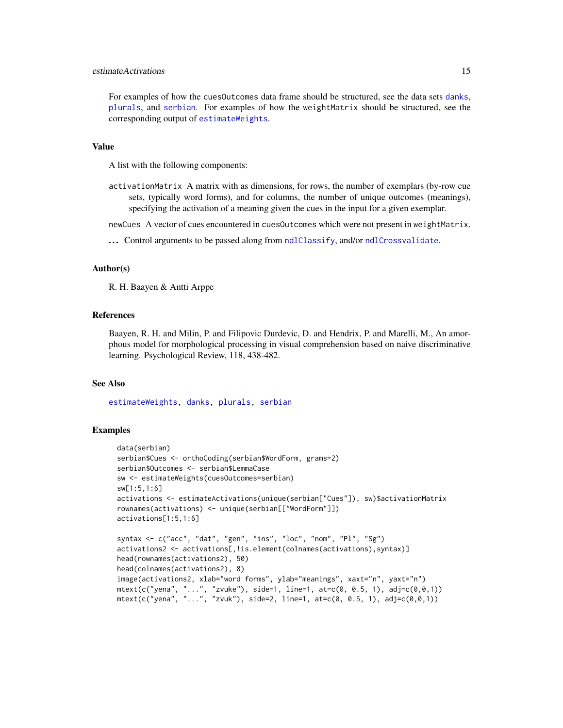For examples of how the `cuesOutcomes` data frame should be structured, see the data sets `danks`, `plurals`, and `serbian`. For examples of how the `weightMatrix` should be structured, see the corresponding output of `estimateWeights`.

## Value

A list with the following components:

`activationMatrix` A matrix with as dimensions, for rows, the number of exemplars (by-row cue sets, typically word forms), and for columns, the number of unique outcomes (meanings), specifying the activation of a meaning given the cues in the input for a given exemplar.

`newCues` A vector of cues encountered in `cuesOutcomes` which were not present in `weightMatrix`.

`...` Control arguments to be passed along from `ndlClassify`, and/or `ndlCrossvalidate`.

## Author(s)

R. H. Baayen & Antti Arppe

## References

Baayen, R. H. and Milin, P. and Filipovic Durdevic, D. and Hendrix, P. and Marelli, M., An amorphous model for morphological processing in visual comprehension based on naive discriminative learning. Psychological Review, 118, 438-482.

## See Also

`estimateWeights`, `danks`, `plurals`, `serbian`

## Examples

```
data(serbian)
serbian$Cues <- orthoCoding(serbian$WordForm, grams=2)
serbian$Outcomes <- serbian$LemmaCase
sw <- estimateWeights(cuesOutcomes=serbian)
sw[1:5,1:6]
activations <- estimateActivations(unique(serbian["Cues"]), sw)$activationMatrix
rownames(activations) <- unique(serbian[["WordForm"]])
activations[1:5,1:6]

syntax <- c("acc", "dat", "gen", "ins", "loc", "nom", "Pl", "Sg")
activations2 <- activations[,!is.element(colnames(activations),syntax)]
head(rownames(activations2), 50)
head(colnames(activations2), 8)
image(activations2, xlab="word forms", ylab="meanings", xaxt="n", yaxt="n")
mtext(c("yena", "...", "zvuke"), side=1, line=1, at=c(0, 0.5, 1), adj=c(0,0,1))
mtext(c("yena", "...", "zvuk"), side=2, line=1, at=c(0, 0.5, 1), adj=c(0,0,1))
```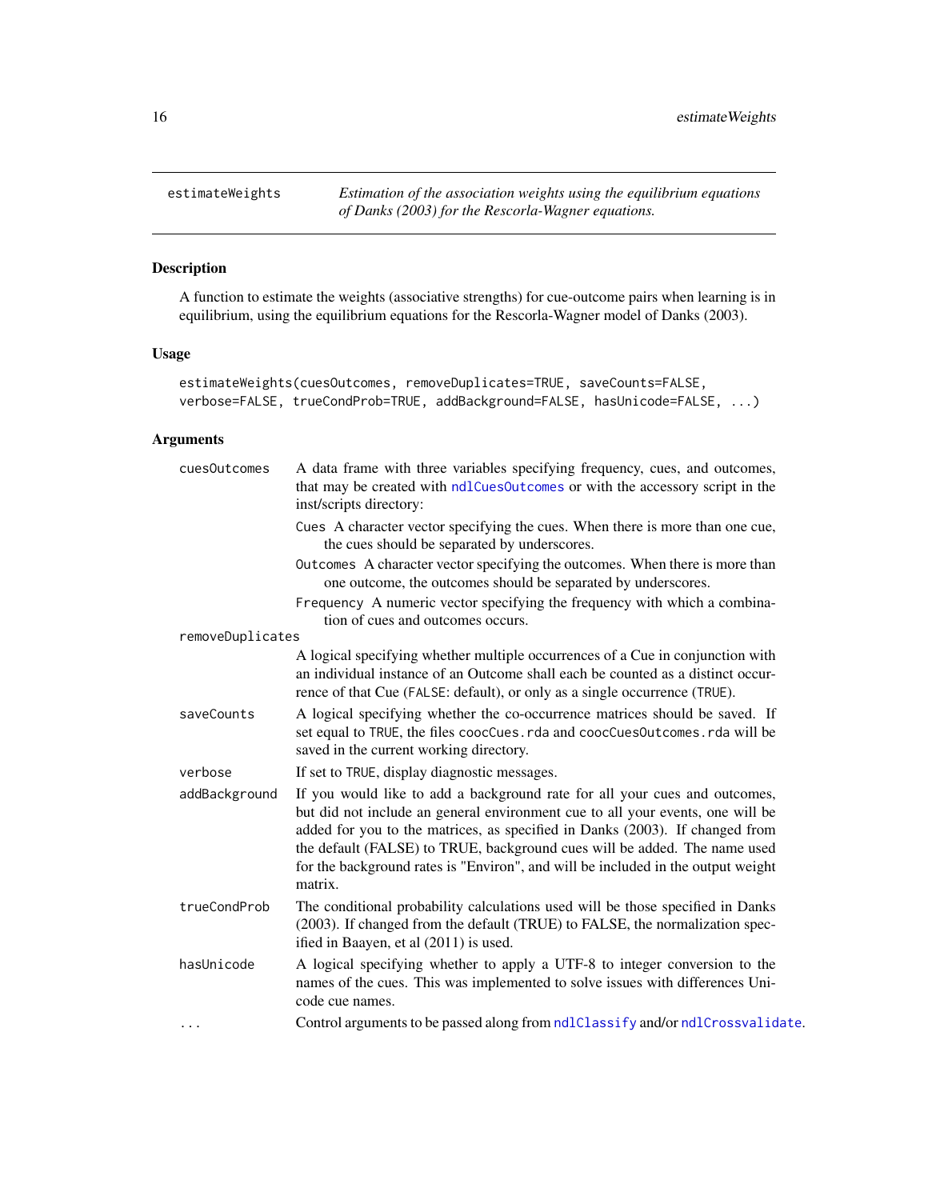estimateWeights — *Estimation of the association weights using the equilibrium equations of Danks (2003) for the Rescorla-Wagner equations.*

## Description

A function to estimate the weights (associative strengths) for cue-outcome pairs when learning is in equilibrium, using the equilibrium equations for the Rescorla-Wagner model of Danks (2003).

## Usage

```
estimateWeights(cuesOutcomes, removeDuplicates=TRUE, saveCounts=FALSE,
verbose=FALSE, trueCondProb=TRUE, addBackground=FALSE, hasUnicode=FALSE, ...)
```

## Arguments

`cuesOutcomes`
: A data frame with three variables specifying frequency, cues, and outcomes, that may be created with `ndlCuesOutcomes` or with the accessory script in the inst/scripts directory:
  - `Cues` A character vector specifying the cues. When there is more than one cue, the cues should be separated by underscores.
  - `Outcomes` A character vector specifying the outcomes. When there is more than one outcome, the outcomes should be separated by underscores.
  - `Frequency` A numeric vector specifying the frequency with which a combination of cues and outcomes occurs.

`removeDuplicates`
: A logical specifying whether multiple occurrences of a Cue in conjunction with an individual instance of an Outcome shall each be counted as a distinct occurrence of that Cue (`FALSE`: default), or only as a single occurrence (`TRUE`).

`saveCounts`
: A logical specifying whether the co-occurrence matrices should be saved. If set equal to `TRUE`, the files `coocCues.rda` and `coocCuesOutcomes.rda` will be saved in the current working directory.

`verbose`
: If set to `TRUE`, display diagnostic messages.

`addBackground`
: If you would like to add a background rate for all your cues and outcomes, but did not include an general environment cue to all your events, one will be added for you to the matrices, as specified in Danks (2003). If changed from the default (FALSE) to TRUE, background cues will be added. The name used for the background rates is "Environ", and will be included in the output weight matrix.

`trueCondProb`
: The conditional probability calculations used will be those specified in Danks (2003). If changed from the default (TRUE) to FALSE, the normalization specified in Baayen, et al (2011) is used.

`hasUnicode`
: A logical specifying whether to apply a UTF-8 to integer conversion to the names of the cues. This was implemented to solve issues with differences Unicode cue names.

`...`
: Control arguments to be passed along from `ndlClassify` and/or `ndlCrossvalidate`.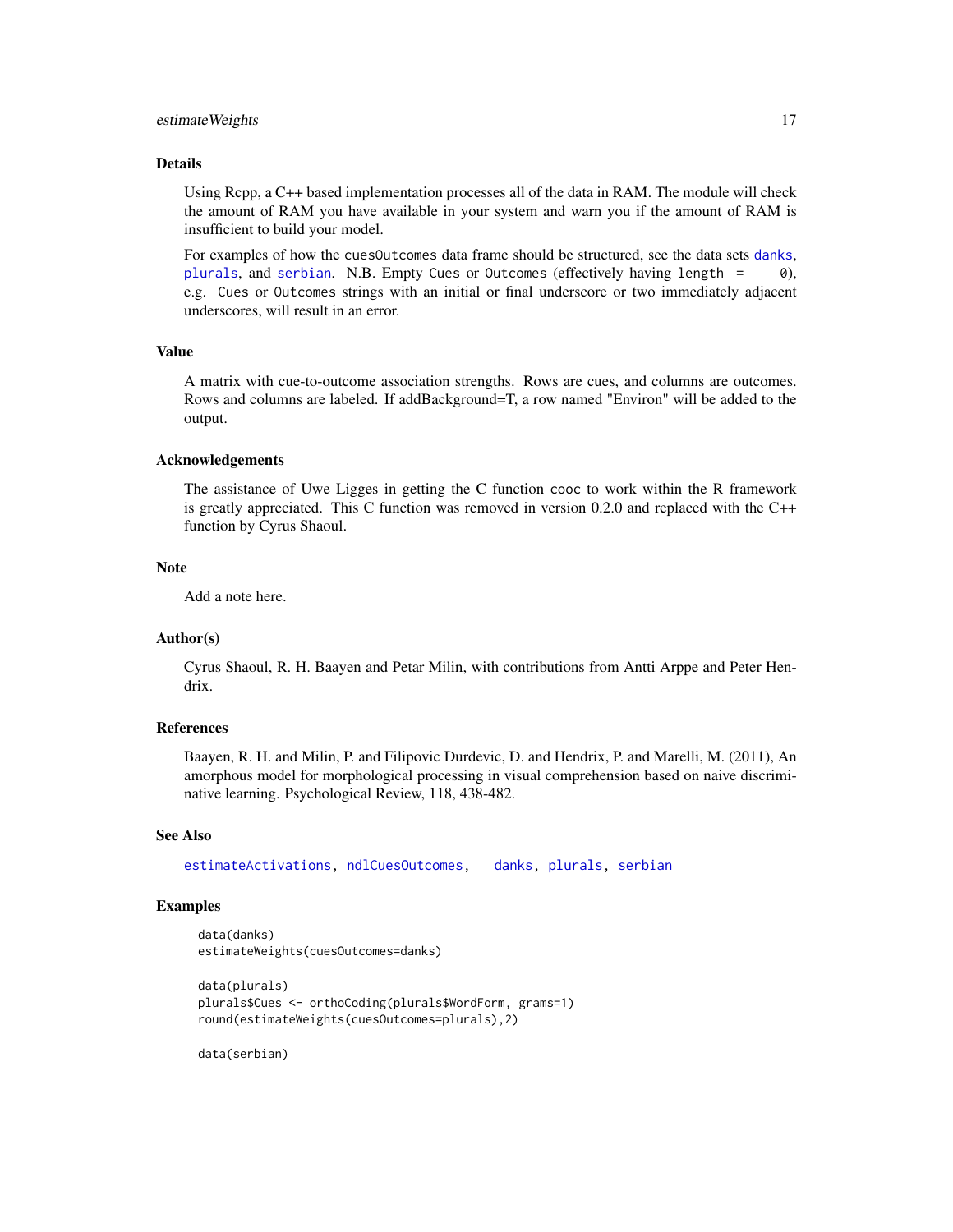### Details

Using Rcpp, a C++ based implementation processes all of the data in RAM. The module will check the amount of RAM you have available in your system and warn you if the amount of RAM is insufficient to build your model.

For examples of how the cuesOutcomes data frame should be structured, see the data sets danks, plurals, and serbian. N.B. Empty Cues or Outcomes (effectively having length = 0), e.g. Cues or Outcomes strings with an initial or final underscore or two immediately adjacent underscores, will result in an error.

### Value

A matrix with cue-to-outcome association strengths. Rows are cues, and columns are outcomes. Rows and columns are labeled. If addBackground=T, a row named "Environ" will be added to the output.

### Acknowledgements

The assistance of Uwe Ligges in getting the C function cooc to work within the R framework is greatly appreciated. This C function was removed in version 0.2.0 and replaced with the C++ function by Cyrus Shaoul.

### Note

Add a note here.

### Author(s)

Cyrus Shaoul, R. H. Baayen and Petar Milin, with contributions from Antti Arppe and Peter Hendrix.

### References

Baayen, R. H. and Milin, P. and Filipovic Durdevic, D. and Hendrix, P. and Marelli, M. (2011), An amorphous model for morphological processing in visual comprehension based on naive discriminative learning. Psychological Review, 118, 438-482.

### See Also

estimateActivations, ndlCuesOutcomes, danks, plurals, serbian

### Examples

```
data(danks)
estimateWeights(cuesOutcomes=danks)

data(plurals)
plurals$Cues <- orthoCoding(plurals$WordForm, grams=1)
round(estimateWeights(cuesOutcomes=plurals),2)

data(serbian)
```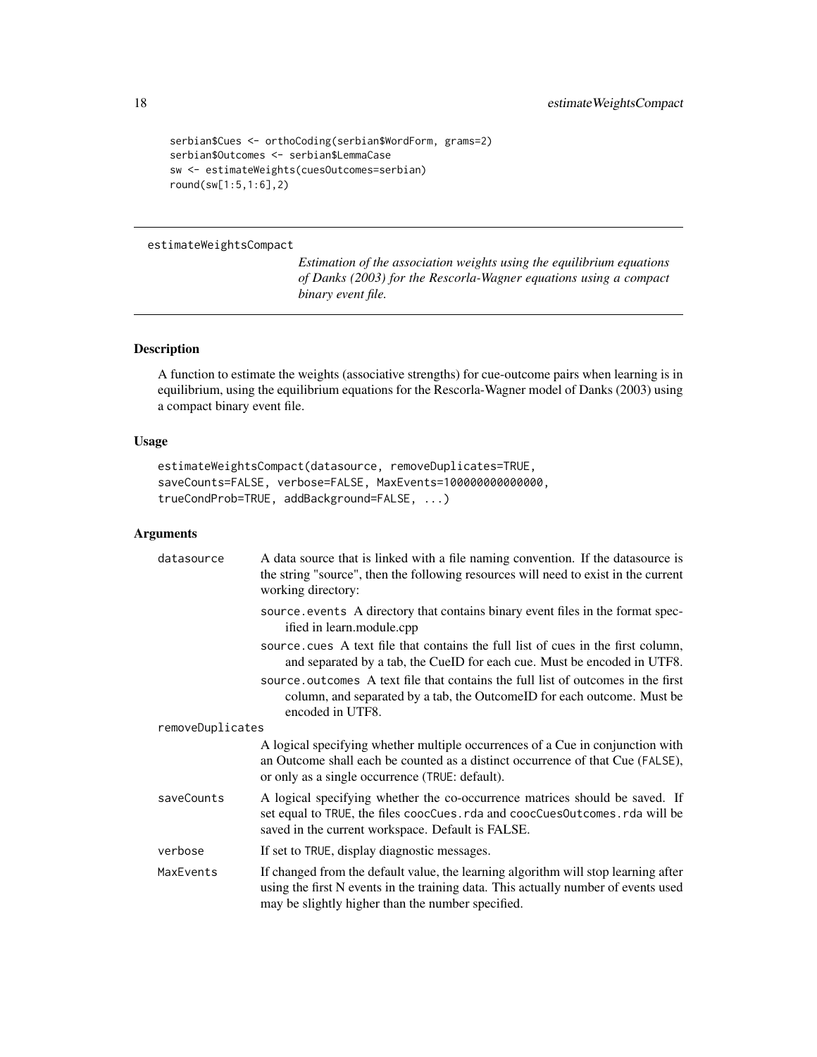```
serbian$Cues <- orthoCoding(serbian$WordForm, grams=2)
serbian$Outcomes <- serbian$LemmaCase
sw <- estimateWeights(cuesOutcomes=serbian)
round(sw[1:5,1:6],2)
```

---

## estimateWeightsCompact

*Estimation of the association weights using the equilibrium equations of Danks (2003) for the Rescorla-Wagner equations using a compact binary event file.*

---

### Description

A function to estimate the weights (associative strengths) for cue-outcome pairs when learning is in equilibrium, using the equilibrium equations for the Rescorla-Wagner model of Danks (2003) using a compact binary event file.

### Usage

```
estimateWeightsCompact(datasource, removeDuplicates=TRUE,
saveCounts=FALSE, verbose=FALSE, MaxEvents=100000000000000,
trueCondProb=TRUE, addBackground=FALSE, ...)
```

### Arguments

`datasource` A data source that is linked with a file naming convention. If the datasource is the string "source", then the following resources will need to exist in the current working directory:

- `source.events` A directory that contains binary event files in the format specified in learn.module.cpp
- `source.cues` A text file that contains the full list of cues in the first column, and separated by a tab, the CueID for each cue. Must be encoded in UTF8.
- `source.outcomes` A text file that contains the full list of outcomes in the first column, and separated by a tab, the OutcomeID for each outcome. Must be encoded in UTF8.

`removeDuplicates` A logical specifying whether multiple occurrences of a Cue in conjunction with an Outcome shall each be counted as a distinct occurrence of that Cue (`FALSE`), or only as a single occurrence (`TRUE`: default).

`saveCounts` A logical specifying whether the co-occurrence matrices should be saved. If set equal to `TRUE`, the files `coocCues.rda` and `coocCuesOutcomes.rda` will be saved in the current workspace. Default is FALSE.

`verbose` If set to `TRUE`, display diagnostic messages.

`MaxEvents` If changed from the default value, the learning algorithm will stop learning after using the first N events in the training data. This actually number of events used may be slightly higher than the number specified.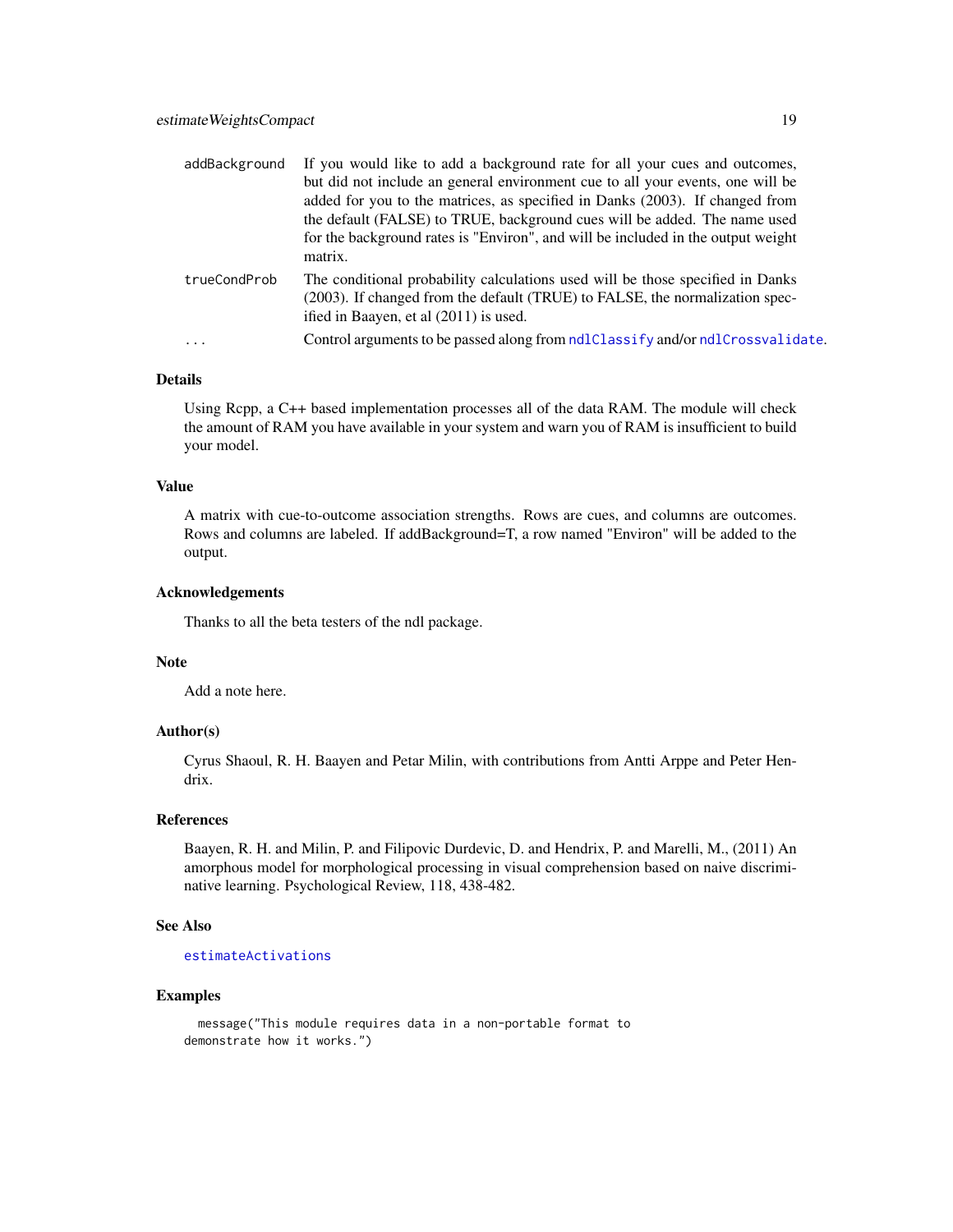| | |
|---|---|
| `addBackground` | If you would like to add a background rate for all your cues and outcomes, but did not include an general environment cue to all your events, one will be added for you to the matrices, as specified in Danks (2003). If changed from the default (FALSE) to TRUE, background cues will be added. The name used for the background rates is "Environ", and will be included in the output weight matrix. |
| `trueCondProb` | The conditional probability calculations used will be those specified in Danks (2003). If changed from the default (TRUE) to FALSE, the normalization specified in Baayen, et al (2011) is used. |
| `...` | Control arguments to be passed along from `ndlClassify` and/or `ndlCrossvalidate`. |

### Details

Using Rcpp, a C++ based implementation processes all of the data RAM. The module will check the amount of RAM you have available in your system and warn you of RAM is insufficient to build your model.

### Value

A matrix with cue-to-outcome association strengths. Rows are cues, and columns are outcomes. Rows and columns are labeled. If addBackground=T, a row named "Environ" will be added to the output.

### Acknowledgements

Thanks to all the beta testers of the ndl package.

### Note

Add a note here.

### Author(s)

Cyrus Shaoul, R. H. Baayen and Petar Milin, with contributions from Antti Arppe and Peter Hendrix.

### References

Baayen, R. H. and Milin, P. and Filipovic Durdevic, D. and Hendrix, P. and Marelli, M., (2011) An amorphous model for morphological processing in visual comprehension based on naive discriminative learning. Psychological Review, 118, 438-482.

### See Also

`estimateActivations`

### Examples

```
  message("This module requires data in a non-portable format to
demonstrate how it works.")
```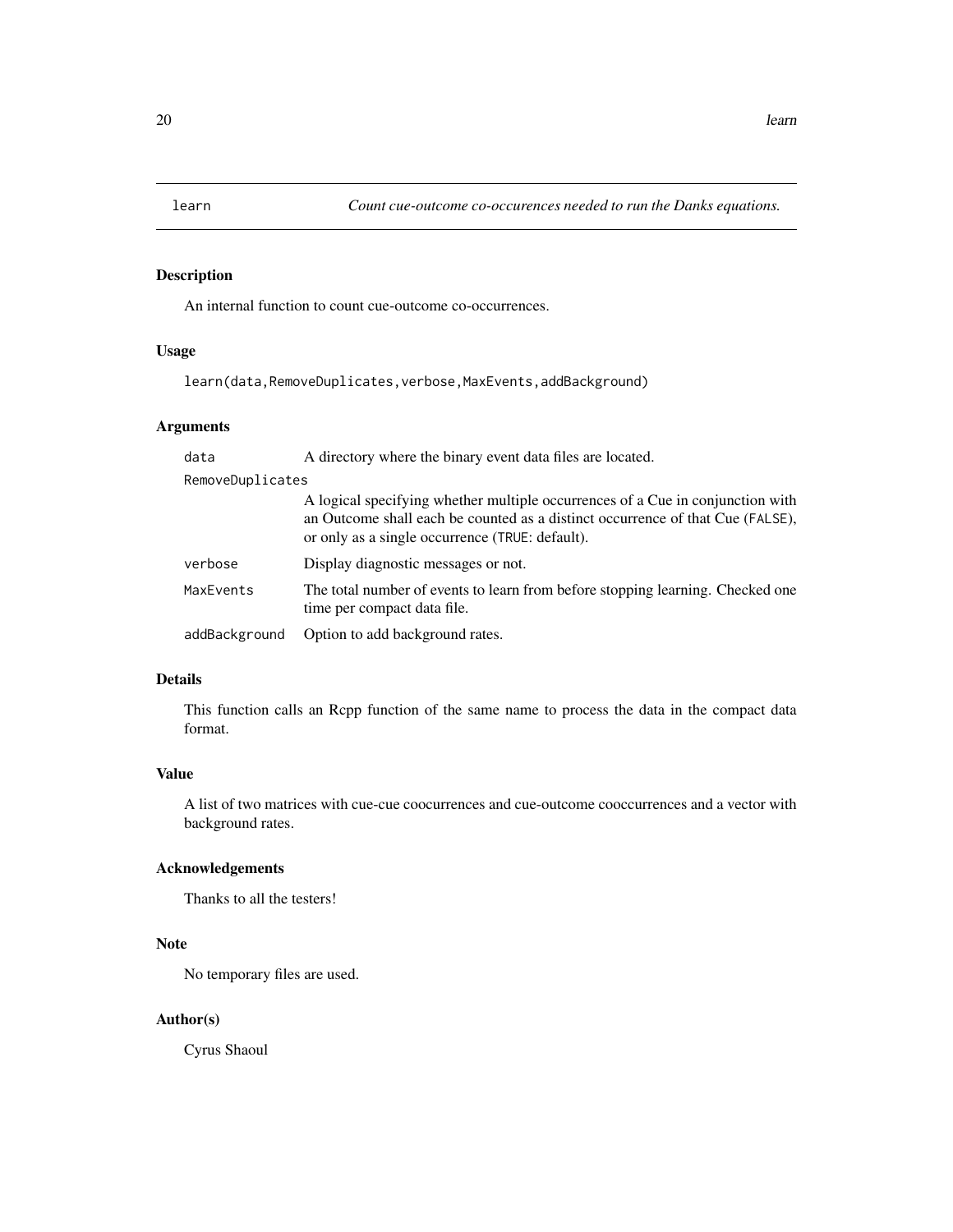learn *Count cue-outcome co-occurences needed to run the Danks equations.*

## Description

An internal function to count cue-outcome co-occurrences.

## Usage

```
learn(data,RemoveDuplicates,verbose,MaxEvents,addBackground)
```

## Arguments

| Argument | Description |
| --- | --- |
| data | A directory where the binary event data files are located. |
| RemoveDuplicates | A logical specifying whether multiple occurrences of a Cue in conjunction with an Outcome shall each be counted as a distinct occurrence of that Cue (FALSE), or only as a single occurrence (TRUE: default). |
| verbose | Display diagnostic messages or not. |
| MaxEvents | The total number of events to learn from before stopping learning. Checked one time per compact data file. |
| addBackground | Option to add background rates. |

## Details

This function calls an Rcpp function of the same name to process the data in the compact data format.

## Value

A list of two matrices with cue-cue coocurrences and cue-outcome cooccurrences and a vector with background rates.

## Acknowledgements

Thanks to all the testers!

## Note

No temporary files are used.

## Author(s)

Cyrus Shaoul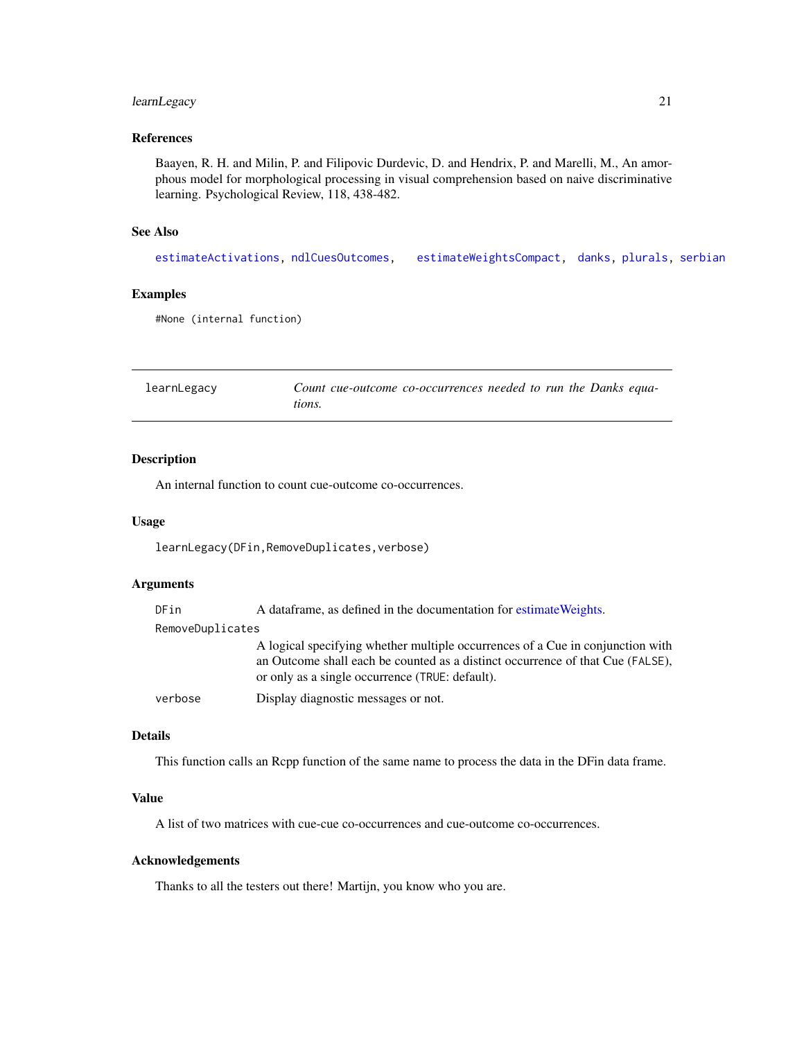### References

Baayen, R. H. and Milin, P. and Filipovic Durdevic, D. and Hendrix, P. and Marelli, M., An amorphous model for morphological processing in visual comprehension based on naive discriminative learning. Psychological Review, 118, 438-482.

### See Also

estimateActivations, ndlCuesOutcomes, estimateWeightsCompact, danks, plurals, serbian

### Examples

```
#None (internal function)
```

---

## learnLegacy — *Count cue-outcome co-occurrences needed to run the Danks equations.*

---

### Description

An internal function to count cue-outcome co-occurrences.

### Usage

```
learnLegacy(DFin,RemoveDuplicates,verbose)
```

### Arguments

| | |
|---|---|
| `DFin` | A dataframe, as defined in the documentation for estimateWeights. |
| `RemoveDuplicates` | A logical specifying whether multiple occurrences of a Cue in conjunction with an Outcome shall each be counted as a distinct occurrence of that Cue (`FALSE`), or only as a single occurrence (`TRUE`: default). |
| `verbose` | Display diagnostic messages or not. |

### Details

This function calls an Rcpp function of the same name to process the data in the DFin data frame.

### Value

A list of two matrices with cue-cue co-occurrences and cue-outcome co-occurrences.

### Acknowledgements

Thanks to all the testers out there! Martijn, you know who you are.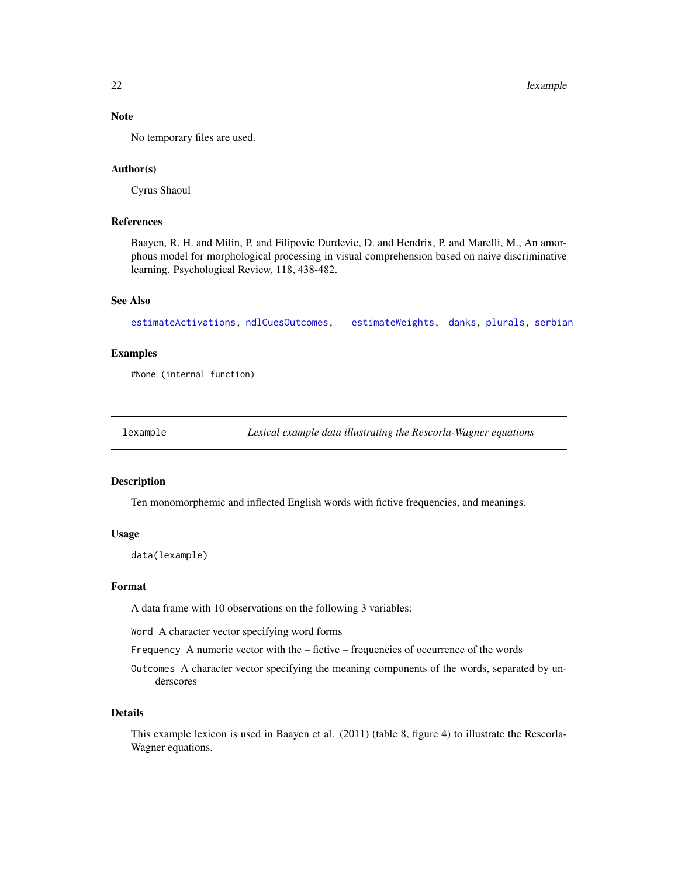### Note

No temporary files are used.

### Author(s)

Cyrus Shaoul

### References

Baayen, R. H. and Milin, P. and Filipovic Durdevic, D. and Hendrix, P. and Marelli, M., An amorphous model for morphological processing in visual comprehension based on naive discriminative learning. Psychological Review, 118, 438-482.

### See Also

`estimateActivations`, `ndlCuesOutcomes`, `estimateWeights`, `danks`, `plurals`, `serbian`

### Examples

```
#None (internal function)
```

---

## lexample — *Lexical example data illustrating the Rescorla-Wagner equations*

### Description

Ten monomorphemic and inflected English words with fictive frequencies, and meanings.

### Usage

```
data(lexample)
```

### Format

A data frame with 10 observations on the following 3 variables:

- `Word` A character vector specifying word forms
- `Frequency` A numeric vector with the – fictive – frequencies of occurrence of the words
- `Outcomes` A character vector specifying the meaning components of the words, separated by underscores

### Details

This example lexicon is used in Baayen et al. (2011) (table 8, figure 4) to illustrate the Rescorla-Wagner equations.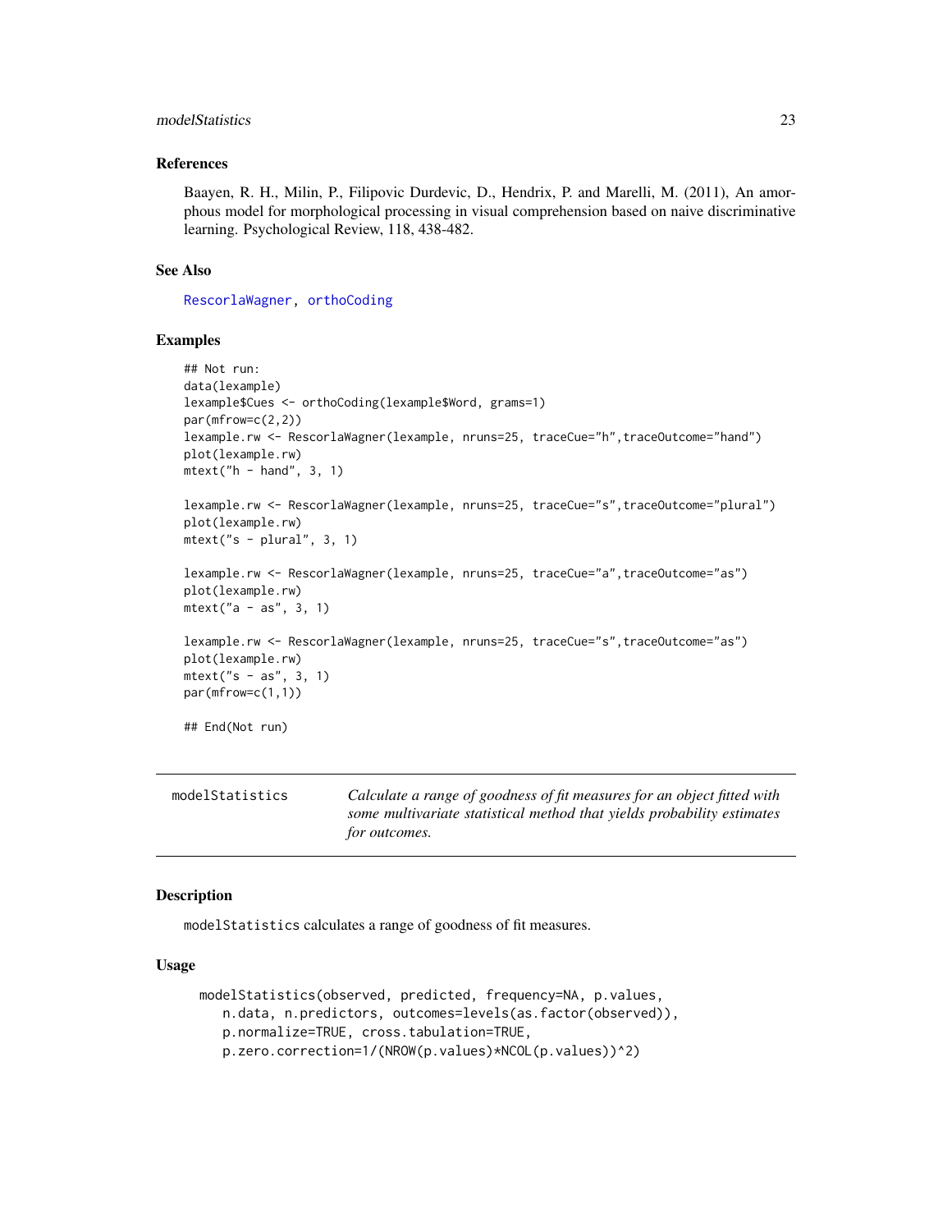### References

Baayen, R. H., Milin, P., Filipovic Durdevic, D., Hendrix, P. and Marelli, M. (2011), An amorphous model for morphological processing in visual comprehension based on naive discriminative learning. Psychological Review, 118, 438-482.

### See Also

RescorlaWagner, orthoCoding

### Examples

```
## Not run:
data(lexample)
lexample$Cues <- orthoCoding(lexample$Word, grams=1)
par(mfrow=c(2,2))
lexample.rw <- RescorlaWagner(lexample, nruns=25, traceCue="h",traceOutcome="hand")
plot(lexample.rw)
mtext("h - hand", 3, 1)

lexample.rw <- RescorlaWagner(lexample, nruns=25, traceCue="s",traceOutcome="plural")
plot(lexample.rw)
mtext("s - plural", 3, 1)

lexample.rw <- RescorlaWagner(lexample, nruns=25, traceCue="a",traceOutcome="as")
plot(lexample.rw)
mtext("a - as", 3, 1)

lexample.rw <- RescorlaWagner(lexample, nruns=25, traceCue="s",traceOutcome="as")
plot(lexample.rw)
mtext("s - as", 3, 1)
par(mfrow=c(1,1))

## End(Not run)
```

---

## modelStatistics

*Calculate a range of goodness of fit measures for an object fitted with some multivariate statistical method that yields probability estimates for outcomes.*

---

### Description

modelStatistics calculates a range of goodness of fit measures.

### Usage

```
modelStatistics(observed, predicted, frequency=NA, p.values,
   n.data, n.predictors, outcomes=levels(as.factor(observed)),
   p.normalize=TRUE, cross.tabulation=TRUE,
   p.zero.correction=1/(NROW(p.values)*NCOL(p.values))^2)
```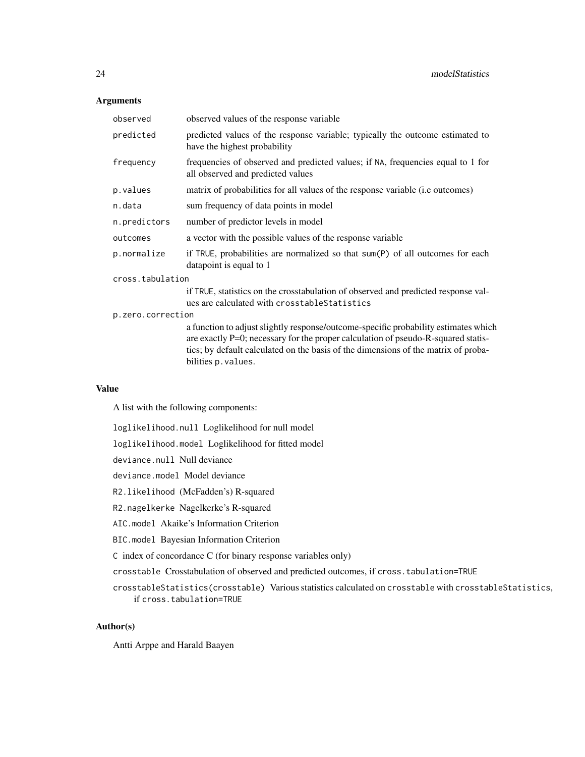## Arguments

| | |
|---|---|
| `observed` | observed values of the response variable |
| `predicted` | predicted values of the response variable; typically the outcome estimated to have the highest probability |
| `frequency` | frequencies of observed and predicted values; if `NA`, frequencies equal to 1 for all observed and predicted values |
| `p.values` | matrix of probabilities for all values of the response variable (i.e outcomes) |
| `n.data` | sum frequency of data points in model |
| `n.predictors` | number of predictor levels in model |
| `outcomes` | a vector with the possible values of the response variable |
| `p.normalize` | if `TRUE`, probabilities are normalized so that `sum(P)` of all outcomes for each datapoint is equal to 1 |
| `cross.tabulation` | if `TRUE`, statistics on the crosstabulation of observed and predicted response values are calculated with `crosstableStatistics` |
| `p.zero.correction` | a function to adjust slightly response/outcome-specific probability estimates which are exactly P=0; necessary for the proper calculation of pseudo-R-squared statistics; by default calculated on the basis of the dimensions of the matrix of probabilities `p.values`. |

## Value

A list with the following components:

`loglikelihood.null` Loglikelihood for null model

`loglikelihood.model` Loglikelihood for fitted model

`deviance.null` Null deviance

`deviance.model` Model deviance

`R2.likelihood` (McFadden's) R-squared

`R2.nagelkerke` Nagelkerke's R-squared

`AIC.model` Akaike's Information Criterion

`BIC.model` Bayesian Information Criterion

`C` index of concordance C (for binary response variables only)

`crosstable` Crosstabulation of observed and predicted outcomes, if `cross.tabulation=TRUE`

`crosstableStatistics(crosstable)` Various statistics calculated on `crosstable` with `crosstableStatistics`, if `cross.tabulation=TRUE`

## Author(s)

Antti Arppe and Harald Baayen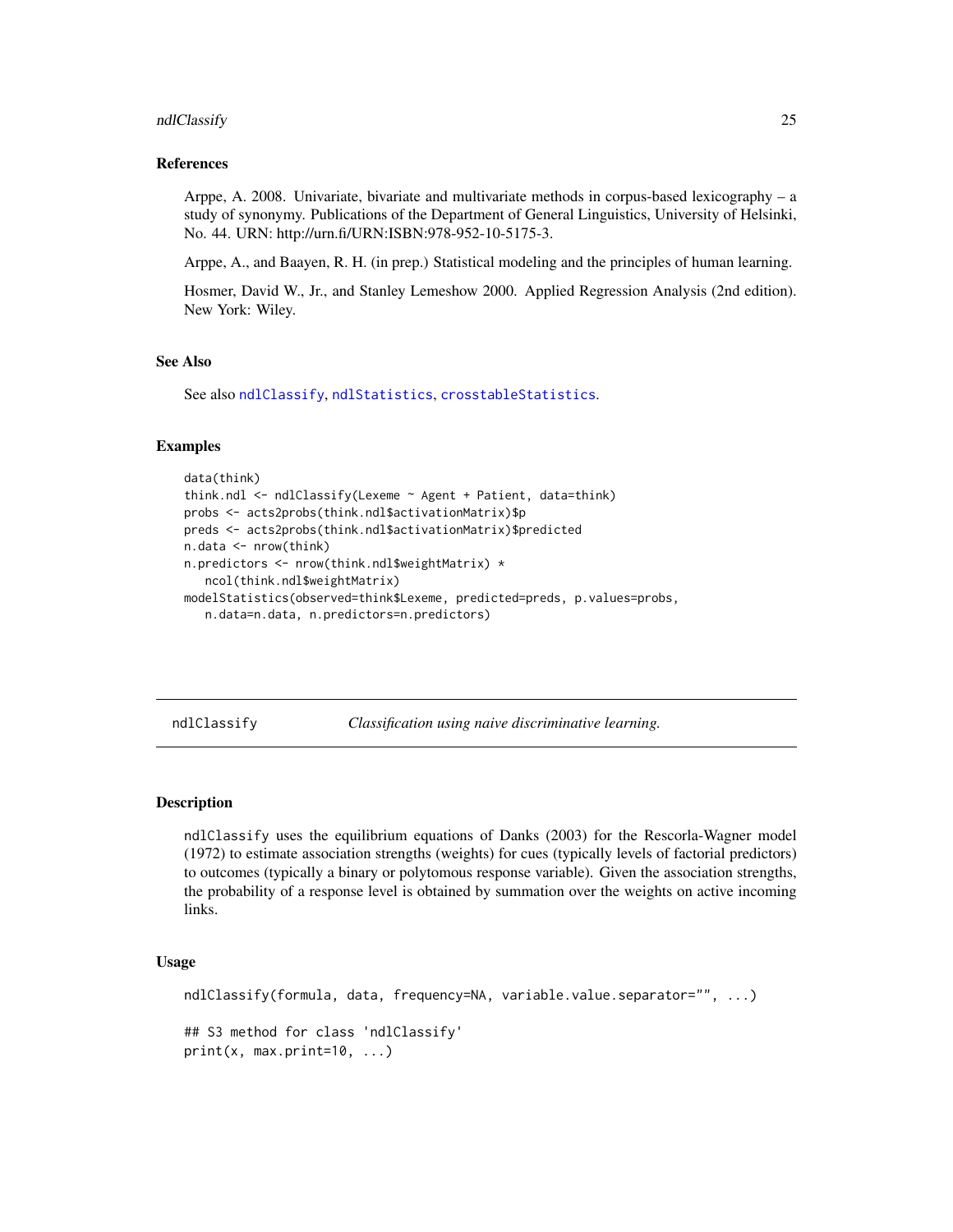## References

Arppe, A. 2008. Univariate, bivariate and multivariate methods in corpus-based lexicography – a study of synonymy. Publications of the Department of General Linguistics, University of Helsinki, No. 44. URN: http://urn.fi/URN:ISBN:978-952-10-5175-3.

Arppe, A., and Baayen, R. H. (in prep.) Statistical modeling and the principles of human learning.

Hosmer, David W., Jr., and Stanley Lemeshow 2000. Applied Regression Analysis (2nd edition). New York: Wiley.

## See Also

See also `ndlClassify`, `ndlStatistics`, `crosstableStatistics`.

## Examples

```
data(think)
think.ndl <- ndlClassify(Lexeme ~ Agent + Patient, data=think)
probs <- acts2probs(think.ndl$activationMatrix)$p
preds <- acts2probs(think.ndl$activationMatrix)$predicted
n.data <- nrow(think)
n.predictors <- nrow(think.ndl$weightMatrix) *
   ncol(think.ndl$weightMatrix)
modelStatistics(observed=think$Lexeme, predicted=preds, p.values=probs,
   n.data=n.data, n.predictors=n.predictors)
```

---

# ndlClassify — *Classification using naive discriminative learning.*

## Description

`ndlClassify` uses the equilibrium equations of Danks (2003) for the Rescorla-Wagner model (1972) to estimate association strengths (weights) for cues (typically levels of factorial predictors) to outcomes (typically a binary or polytomous response variable). Given the association strengths, the probability of a response level is obtained by summation over the weights on active incoming links.

## Usage

```
ndlClassify(formula, data, frequency=NA, variable.value.separator="", ...)

## S3 method for class 'ndlClassify'
print(x, max.print=10, ...)
```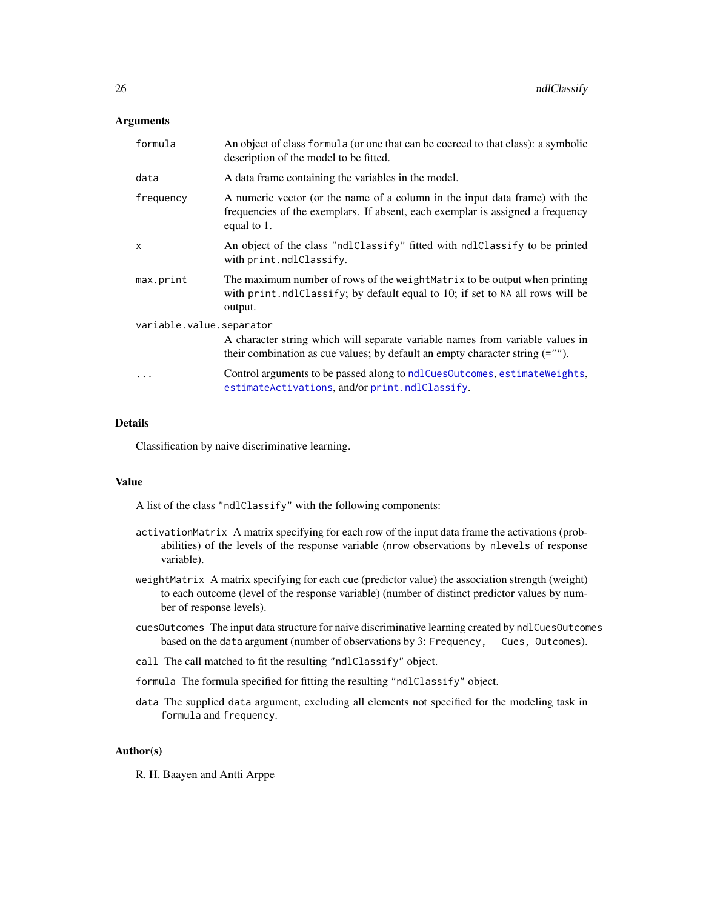### Arguments

- `formula` — An object of class `formula` (or one that can be coerced to that class): a symbolic description of the model to be fitted.
- `data` — A data frame containing the variables in the model.
- `frequency` — A numeric vector (or the name of a column in the input data frame) with the frequencies of the exemplars. If absent, each exemplar is assigned a frequency equal to 1.
- `x` — An object of the class `"ndlClassify"` fitted with `ndlClassify` to be printed with `print.ndlClassify`.
- `max.print` — The maximum number of rows of the `weightMatrix` to be output when printing with `print.ndlClassify`; by default equal to 10; if set to `NA` all rows will be output.
- `variable.value.separator` — A character string which will separate variable names from variable values in their combination as cue values; by default an empty character string (`=""`).
- `...` — Control arguments to be passed along to `ndlCuesOutcomes`, `estimateWeights`, `estimateActivations`, and/or `print.ndlClassify`.

### Details

Classification by naive discriminative learning.

### Value

A list of the class `"ndlClassify"` with the following components:

- `activationMatrix` A matrix specifying for each row of the input data frame the activations (probabilities) of the levels of the response variable (`nrow` observations by `nlevels` of response variable).
- `weightMatrix` A matrix specifying for each cue (predictor value) the association strength (weight) to each outcome (level of the response variable) (number of distinct predictor values by number of response levels).
- `cuesOutcomes` The input data structure for naive discriminative learning created by `ndlCuesOutcomes` based on the `data` argument (number of observations by 3: `Frequency, Cues, Outcomes`).
- `call` The call matched to fit the resulting `"ndlClassify"` object.
- `formula` The formula specified for fitting the resulting `"ndlClassify"` object.
- `data` The supplied `data` argument, excluding all elements not specified for the modeling task in `formula` and `frequency`.

### Author(s)

R. H. Baayen and Antti Arppe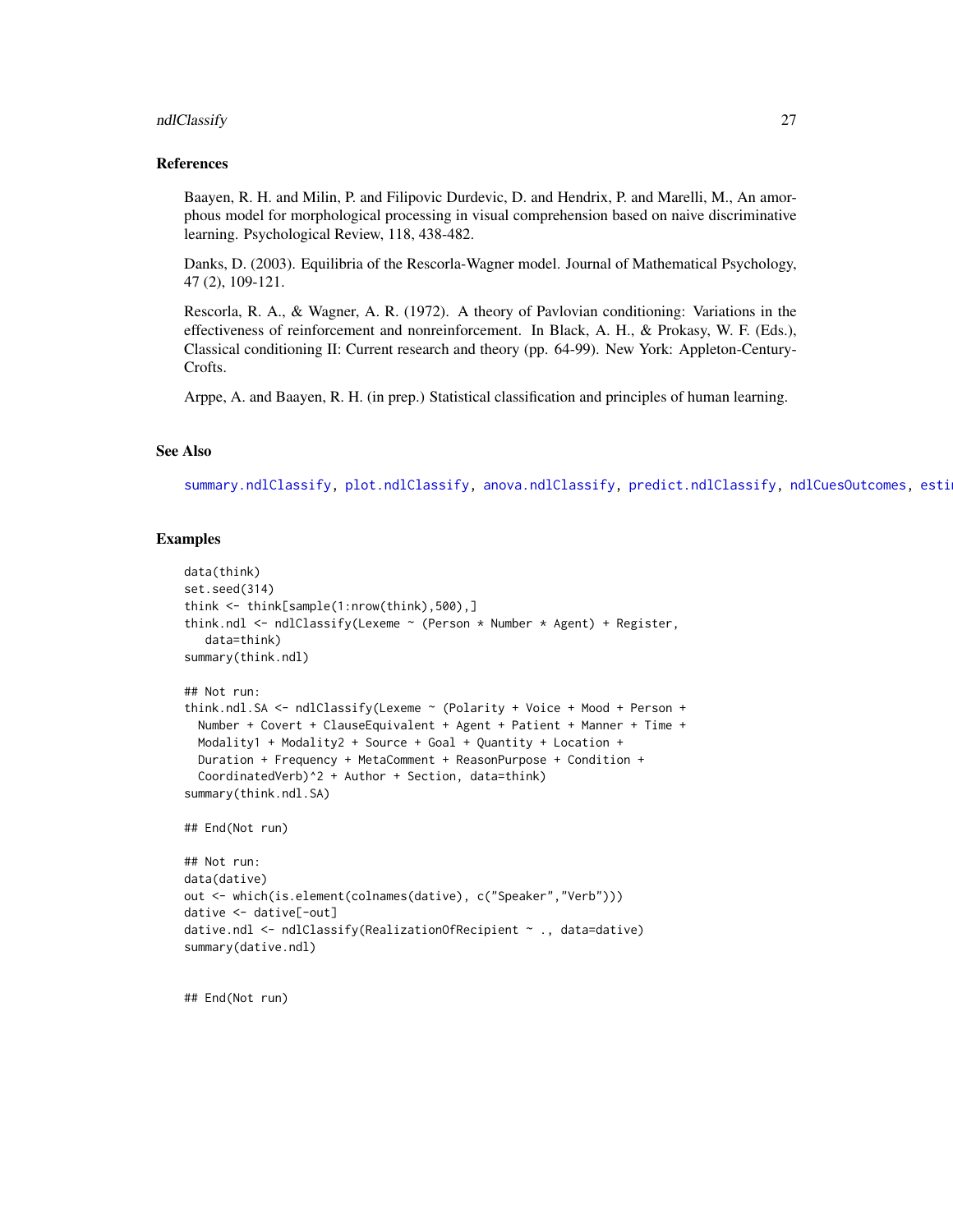## References

Baayen, R. H. and Milin, P. and Filipovic Durdevic, D. and Hendrix, P. and Marelli, M., An amorphous model for morphological processing in visual comprehension based on naive discriminative learning. Psychological Review, 118, 438-482.

Danks, D. (2003). Equilibria of the Rescorla-Wagner model. Journal of Mathematical Psychology, 47 (2), 109-121.

Rescorla, R. A., & Wagner, A. R. (1972). A theory of Pavlovian conditioning: Variations in the effectiveness of reinforcement and nonreinforcement. In Black, A. H., & Prokasy, W. F. (Eds.), Classical conditioning II: Current research and theory (pp. 64-99). New York: Appleton-Century-Crofts.

Arppe, A. and Baayen, R. H. (in prep.) Statistical classification and principles of human learning.

## See Also

summary.ndlClassify, plot.ndlClassify, anova.ndlClassify, predict.ndlClassify, ndlCuesOutcomes, esti

## Examples

```
data(think)
set.seed(314)
think <- think[sample(1:nrow(think),500),]
think.ndl <- ndlClassify(Lexeme ~ (Person * Number * Agent) + Register,
   data=think)
summary(think.ndl)

## Not run:
think.ndl.SA <- ndlClassify(Lexeme ~ (Polarity + Voice + Mood + Person +
  Number + Covert + ClauseEquivalent + Agent + Patient + Manner + Time +
  Modality1 + Modality2 + Source + Goal + Quantity + Location +
  Duration + Frequency + MetaComment + ReasonPurpose + Condition +
  CoordinatedVerb)^2 + Author + Section, data=think)
summary(think.ndl.SA)

## End(Not run)

## Not run:
data(dative)
out <- which(is.element(colnames(dative), c("Speaker","Verb")))
dative <- dative[-out]
dative.ndl <- ndlClassify(RealizationOfRecipient ~ ., data=dative)
summary(dative.ndl)


## End(Not run)
```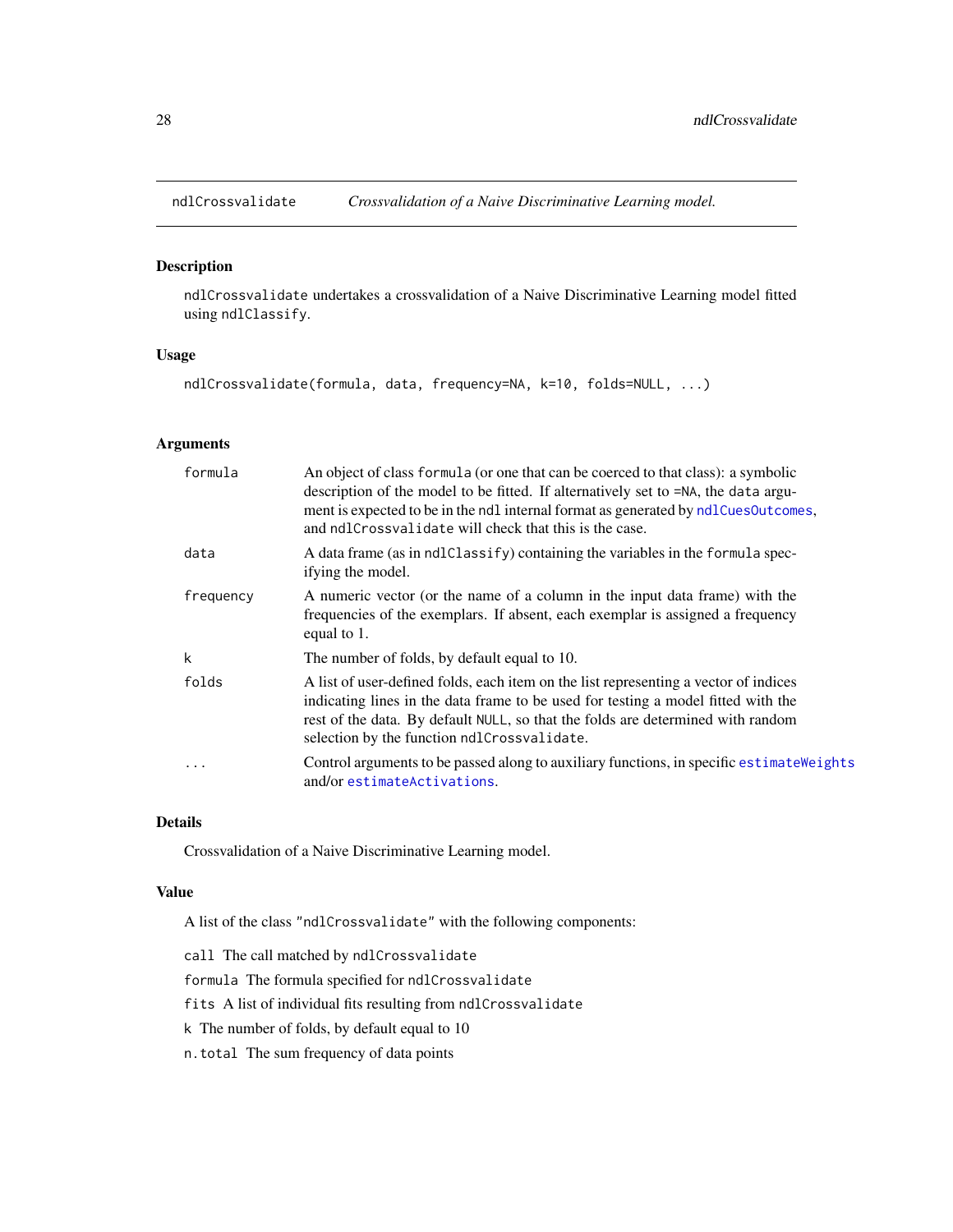ndlCrossvalidate *Crossvalidation of a Naive Discriminative Learning model.*

## Description

ndlCrossvalidate undertakes a crossvalidation of a Naive Discriminative Learning model fitted using ndlClassify.

## Usage

```
ndlCrossvalidate(formula, data, frequency=NA, k=10, folds=NULL, ...)
```

## Arguments

| | |
|---|---|
| formula | An object of class formula (or one that can be coerced to that class): a symbolic description of the model to be fitted. If alternatively set to =NA, the data argument is expected to be in the ndl internal format as generated by ndlCuesOutcomes, and ndlCrossvalidate will check that this is the case. |
| data | A data frame (as in ndlClassify) containing the variables in the formula specifying the model. |
| frequency | A numeric vector (or the name of a column in the input data frame) with the frequencies of the exemplars. If absent, each exemplar is assigned a frequency equal to 1. |
| k | The number of folds, by default equal to 10. |
| folds | A list of user-defined folds, each item on the list representing a vector of indices indicating lines in the data frame to be used for testing a model fitted with the rest of the data. By default NULL, so that the folds are determined with random selection by the function ndlCrossvalidate. |
| ... | Control arguments to be passed along to auxiliary functions, in specific estimateWeights and/or estimateActivations. |

## Details

Crossvalidation of a Naive Discriminative Learning model.

## Value

A list of the class "ndlCrossvalidate" with the following components:

call The call matched by ndlCrossvalidate

formula The formula specified for ndlCrossvalidate

fits A list of individual fits resulting from ndlCrossvalidate

k The number of folds, by default equal to 10

n.total The sum frequency of data points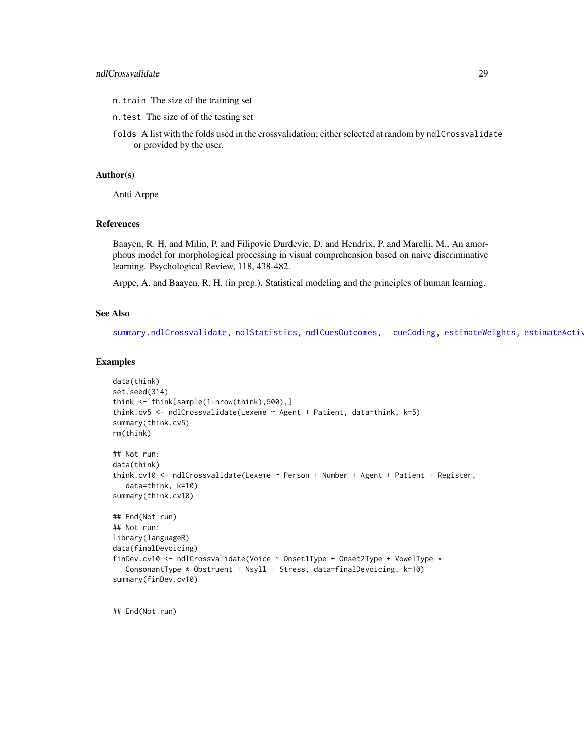n.train The size of the training set

n.test The size of of the testing set

folds A list with the folds used in the crossvalidation; either selected at random by ndlCrossvalidate or provided by the user.

### Author(s)

Antti Arppe

### References

Baayen, R. H. and Milin, P. and Filipovic Durdevic, D. and Hendrix, P. and Marelli, M., An amorphous model for morphological processing in visual comprehension based on naive discriminative learning. Psychological Review, 118, 438-482.

Arppe, A. and Baayen, R. H. (in prep.). Statistical modeling and the principles of human learning.

### See Also

summary.ndlCrossvalidate, ndlStatistics, ndlCuesOutcomes, cueCoding, estimateWeights, estimateActiv

### Examples

```
data(think)
set.seed(314)
think <- think[sample(1:nrow(think),500),]
think.cv5 <- ndlCrossvalidate(Lexeme ~ Agent + Patient, data=think, k=5)
summary(think.cv5)
rm(think)

## Not run:
data(think)
think.cv10 <- ndlCrossvalidate(Lexeme ~ Person + Number + Agent + Patient + Register,
   data=think, k=10)
summary(think.cv10)

## End(Not run)
## Not run:
library(languageR)
data(finalDevoicing)
finDev.cv10 <- ndlCrossvalidate(Voice ~ Onset1Type + Onset2Type + VowelType *
   ConsonantType * Obstruent + Nsyll + Stress, data=finalDevoicing, k=10)
summary(finDev.cv10)


## End(Not run)
```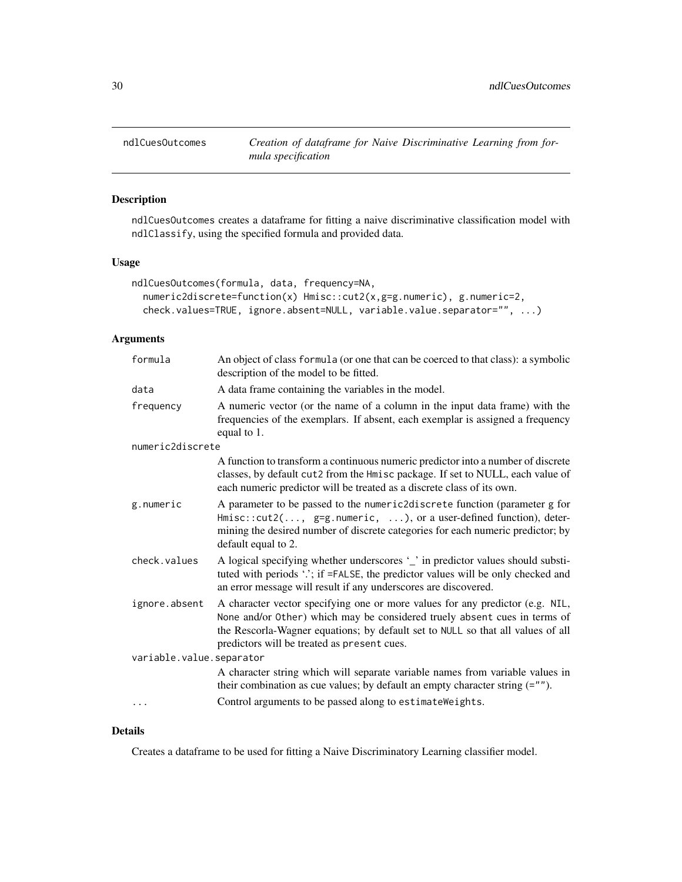ndlCuesOutcomes *Creation of dataframe for Naive Discriminative Learning from formula specification*

## Description

ndlCuesOutcomes creates a dataframe for fitting a naive discriminative classification model with ndlClassify, using the specified formula and provided data.

## Usage

```
ndlCuesOutcomes(formula, data, frequency=NA,
  numeric2discrete=function(x) Hmisc::cut2(x,g=g.numeric), g.numeric=2,
  check.values=TRUE, ignore.absent=NULL, variable.value.separator="", ...)
```

## Arguments

| | |
|---|---|
| formula | An object of class formula (or one that can be coerced to that class): a symbolic description of the model to be fitted. |
| data | A data frame containing the variables in the model. |
| frequency | A numeric vector (or the name of a column in the input data frame) with the frequencies of the exemplars. If absent, each exemplar is assigned a frequency equal to 1. |
| numeric2discrete | A function to transform a continuous numeric predictor into a number of discrete classes, by default cut2 from the Hmisc package. If set to NULL, each value of each numeric predictor will be treated as a discrete class of its own. |
| g.numeric | A parameter to be passed to the numeric2discrete function (parameter g for Hmisc::cut2(..., g=g.numeric, ...), or a user-defined function), determining the desired number of discrete categories for each numeric predictor; by default equal to 2. |
| check.values | A logical specifying whether underscores '_' in predictor values should substituted with periods '.'; if =FALSE, the predictor values will be only checked and an error message will result if any underscores are discovered. |
| ignore.absent | A character vector specifying one or more values for any predictor (e.g. NIL, None and/or Other) which may be considered truely absent cues in terms of the Rescorla-Wagner equations; by default set to NULL so that all values of all predictors will be treated as present cues. |
| variable.value.separator | A character string which will separate variable names from variable values in their combination as cue values; by default an empty character string (=""). |
| ... | Control arguments to be passed along to estimateWeights. |

## Details

Creates a dataframe to be used for fitting a Naive Discriminatory Learning classifier model.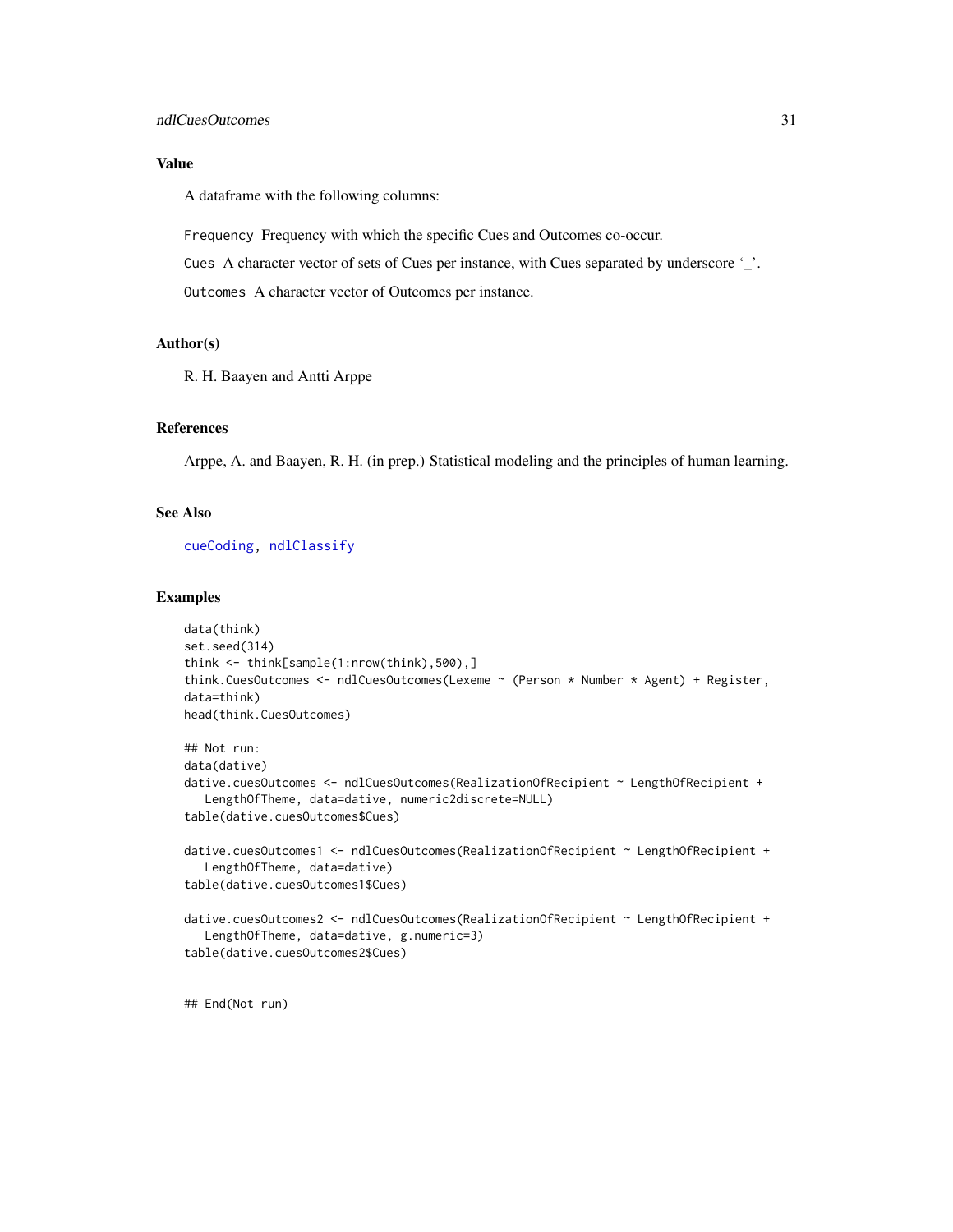### Value

A dataframe with the following columns:

`Frequency` Frequency with which the specific Cues and Outcomes co-occur.

`Cues` A character vector of sets of Cues per instance, with Cues separated by underscore '_'.

`Outcomes` A character vector of Outcomes per instance.

### Author(s)

R. H. Baayen and Antti Arppe

### References

Arppe, A. and Baayen, R. H. (in prep.) Statistical modeling and the principles of human learning.

### See Also

cueCoding, ndlClassify

### Examples

```
data(think)
set.seed(314)
think <- think[sample(1:nrow(think),500),]
think.CuesOutcomes <- ndlCuesOutcomes(Lexeme ~ (Person * Number * Agent) + Register,
data=think)
head(think.CuesOutcomes)

## Not run:
data(dative)
dative.cuesOutcomes <- ndlCuesOutcomes(RealizationOfRecipient ~ LengthOfRecipient +
   LengthOfTheme, data=dative, numeric2discrete=NULL)
table(dative.cuesOutcomes$Cues)

dative.cuesOutcomes1 <- ndlCuesOutcomes(RealizationOfRecipient ~ LengthOfRecipient +
   LengthOfTheme, data=dative)
table(dative.cuesOutcomes1$Cues)

dative.cuesOutcomes2 <- ndlCuesOutcomes(RealizationOfRecipient ~ LengthOfRecipient +
   LengthOfTheme, data=dative, g.numeric=3)
table(dative.cuesOutcomes2$Cues)


## End(Not run)
```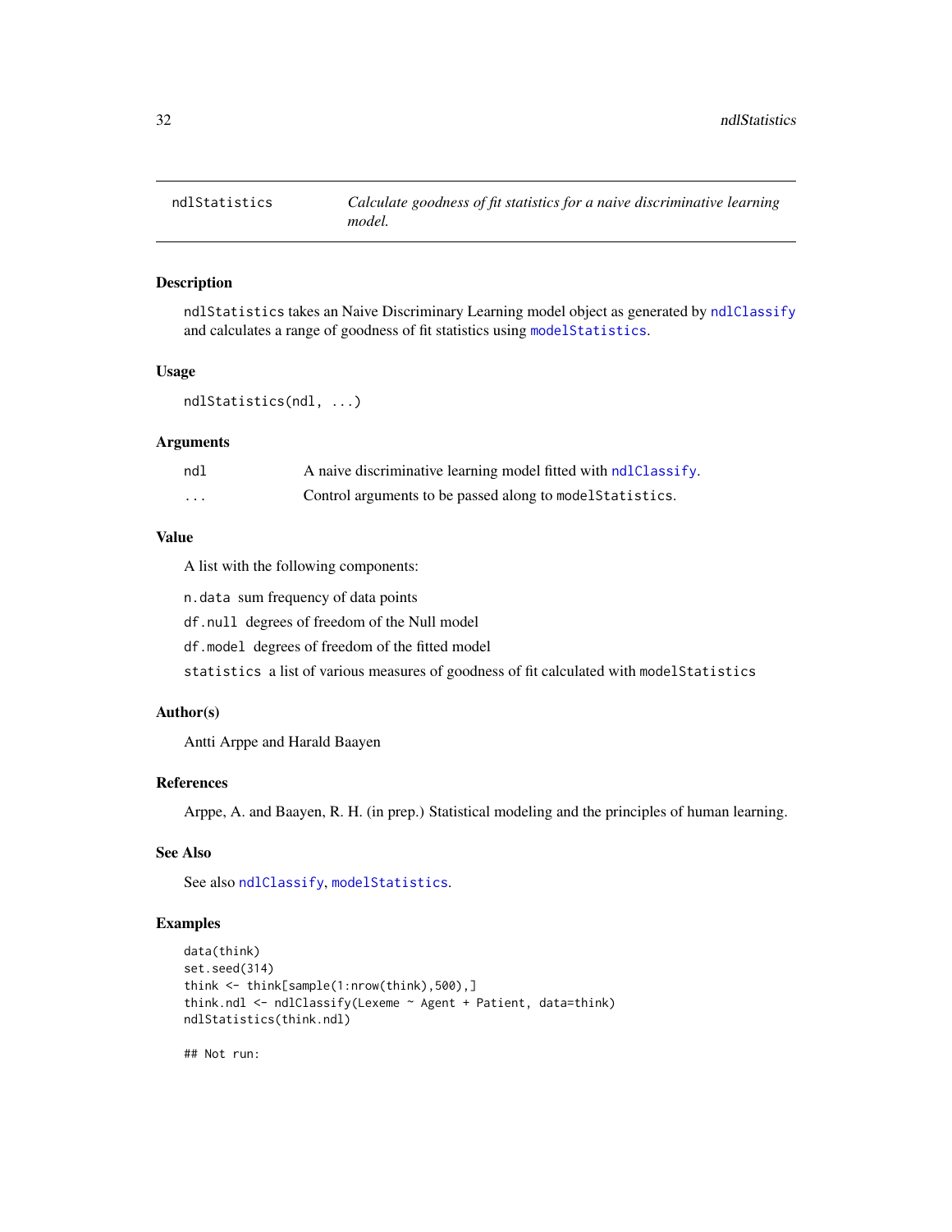# ndlStatistics — *Calculate goodness of fit statistics for a naive discriminative learning model.*

## Description

`ndlStatistics` takes an Naive Discriminary Learning model object as generated by `ndlClassify` and calculates a range of goodness of fit statistics using `modelStatistics`.

## Usage

```
ndlStatistics(ndl, ...)
```

## Arguments

| | |
|---|---|
| `ndl` | A naive discriminative learning model fitted with `ndlClassify`. |
| `...` | Control arguments to be passed along to `modelStatistics`. |

## Value

A list with the following components:

`n.data` sum frequency of data points

`df.null` degrees of freedom of the Null model

`df.model` degrees of freedom of the fitted model

`statistics` a list of various measures of goodness of fit calculated with `modelStatistics`

## Author(s)

Antti Arppe and Harald Baayen

## References

Arppe, A. and Baayen, R. H. (in prep.) Statistical modeling and the principles of human learning.

## See Also

See also `ndlClassify`, `modelStatistics`.

## Examples

```
data(think)
set.seed(314)
think <- think[sample(1:nrow(think),500),]
think.ndl <- ndlClassify(Lexeme ~ Agent + Patient, data=think)
ndlStatistics(think.ndl)

## Not run:
```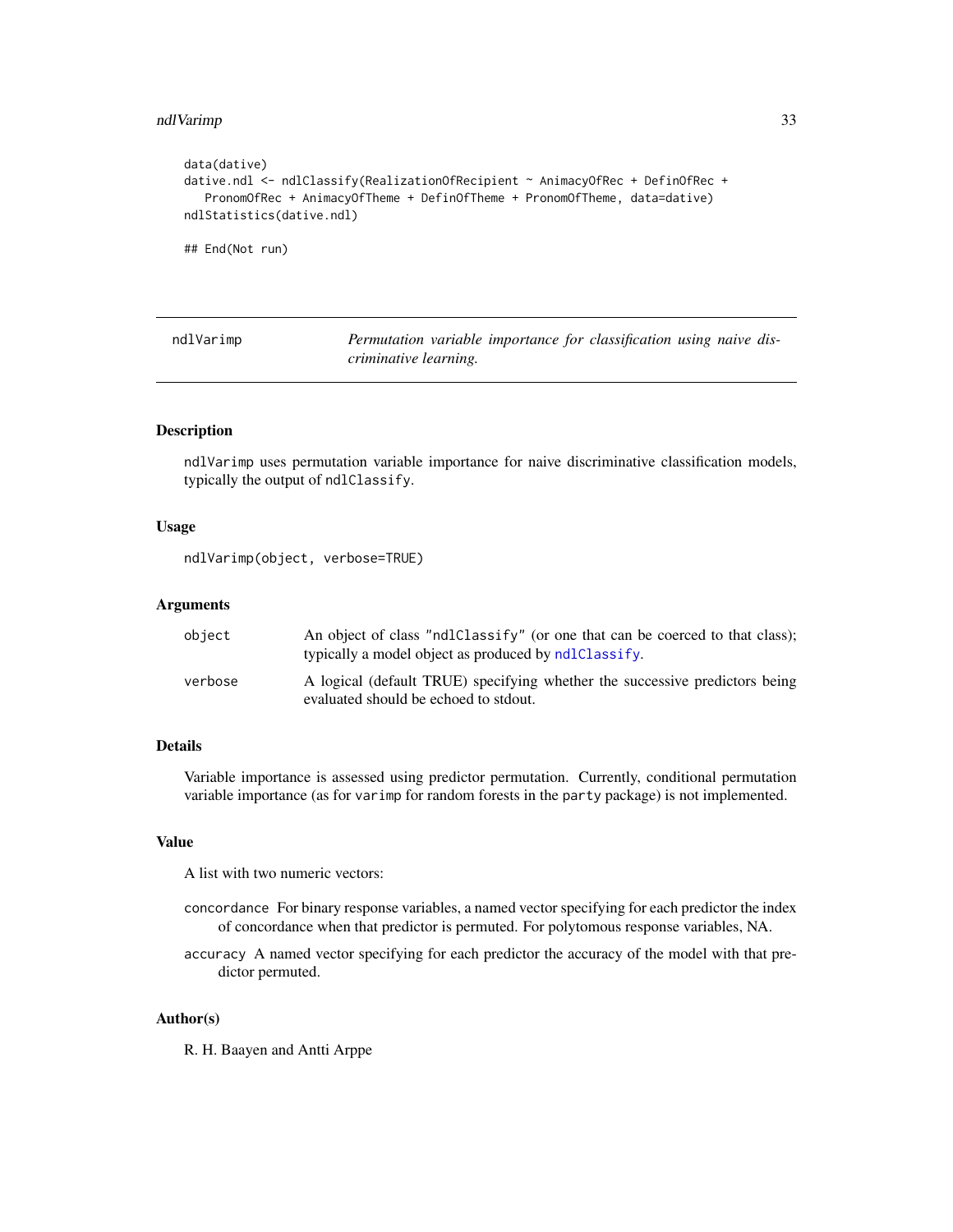```
data(dative)
dative.ndl <- ndlClassify(RealizationOfRecipient ~ AnimacyOfRec + DefinOfRec +
   PronomOfRec + AnimacyOfTheme + DefinOfTheme + PronomOfTheme, data=dative)
ndlStatistics(dative.ndl)

## End(Not run)
```

---

## ndlVarimp — *Permutation variable importance for classification using naive discriminative learning.*

---

### Description

ndlVarimp uses permutation variable importance for naive discriminative classification models, typically the output of ndlClassify.

### Usage

```
ndlVarimp(object, verbose=TRUE)
```

### Arguments

| | |
|---|---|
| object | An object of class "ndlClassify" (or one that can be coerced to that class); typically a model object as produced by ndlClassify. |
| verbose | A logical (default TRUE) specifying whether the successive predictors being evaluated should be echoed to stdout. |

### Details

Variable importance is assessed using predictor permutation. Currently, conditional permutation variable importance (as for varimp for random forests in the party package) is not implemented.

### Value

A list with two numeric vectors:

concordance For binary response variables, a named vector specifying for each predictor the index of concordance when that predictor is permuted. For polytomous response variables, NA.

accuracy A named vector specifying for each predictor the accuracy of the model with that predictor permuted.

### Author(s)

R. H. Baayen and Antti Arppe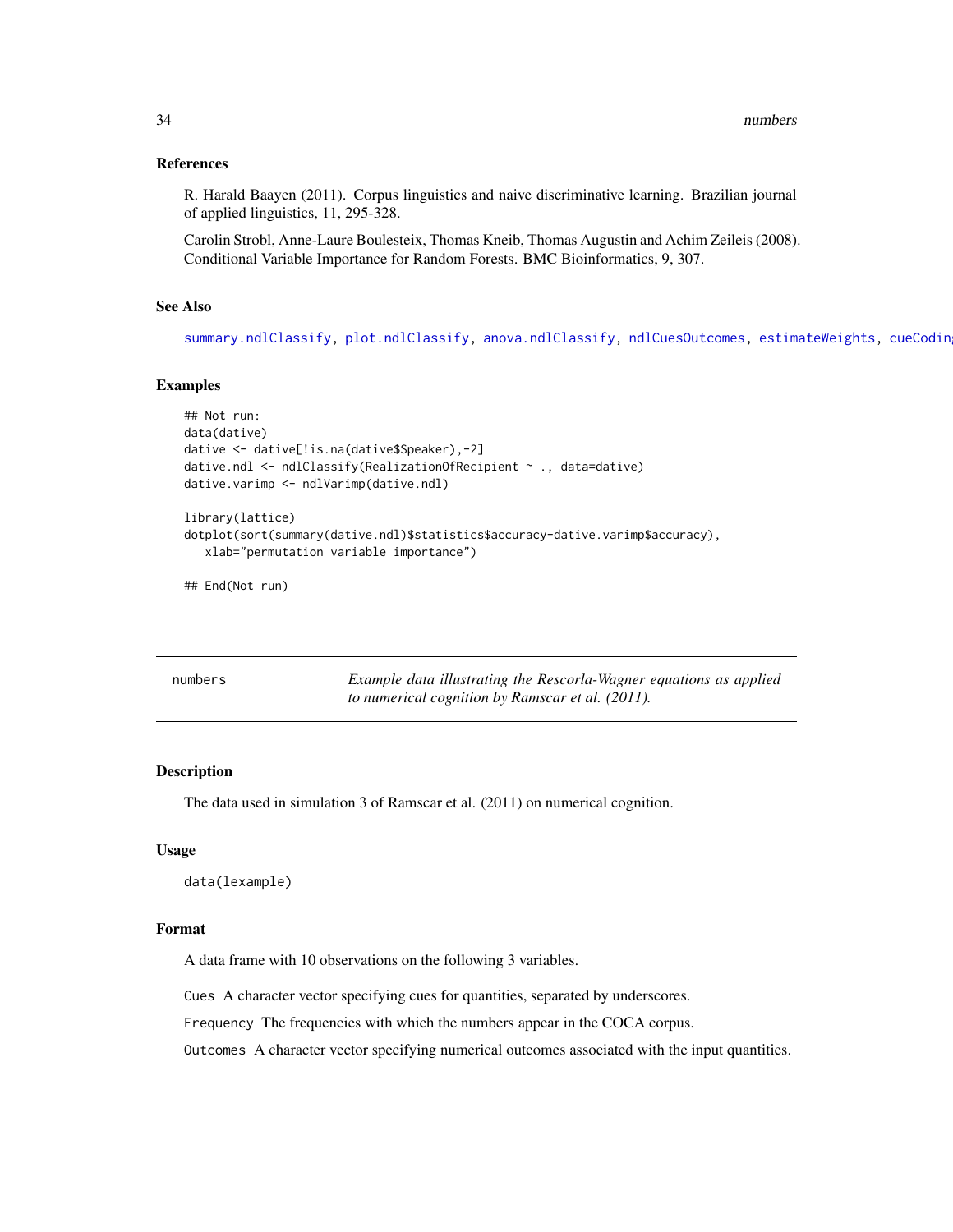### References

R. Harald Baayen (2011). Corpus linguistics and naive discriminative learning. Brazilian journal of applied linguistics, 11, 295-328.

Carolin Strobl, Anne-Laure Boulesteix, Thomas Kneib, Thomas Augustin and Achim Zeileis (2008). Conditional Variable Importance for Random Forests. BMC Bioinformatics, 9, 307.

### See Also

summary.ndlClassify, plot.ndlClassify, anova.ndlClassify, ndlCuesOutcomes, estimateWeights, cueCoding

### Examples

```
## Not run:
data(dative)
dative <- dative[!is.na(dative$Speaker),-2]
dative.ndl <- ndlClassify(RealizationOfRecipient ~ ., data=dative)
dative.varimp <- ndlVarimp(dative.ndl)

library(lattice)
dotplot(sort(summary(dative.ndl)$statistics$accuracy-dative.varimp$accuracy),
   xlab="permutation variable importance")

## End(Not run)
```

---

## numbers    *Example data illustrating the Rescorla-Wagner equations as applied to numerical cognition by Ramscar et al. (2011).*

### Description

The data used in simulation 3 of Ramscar et al. (2011) on numerical cognition.

### Usage

```
data(lexample)
```

### Format

A data frame with 10 observations on the following 3 variables.

`Cues` A character vector specifying cues for quantities, separated by underscores.

`Frequency` The frequencies with which the numbers appear in the COCA corpus.

`Outcomes` A character vector specifying numerical outcomes associated with the input quantities.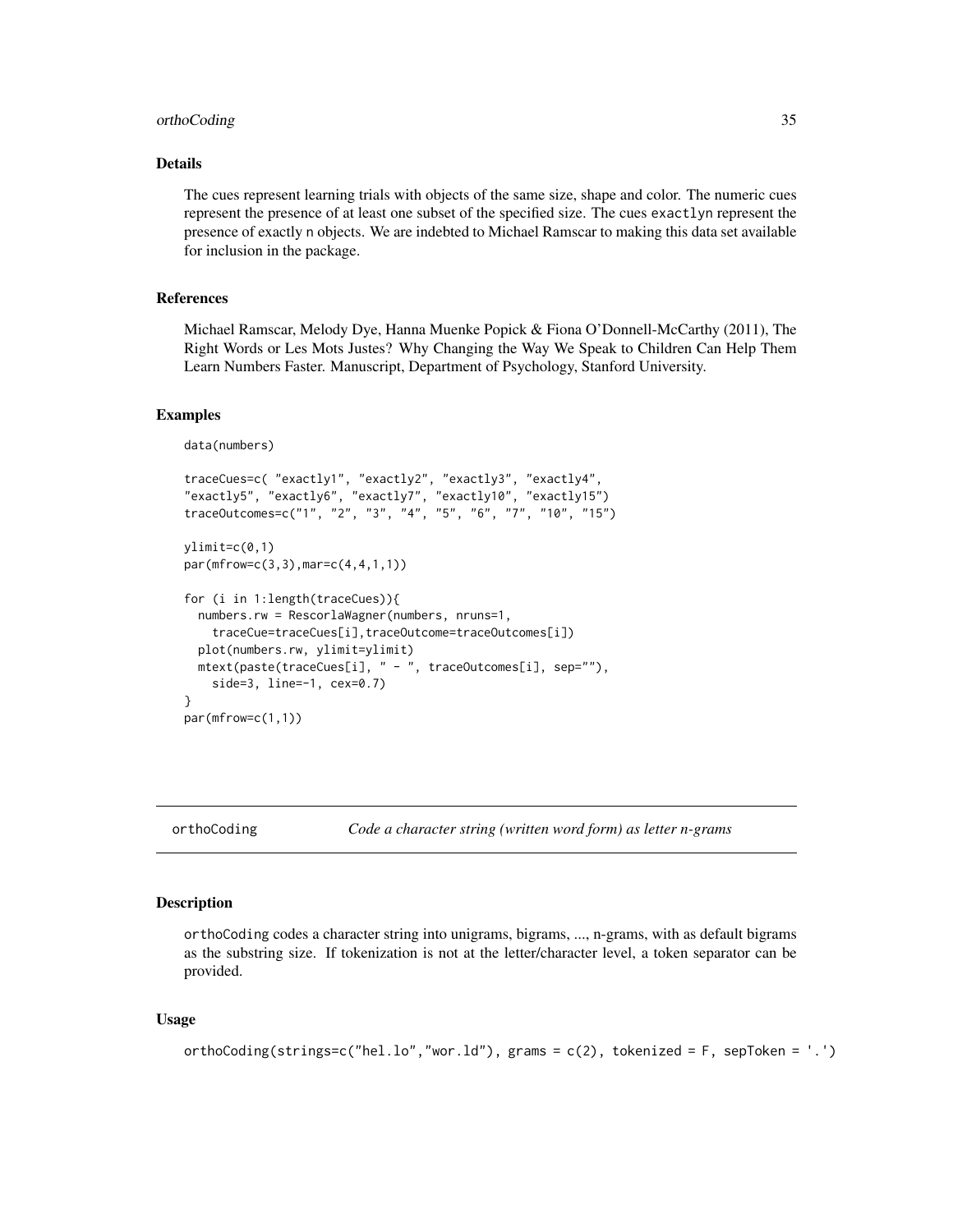### Details

The cues represent learning trials with objects of the same size, shape and color. The numeric cues represent the presence of at least one subset of the specified size. The cues `exactlyn` represent the presence of exactly `n` objects. We are indebted to Michael Ramscar to making this data set available for inclusion in the package.

### References

Michael Ramscar, Melody Dye, Hanna Muenke Popick & Fiona O'Donnell-McCarthy (2011), The Right Words or Les Mots Justes? Why Changing the Way We Speak to Children Can Help Them Learn Numbers Faster. Manuscript, Department of Psychology, Stanford University.

### Examples

```
data(numbers)

traceCues=c( "exactly1", "exactly2", "exactly3", "exactly4",
"exactly5", "exactly6", "exactly7", "exactly10", "exactly15")
traceOutcomes=c("1", "2", "3", "4", "5", "6", "7", "10", "15")

ylimit=c(0,1)
par(mfrow=c(3,3),mar=c(4,4,1,1))

for (i in 1:length(traceCues)){
  numbers.rw = RescorlaWagner(numbers, nruns=1,
    traceCue=traceCues[i],traceOutcome=traceOutcomes[i])
  plot(numbers.rw, ylimit=ylimit)
  mtext(paste(traceCues[i], " - ", traceOutcomes[i], sep=""),
    side=3, line=-1, cex=0.7)
}
par(mfrow=c(1,1))
```

---

## orthoCoding — *Code a character string (written word form) as letter n-grams*

### Description

`orthoCoding` codes a character string into unigrams, bigrams, ..., n-grams, with as default bigrams as the substring size. If tokenization is not at the letter/character level, a token separator can be provided.

### Usage

```
orthoCoding(strings=c("hel.lo","wor.ld"), grams = c(2), tokenized = F, sepToken = '.')
```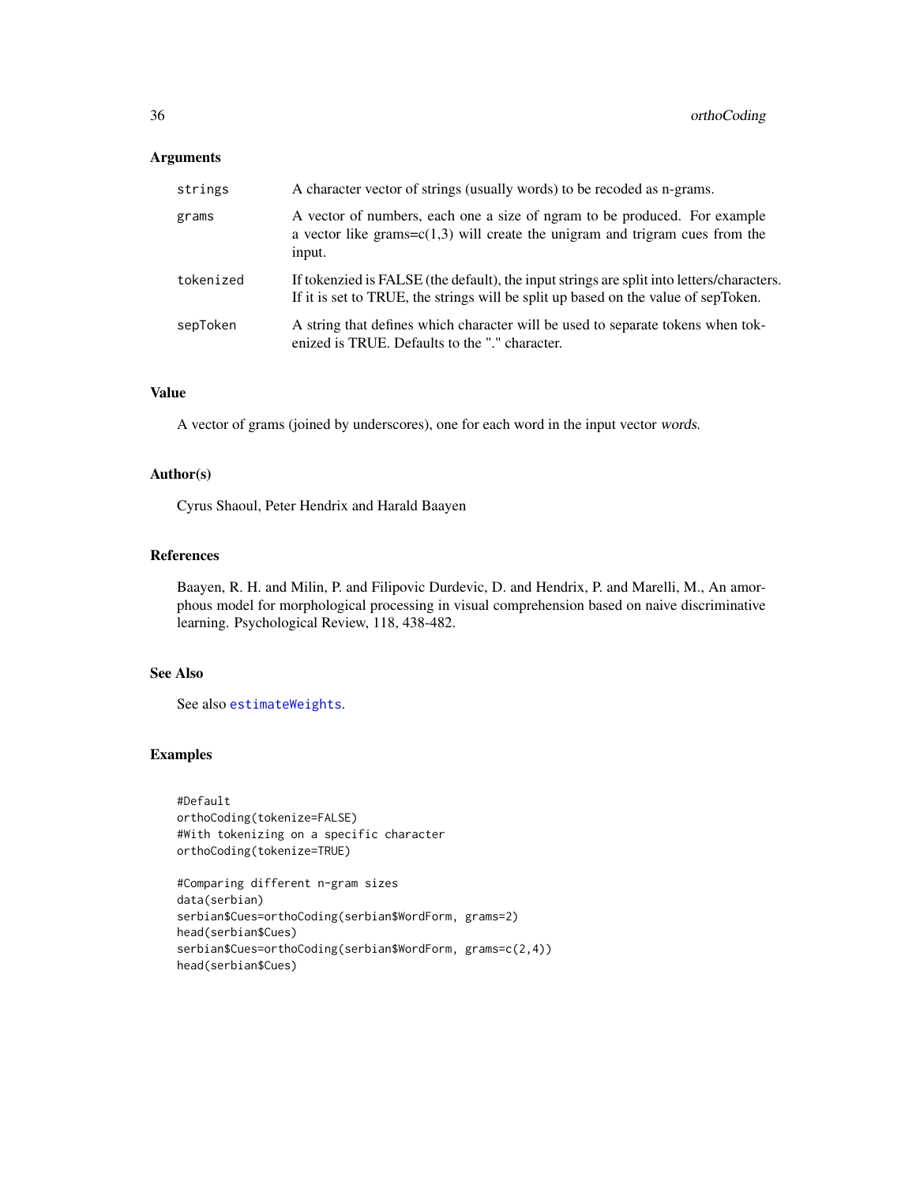## Arguments

| | |
|---|---|
| strings | A character vector of strings (usually words) to be recoded as n-grams. |
| grams | A vector of numbers, each one a size of ngram to be produced. For example a vector like grams=c(1,3) will create the unigram and trigram cues from the input. |
| tokenized | If tokenzied is FALSE (the default), the input strings are split into letters/characters. If it is set to TRUE, the strings will be split up based on the value of sepToken. |
| sepToken | A string that defines which character will be used to separate tokens when tokenized is TRUE. Defaults to the "." character. |

## Value

A vector of grams (joined by underscores), one for each word in the input vector *words*.

## Author(s)

Cyrus Shaoul, Peter Hendrix and Harald Baayen

## References

Baayen, R. H. and Milin, P. and Filipovic Durdevic, D. and Hendrix, P. and Marelli, M., An amorphous model for morphological processing in visual comprehension based on naive discriminative learning. Psychological Review, 118, 438-482.

## See Also

See also `estimateWeights`.

## Examples

```
#Default
orthoCoding(tokenize=FALSE)
#With tokenizing on a specific character
orthoCoding(tokenize=TRUE)

#Comparing different n-gram sizes
data(serbian)
serbian$Cues=orthoCoding(serbian$WordForm, grams=2)
head(serbian$Cues)
serbian$Cues=orthoCoding(serbian$WordForm, grams=c(2,4))
head(serbian$Cues)
```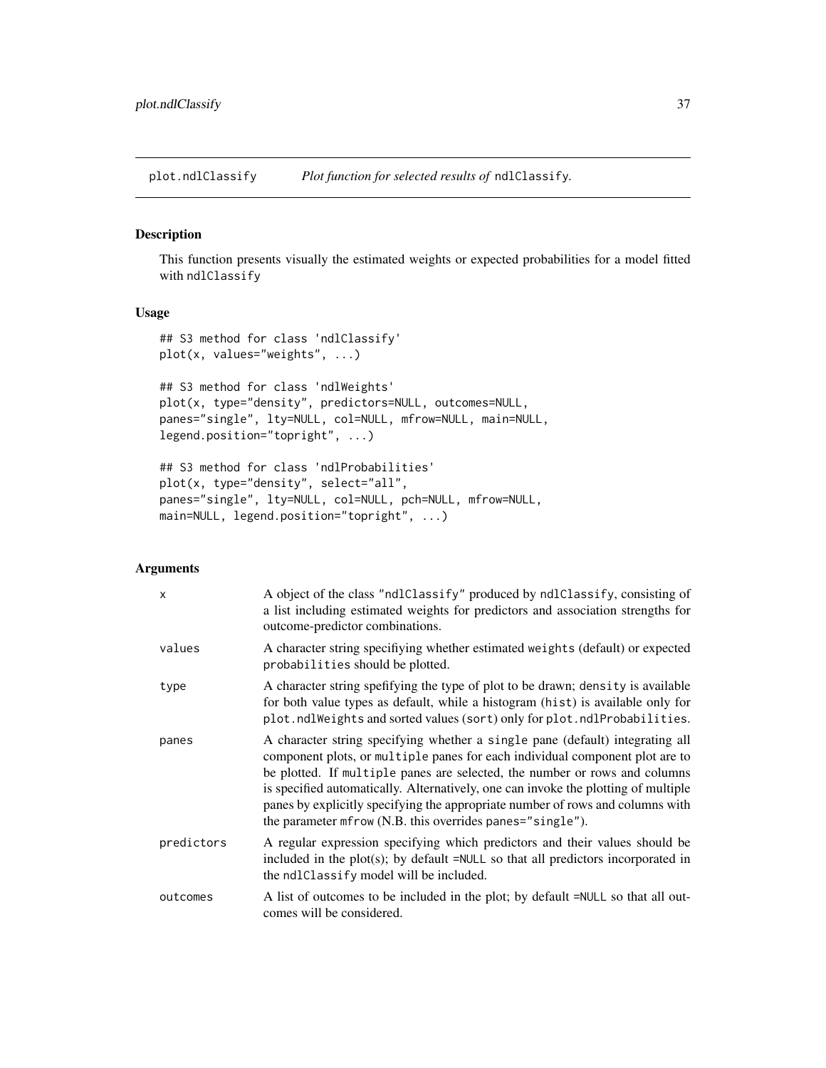## plot.ndlClassify — *Plot function for selected results of* `ndlClassify`.

### Description

This function presents visually the estimated weights or expected probabilities for a model fitted with `ndlClassify`

### Usage

```
## S3 method for class 'ndlClassify'
plot(x, values="weights", ...)

## S3 method for class 'ndlWeights'
plot(x, type="density", predictors=NULL, outcomes=NULL,
panes="single", lty=NULL, col=NULL, mfrow=NULL, main=NULL,
legend.position="topright", ...)

## S3 method for class 'ndlProbabilities'
plot(x, type="density", select="all",
panes="single", lty=NULL, col=NULL, pch=NULL, mfrow=NULL,
main=NULL, legend.position="topright", ...)
```

### Arguments

| | |
|---|---|
| `x` | A object of the class "`ndlClassify`" produced by `ndlClassify`, consisting of a list including estimated weights for predictors and association strengths for outcome-predictor combinations. |
| `values` | A character string specifiying whether estimated `weights` (default) or expected `probabilities` should be plotted. |
| `type` | A character string spefifying the type of plot to be drawn; `density` is available for both value types as default, while a histogram (`hist`) is available only for `plot.ndlWeights` and sorted values (`sort`) only for `plot.ndlProbabilities`. |
| `panes` | A character string specifying whether a `single` pane (default) integrating all component plots, or `multiple` panes for each individual component plot are to be plotted. If `multiple` panes are selected, the number or rows and columns is specified automatically. Alternatively, one can invoke the plotting of multiple panes by explicitly specifying the appropriate number of rows and columns with the parameter `mfrow` (N.B. this overrides `panes="single"`). |
| `predictors` | A regular expression specifying which predictors and their values should be included in the plot(s); by default `=NULL` so that all predictors incorporated in the `ndlClassify` model will be included. |
| `outcomes` | A list of outcomes to be included in the plot; by default `=NULL` so that all outcomes will be considered. |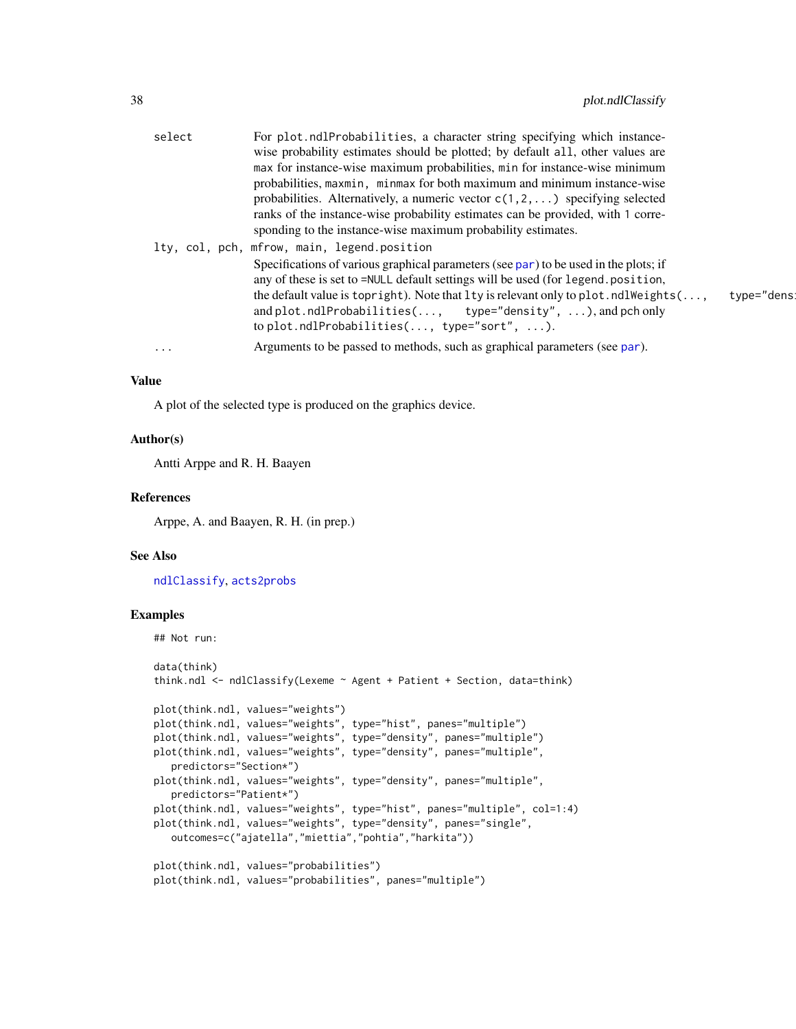select
: For `plot.ndlProbabilities`, a character string specifying which instance-wise probability estimates should be plotted; by default `all`, other values are `max` for instance-wise maximum probabilities, `min` for instance-wise minimum probabilities, `maxmin`, `minmax` for both maximum and minimum instance-wise probabilities. Alternatively, a numeric vector `c(1,2,...)` specifying selected ranks of the instance-wise probability estimates can be provided, with `1` corresponding to the instance-wise maximum probability estimates.

lty, col, pch, mfrow, main, legend.position
: Specifications of various graphical parameters (see `par`) to be used in the plots; if any of these is set to =NULL default settings will be used (for `legend.position`, the default value is `topright`). Note that `lty` is relevant only to `plot.ndlWeights(..., type="dens` and `plot.ndlProbabilities(..., type="density", ...)`, and pch only to `plot.ndlProbabilities(..., type="sort", ...)`.

...
: Arguments to be passed to methods, such as graphical parameters (see `par`).

## Value

A plot of the selected type is produced on the graphics device.

## Author(s)

Antti Arppe and R. H. Baayen

## References

Arppe, A. and Baayen, R. H. (in prep.)

## See Also

`ndlClassify`, `acts2probs`

## Examples

```
## Not run:

data(think)
think.ndl <- ndlClassify(Lexeme ~ Agent + Patient + Section, data=think)

plot(think.ndl, values="weights")
plot(think.ndl, values="weights", type="hist", panes="multiple")
plot(think.ndl, values="weights", type="density", panes="multiple")
plot(think.ndl, values="weights", type="density", panes="multiple",
   predictors="Section*")
plot(think.ndl, values="weights", type="density", panes="multiple",
   predictors="Patient*")
plot(think.ndl, values="weights", type="hist", panes="multiple", col=1:4)
plot(think.ndl, values="weights", type="density", panes="single",
   outcomes=c("ajatella","miettia","pohtia","harkita"))

plot(think.ndl, values="probabilities")
plot(think.ndl, values="probabilities", panes="multiple")
```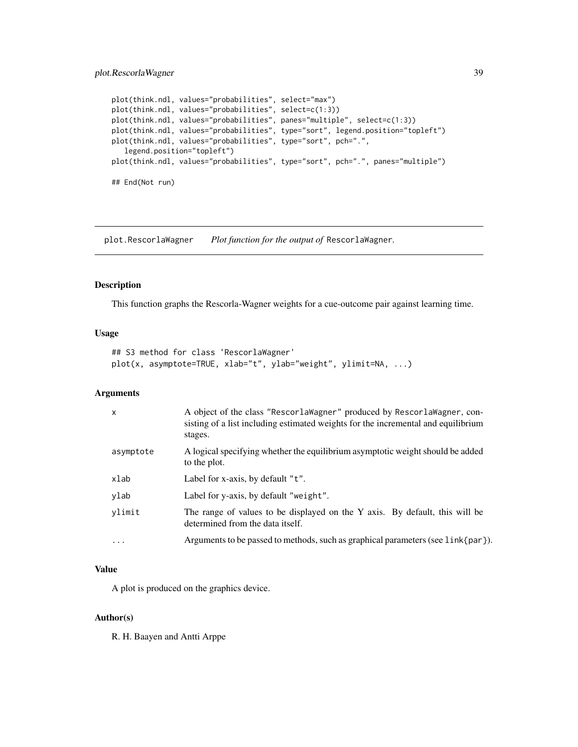```
plot(think.ndl, values="probabilities", select="max")
plot(think.ndl, values="probabilities", select=c(1:3))
plot(think.ndl, values="probabilities", panes="multiple", select=c(1:3))
plot(think.ndl, values="probabilities", type="sort", legend.position="topleft")
plot(think.ndl, values="probabilities", type="sort", pch=".",
   legend.position="topleft")
plot(think.ndl, values="probabilities", type="sort", pch=".", panes="multiple")

## End(Not run)
```

## plot.RescorlaWagner — *Plot function for the output of* `RescorlaWagner`.

### Description

This function graphs the Rescorla-Wagner weights for a cue-outcome pair against learning time.

### Usage

```
## S3 method for class 'RescorlaWagner'
plot(x, asymptote=TRUE, xlab="t", ylab="weight", ylimit=NA, ...)
```

### Arguments

| | |
|---|---|
| `x` | A object of the class `"RescorlaWagner"` produced by `RescorlaWagner`, consisting of a list including estimated weights for the incremental and equilibrium stages. |
| `asymptote` | A logical specifying whether the equilibrium asymptotic weight should be added to the plot. |
| `xlab` | Label for x-axis, by default `"t"`. |
| `ylab` | Label for y-axis, by default `"weight"`. |
| `ylimit` | The range of values to be displayed on the Y axis. By default, this will be determined from the data itself. |
| `...` | Arguments to be passed to methods, such as graphical parameters (see `link{par}`). |

### Value

A plot is produced on the graphics device.

### Author(s)

R. H. Baayen and Antti Arppe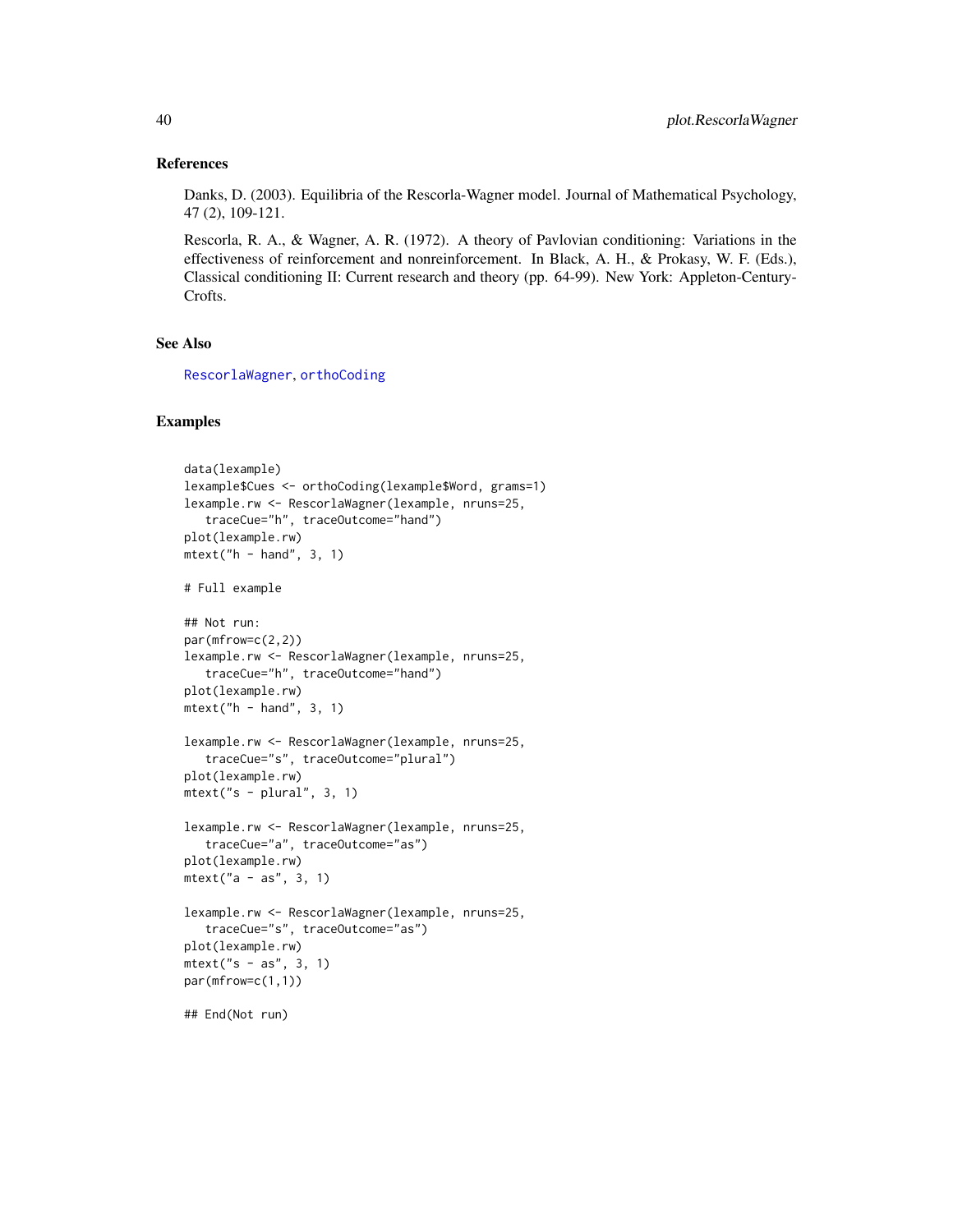### References

Danks, D. (2003). Equilibria of the Rescorla-Wagner model. Journal of Mathematical Psychology, 47 (2), 109-121.

Rescorla, R. A., & Wagner, A. R. (1972). A theory of Pavlovian conditioning: Variations in the effectiveness of reinforcement and nonreinforcement. In Black, A. H., & Prokasy, W. F. (Eds.), Classical conditioning II: Current research and theory (pp. 64-99). New York: Appleton-Century-Crofts.

### See Also

RescorlaWagner, orthoCoding

### Examples

```
data(lexample)
lexample$Cues <- orthoCoding(lexample$Word, grams=1)
lexample.rw <- RescorlaWagner(lexample, nruns=25,
   traceCue="h", traceOutcome="hand")
plot(lexample.rw)
mtext("h - hand", 3, 1)

# Full example

## Not run:
par(mfrow=c(2,2))
lexample.rw <- RescorlaWagner(lexample, nruns=25,
   traceCue="h", traceOutcome="hand")
plot(lexample.rw)
mtext("h - hand", 3, 1)

lexample.rw <- RescorlaWagner(lexample, nruns=25,
   traceCue="s", traceOutcome="plural")
plot(lexample.rw)
mtext("s - plural", 3, 1)

lexample.rw <- RescorlaWagner(lexample, nruns=25,
   traceCue="a", traceOutcome="as")
plot(lexample.rw)
mtext("a - as", 3, 1)

lexample.rw <- RescorlaWagner(lexample, nruns=25,
   traceCue="s", traceOutcome="as")
plot(lexample.rw)
mtext("s - as", 3, 1)
par(mfrow=c(1,1))

## End(Not run)
```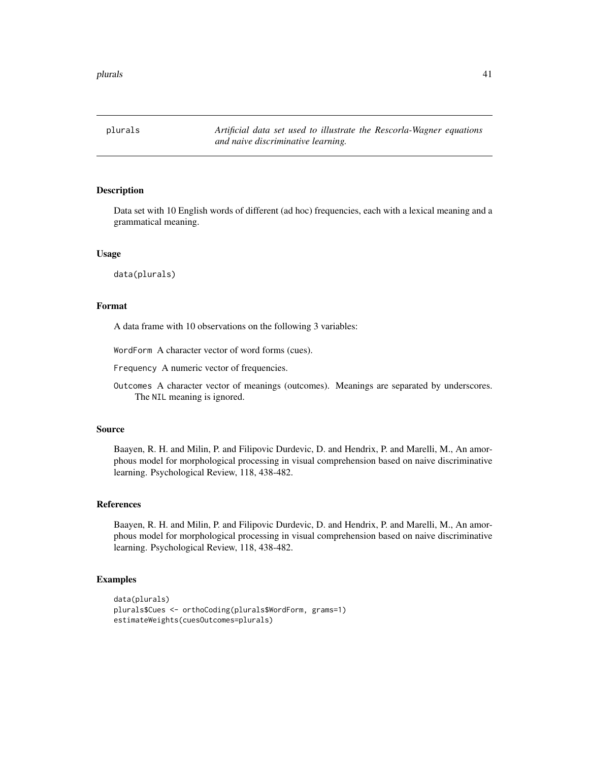plurals *Artificial data set used to illustrate the Rescorla-Wagner equations and naive discriminative learning.*

## Description

Data set with 10 English words of different (ad hoc) frequencies, each with a lexical meaning and a grammatical meaning.

## Usage

```
data(plurals)
```

## Format

A data frame with 10 observations on the following 3 variables:

`WordForm` A character vector of word forms (cues).

`Frequency` A numeric vector of frequencies.

`Outcomes` A character vector of meanings (outcomes). Meanings are separated by underscores. The `NIL` meaning is ignored.

## Source

Baayen, R. H. and Milin, P. and Filipovic Durdevic, D. and Hendrix, P. and Marelli, M., An amorphous model for morphological processing in visual comprehension based on naive discriminative learning. Psychological Review, 118, 438-482.

## References

Baayen, R. H. and Milin, P. and Filipovic Durdevic, D. and Hendrix, P. and Marelli, M., An amorphous model for morphological processing in visual comprehension based on naive discriminative learning. Psychological Review, 118, 438-482.

## Examples

```
data(plurals)
plurals$Cues <- orthoCoding(plurals$WordForm, grams=1)
estimateWeights(cuesOutcomes=plurals)
```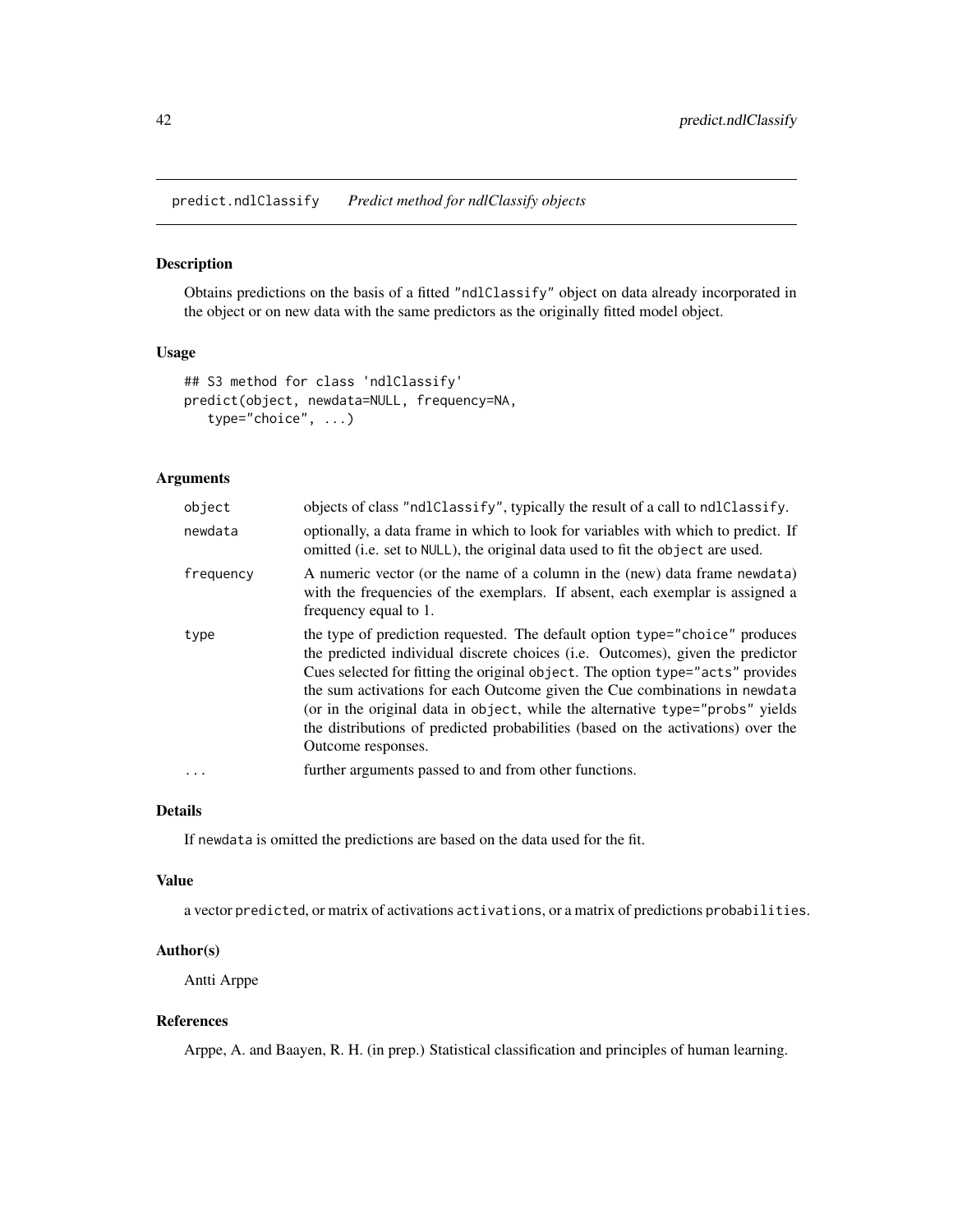## predict.ndlClassify *Predict method for ndlClassify objects*

### Description

Obtains predictions on the basis of a fitted "ndlClassify" object on data already incorporated in the object or on new data with the same predictors as the originally fitted model object.

### Usage

```
## S3 method for class 'ndlClassify'
predict(object, newdata=NULL, frequency=NA,
   type="choice", ...)
```

### Arguments

| | |
|---|---|
| object | objects of class "ndlClassify", typically the result of a call to ndlClassify. |
| newdata | optionally, a data frame in which to look for variables with which to predict. If omitted (i.e. set to NULL), the original data used to fit the object are used. |
| frequency | A numeric vector (or the name of a column in the (new) data frame newdata) with the frequencies of the exemplars. If absent, each exemplar is assigned a frequency equal to 1. |
| type | the type of prediction requested. The default option type="choice" produces the predicted individual discrete choices (i.e. Outcomes), given the predictor Cues selected for fitting the original object. The option type="acts" provides the sum activations for each Outcome given the Cue combinations in newdata (or in the original data in object, while the alternative type="probs" yields the distributions of predicted probabilities (based on the activations) over the Outcome responses. |
| ... | further arguments passed to and from other functions. |

### Details

If newdata is omitted the predictions are based on the data used for the fit.

### Value

a vector predicted, or matrix of activations activations, or a matrix of predictions probabilities.

### Author(s)

Antti Arppe

### References

Arppe, A. and Baayen, R. H. (in prep.) Statistical classification and principles of human learning.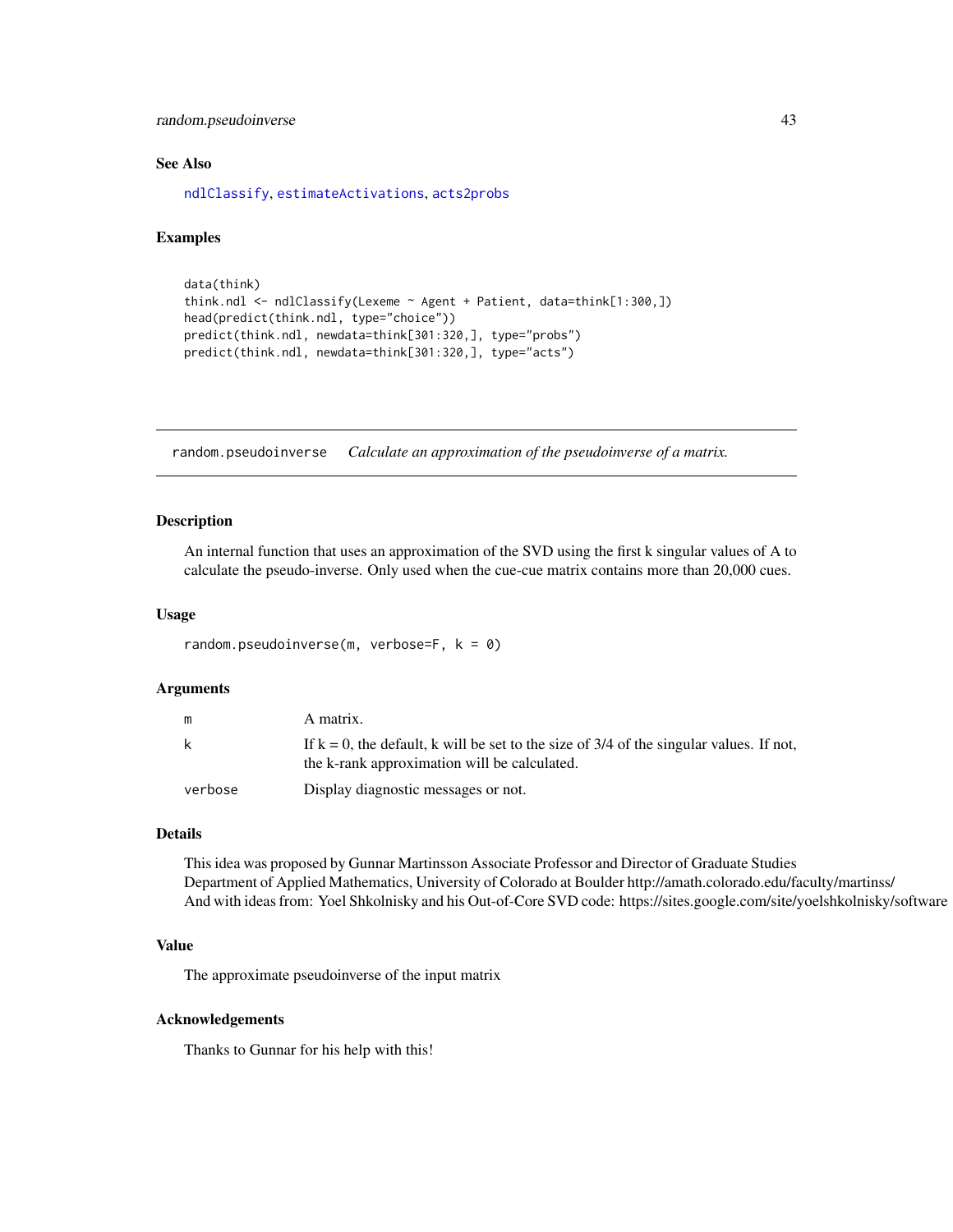## See Also

ndlClassify, estimateActivations, acts2probs

## Examples

```
data(think)
think.ndl <- ndlClassify(Lexeme ~ Agent + Patient, data=think[1:300,])
head(predict(think.ndl, type="choice"))
predict(think.ndl, newdata=think[301:320,], type="probs")
predict(think.ndl, newdata=think[301:320,], type="acts")
```

---

# random.pseudoinverse *Calculate an approximation of the pseudoinverse of a matrix.*

---

## Description

An internal function that uses an approximation of the SVD using the first k singular values of A to calculate the pseudo-inverse. Only used when the cue-cue matrix contains more than 20,000 cues.

## Usage

```
random.pseudoinverse(m, verbose=F, k = 0)
```

## Arguments

| | |
|---|---|
| m | A matrix. |
| k | If k = 0, the default, k will be set to the size of 3/4 of the singular values. If not, the k-rank approximation will be calculated. |
| verbose | Display diagnostic messages or not. |

## Details

This idea was proposed by Gunnar Martinsson Associate Professor and Director of Graduate Studies Department of Applied Mathematics, University of Colorado at Boulder http://amath.colorado.edu/faculty/martinss/
And with ideas from: Yoel Shkolnisky and his Out-of-Core SVD code: https://sites.google.com/site/yoelshkolnisky/software

## Value

The approximate pseudoinverse of the input matrix

## Acknowledgements

Thanks to Gunnar for his help with this!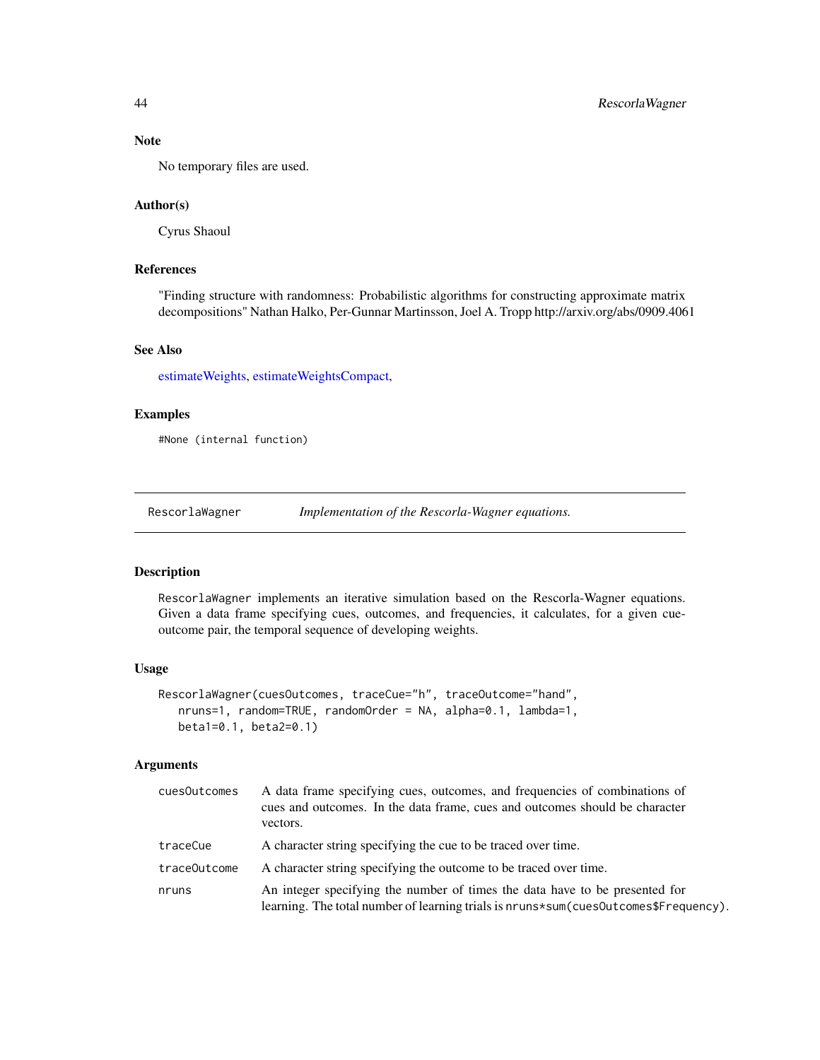### Note

No temporary files are used.

### Author(s)

Cyrus Shaoul

### References

"Finding structure with randomness: Probabilistic algorithms for constructing approximate matrix decompositions" Nathan Halko, Per-Gunnar Martinsson, Joel A. Tropp http://arxiv.org/abs/0909.4061

### See Also

estimateWeights, estimateWeightsCompact,

### Examples

```
#None (internal function)
```

---

## RescorlaWagner — *Implementation of the Rescorla-Wagner equations.*

---

### Description

RescorlaWagner implements an iterative simulation based on the Rescorla-Wagner equations. Given a data frame specifying cues, outcomes, and frequencies, it calculates, for a given cue-outcome pair, the temporal sequence of developing weights.

### Usage

```
RescorlaWagner(cuesOutcomes, traceCue="h", traceOutcome="hand",
   nruns=1, random=TRUE, randomOrder = NA, alpha=0.1, lambda=1,
   beta1=0.1, beta2=0.1)
```

### Arguments

| | |
|---|---|
| cuesOutcomes | A data frame specifying cues, outcomes, and frequencies of combinations of cues and outcomes. In the data frame, cues and outcomes should be character vectors. |
| traceCue | A character string specifying the cue to be traced over time. |
| traceOutcome | A character string specifying the outcome to be traced over time. |
| nruns | An integer specifying the number of times the data have to be presented for learning. The total number of learning trials is nruns*sum(cuesOutcomes$Frequency). |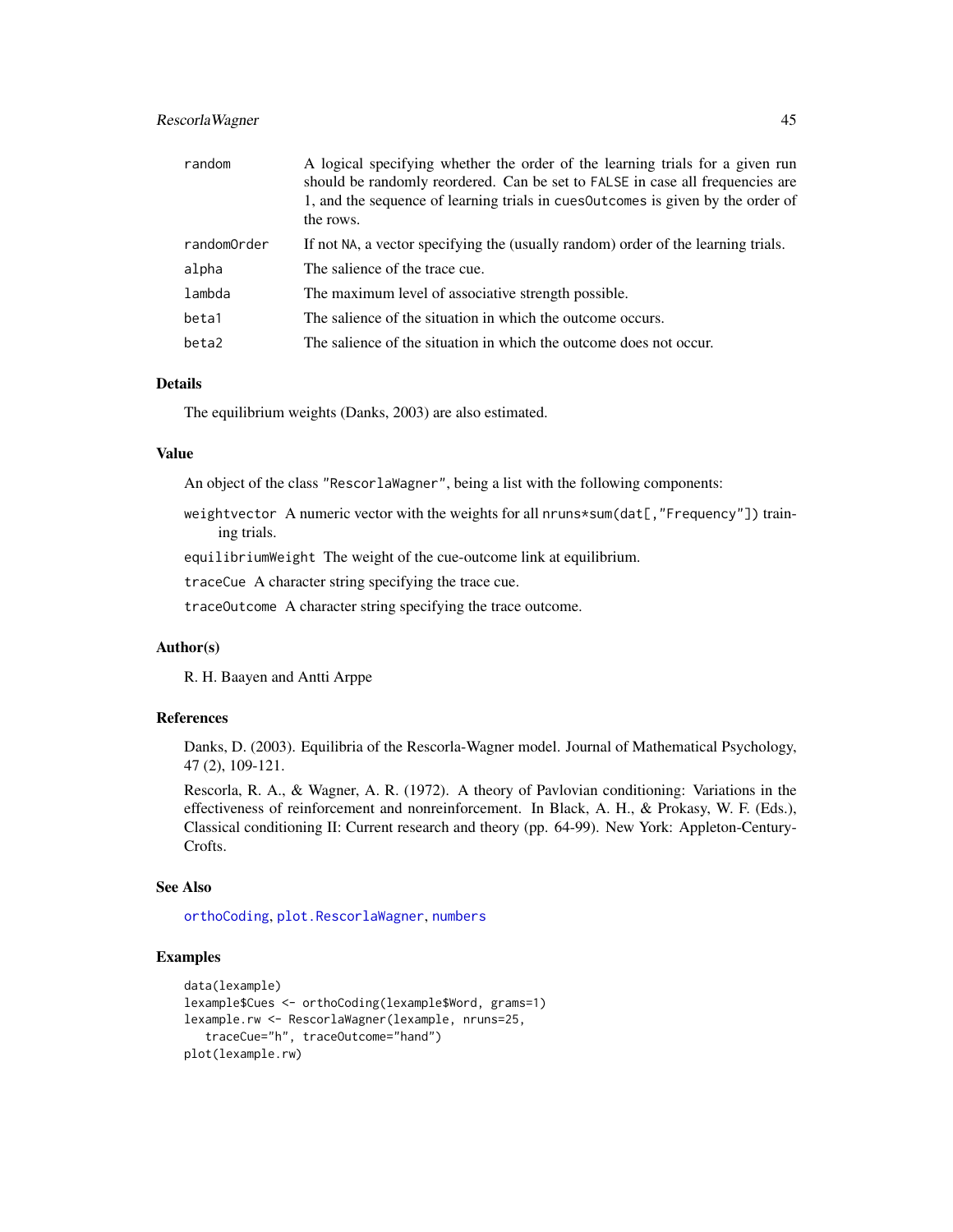| | |
|---|---|
| random | A logical specifying whether the order of the learning trials for a given run should be randomly reordered. Can be set to FALSE in case all frequencies are 1, and the sequence of learning trials in cuesOutcomes is given by the order of the rows. |
| randomOrder | If not NA, a vector specifying the (usually random) order of the learning trials. |
| alpha | The salience of the trace cue. |
| lambda | The maximum level of associative strength possible. |
| beta1 | The salience of the situation in which the outcome occurs. |
| beta2 | The salience of the situation in which the outcome does not occur. |

### Details

The equilibrium weights (Danks, 2003) are also estimated.

### Value

An object of the class "RescorlaWagner", being a list with the following components:

`weightvector` A numeric vector with the weights for all `nruns*sum(dat[,"Frequency"])` training trials.

`equilibriumWeight` The weight of the cue-outcome link at equilibrium.

`traceCue` A character string specifying the trace cue.

`traceOutcome` A character string specifying the trace outcome.

### Author(s)

R. H. Baayen and Antti Arppe

### References

Danks, D. (2003). Equilibria of the Rescorla-Wagner model. Journal of Mathematical Psychology, 47 (2), 109-121.

Rescorla, R. A., & Wagner, A. R. (1972). A theory of Pavlovian conditioning: Variations in the effectiveness of reinforcement and nonreinforcement. In Black, A. H., & Prokasy, W. F. (Eds.), Classical conditioning II: Current research and theory (pp. 64-99). New York: Appleton-Century-Crofts.

### See Also

`orthoCoding`, `plot.RescorlaWagner`, `numbers`

### Examples

```
data(lexample)
lexample$Cues <- orthoCoding(lexample$Word, grams=1)
lexample.rw <- RescorlaWagner(lexample, nruns=25,
   traceCue="h", traceOutcome="hand")
plot(lexample.rw)
```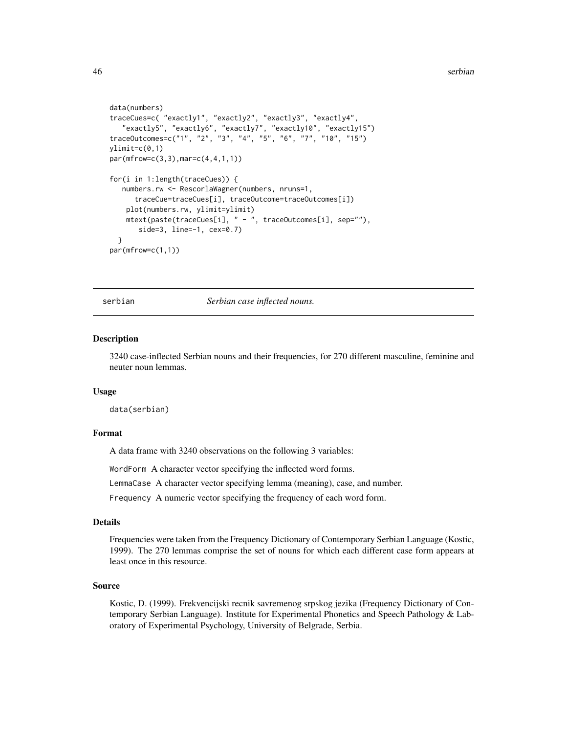```
data(numbers)
traceCues=c( "exactly1", "exactly2", "exactly3", "exactly4",
   "exactly5", "exactly6", "exactly7", "exactly10", "exactly15")
traceOutcomes=c("1", "2", "3", "4", "5", "6", "7", "10", "15")
ylimit=c(0,1)
par(mfrow=c(3,3),mar=c(4,4,1,1))

for(i in 1:length(traceCues)) {
   numbers.rw <- RescorlaWagner(numbers, nruns=1,
      traceCue=traceCues[i], traceOutcome=traceOutcomes[i])
    plot(numbers.rw, ylimit=ylimit)
    mtext(paste(traceCues[i], " - ", traceOutcomes[i], sep=""),
       side=3, line=-1, cex=0.7)
  }
par(mfrow=c(1,1))
```

---

## serbian — *Serbian case inflected nouns.*

---

### Description

3240 case-inflected Serbian nouns and their frequencies, for 270 different masculine, feminine and neuter noun lemmas.

### Usage

```
data(serbian)
```

### Format

A data frame with 3240 observations on the following 3 variables:

`WordForm` A character vector specifying the inflected word forms.

`LemmaCase` A character vector specifying lemma (meaning), case, and number.

`Frequency` A numeric vector specifying the frequency of each word form.

### Details

Frequencies were taken from the Frequency Dictionary of Contemporary Serbian Language (Kostic, 1999). The 270 lemmas comprise the set of nouns for which each different case form appears at least once in this resource.

### Source

Kostic, D. (1999). Frekvencijski recnik savremenog srpskog jezika (Frequency Dictionary of Contemporary Serbian Language). Institute for Experimental Phonetics and Speech Pathology & Laboratory of Experimental Psychology, University of Belgrade, Serbia.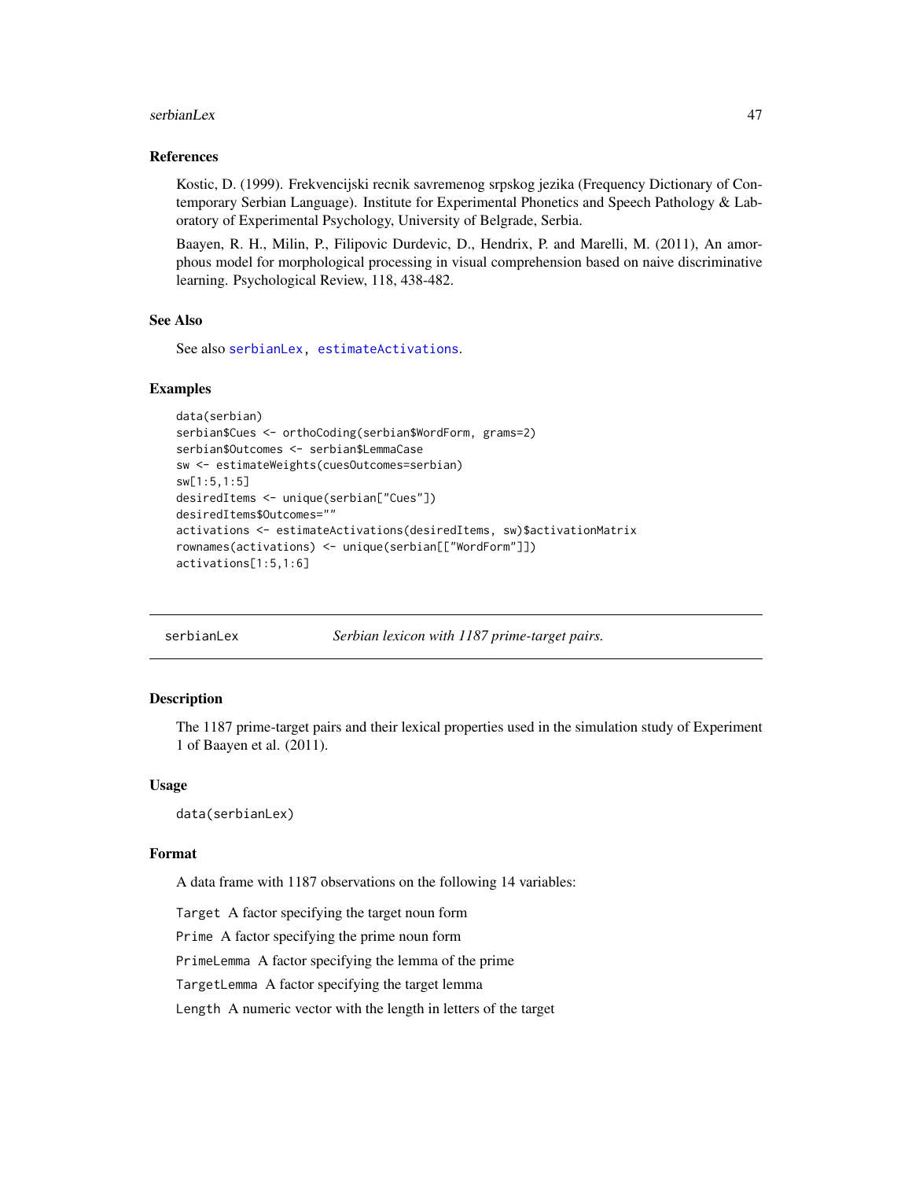### References

Kostic, D. (1999). Frekvencijski recnik savremenog srpskog jezika (Frequency Dictionary of Contemporary Serbian Language). Institute for Experimental Phonetics and Speech Pathology & Laboratory of Experimental Psychology, University of Belgrade, Serbia.

Baayen, R. H., Milin, P., Filipovic Durdevic, D., Hendrix, P. and Marelli, M. (2011), An amorphous model for morphological processing in visual comprehension based on naive discriminative learning. Psychological Review, 118, 438-482.

### See Also

See also serbianLex, estimateActivations.

### Examples

```
data(serbian)
serbian$Cues <- orthoCoding(serbian$WordForm, grams=2)
serbian$Outcomes <- serbian$LemmaCase
sw <- estimateWeights(cuesOutcomes=serbian)
sw[1:5,1:5]
desiredItems <- unique(serbian["Cues"])
desiredItems$Outcomes=""
activations <- estimateActivations(desiredItems, sw)$activationMatrix
rownames(activations) <- unique(serbian[["WordForm"]])
activations[1:5,1:6]
```

---

## serbianLex — *Serbian lexicon with 1187 prime-target pairs.*

### Description

The 1187 prime-target pairs and their lexical properties used in the simulation study of Experiment 1 of Baayen et al. (2011).

### Usage

```
data(serbianLex)
```

### Format

A data frame with 1187 observations on the following 14 variables:

`Target` A factor specifying the target noun form

`Prime` A factor specifying the prime noun form

`PrimeLemma` A factor specifying the lemma of the prime

`TargetLemma` A factor specifying the target lemma

`Length` A numeric vector with the length in letters of the target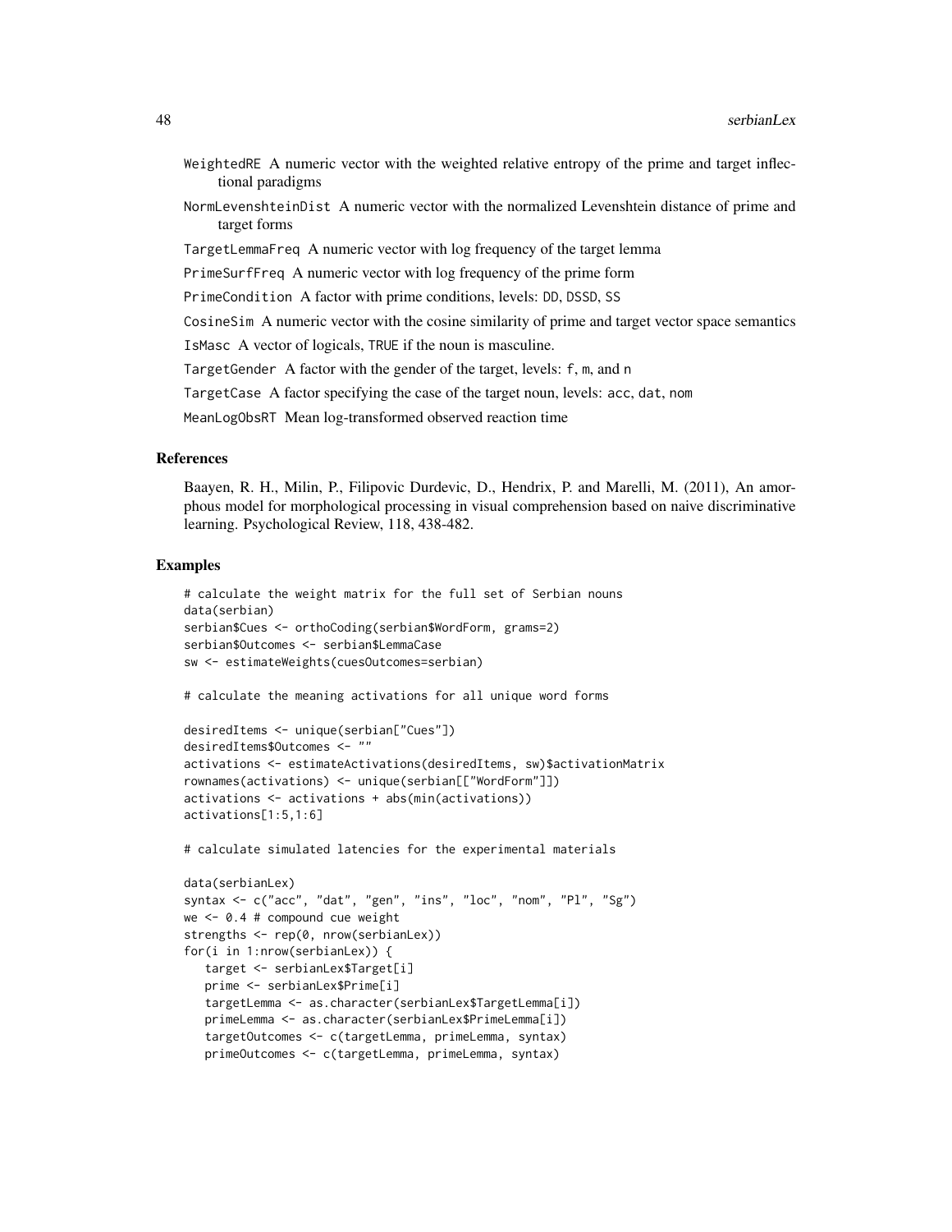WeightedRE A numeric vector with the weighted relative entropy of the prime and target inflectional paradigms

NormLevenshteinDist A numeric vector with the normalized Levenshtein distance of prime and target forms

TargetLemmaFreq A numeric vector with log frequency of the target lemma

PrimeSurfFreq A numeric vector with log frequency of the prime form

PrimeCondition A factor with prime conditions, levels: DD, DSSD, SS

CosineSim A numeric vector with the cosine similarity of prime and target vector space semantics

IsMasc A vector of logicals, TRUE if the noun is masculine.

TargetGender A factor with the gender of the target, levels: f, m, and n

TargetCase A factor specifying the case of the target noun, levels: acc, dat, nom

MeanLogObsRT Mean log-transformed observed reaction time

### References

Baayen, R. H., Milin, P., Filipovic Durdevic, D., Hendrix, P. and Marelli, M. (2011), An amorphous model for morphological processing in visual comprehension based on naive discriminative learning. Psychological Review, 118, 438-482.

### Examples

```
# calculate the weight matrix for the full set of Serbian nouns
data(serbian)
serbian$Cues <- orthoCoding(serbian$WordForm, grams=2)
serbian$Outcomes <- serbian$LemmaCase
sw <- estimateWeights(cuesOutcomes=serbian)

# calculate the meaning activations for all unique word forms

desiredItems <- unique(serbian["Cues"])
desiredItems$Outcomes <- ""
activations <- estimateActivations(desiredItems, sw)$activationMatrix
rownames(activations) <- unique(serbian[["WordForm"]])
activations <- activations + abs(min(activations))
activations[1:5,1:6]

# calculate simulated latencies for the experimental materials

data(serbianLex)
syntax <- c("acc", "dat", "gen", "ins", "loc", "nom", "Pl", "Sg")
we <- 0.4 # compound cue weight
strengths <- rep(0, nrow(serbianLex))
for(i in 1:nrow(serbianLex)) {
   target <- serbianLex$Target[i]
   prime <- serbianLex$Prime[i]
   targetLemma <- as.character(serbianLex$TargetLemma[i])
   primeLemma <- as.character(serbianLex$PrimeLemma[i])
   targetOutcomes <- c(targetLemma, primeLemma, syntax)
   primeOutcomes <- c(targetLemma, primeLemma, syntax)
```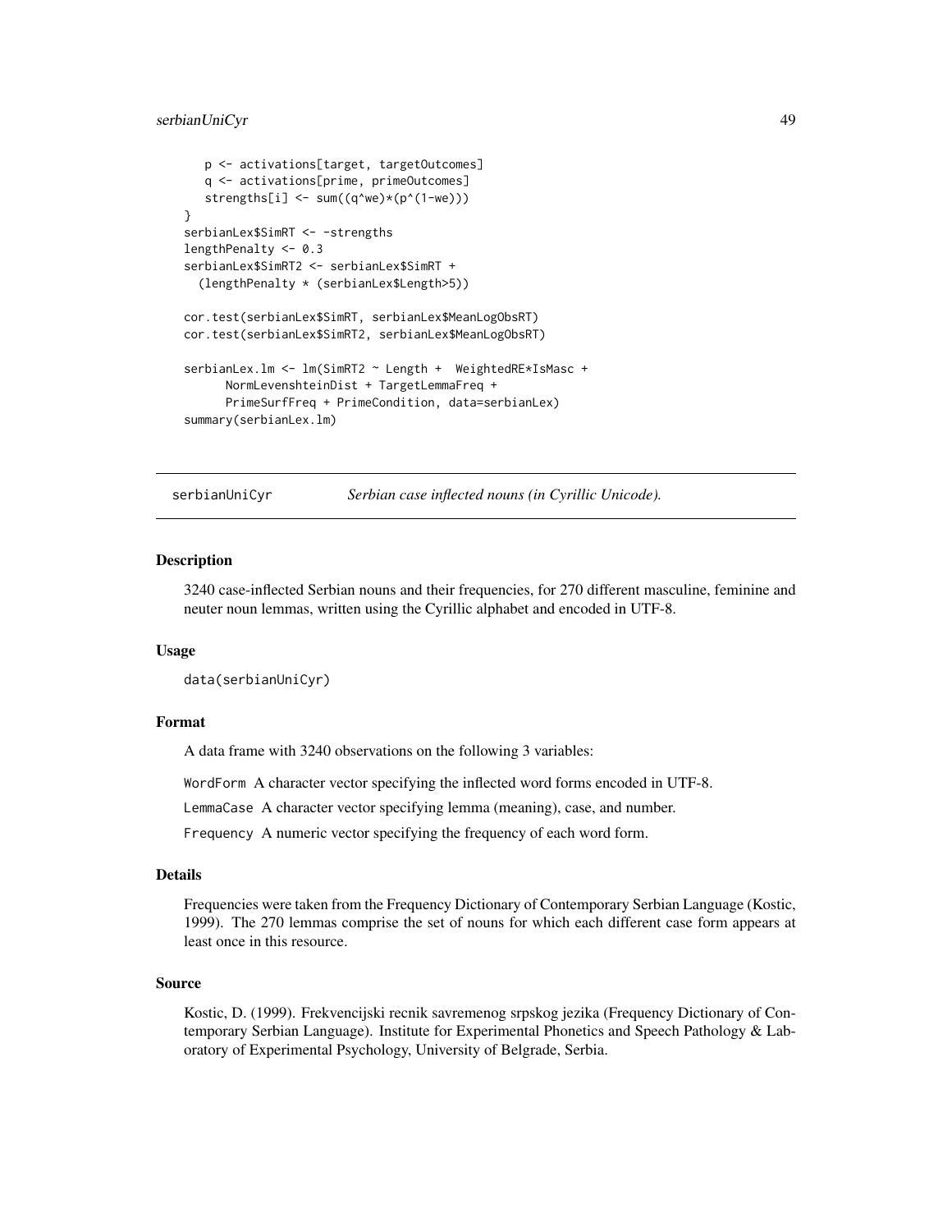```
    p <- activations[target, targetOutcomes]
    q <- activations[prime, primeOutcomes]
    strengths[i] <- sum((q^we)*(p^(1-we)))
}
serbianLex$SimRT <- -strengths
lengthPenalty <- 0.3
serbianLex$SimRT2 <- serbianLex$SimRT +
  (lengthPenalty * (serbianLex$Length>5))

cor.test(serbianLex$SimRT, serbianLex$MeanLogObsRT)
cor.test(serbianLex$SimRT2, serbianLex$MeanLogObsRT)

serbianLex.lm <- lm(SimRT2 ~ Length +  WeightedRE*IsMasc +
      NormLevenshteinDist + TargetLemmaFreq +
      PrimeSurfFreq + PrimeCondition, data=serbianLex)
summary(serbianLex.lm)
```

## serbianUniCyr — *Serbian case inflected nouns (in Cyrillic Unicode).*

### Description

3240 case-inflected Serbian nouns and their frequencies, for 270 different masculine, feminine and neuter noun lemmas, written using the Cyrillic alphabet and encoded in UTF-8.

### Usage

```
data(serbianUniCyr)
```

### Format

A data frame with 3240 observations on the following 3 variables:

`WordForm` A character vector specifying the inflected word forms encoded in UTF-8.

`LemmaCase` A character vector specifying lemma (meaning), case, and number.

`Frequency` A numeric vector specifying the frequency of each word form.

### Details

Frequencies were taken from the Frequency Dictionary of Contemporary Serbian Language (Kostic, 1999). The 270 lemmas comprise the set of nouns for which each different case form appears at least once in this resource.

### Source

Kostic, D. (1999). Frekvencijski recnik savremenog srpskog jezika (Frequency Dictionary of Contemporary Serbian Language). Institute for Experimental Phonetics and Speech Pathology & Laboratory of Experimental Psychology, University of Belgrade, Serbia.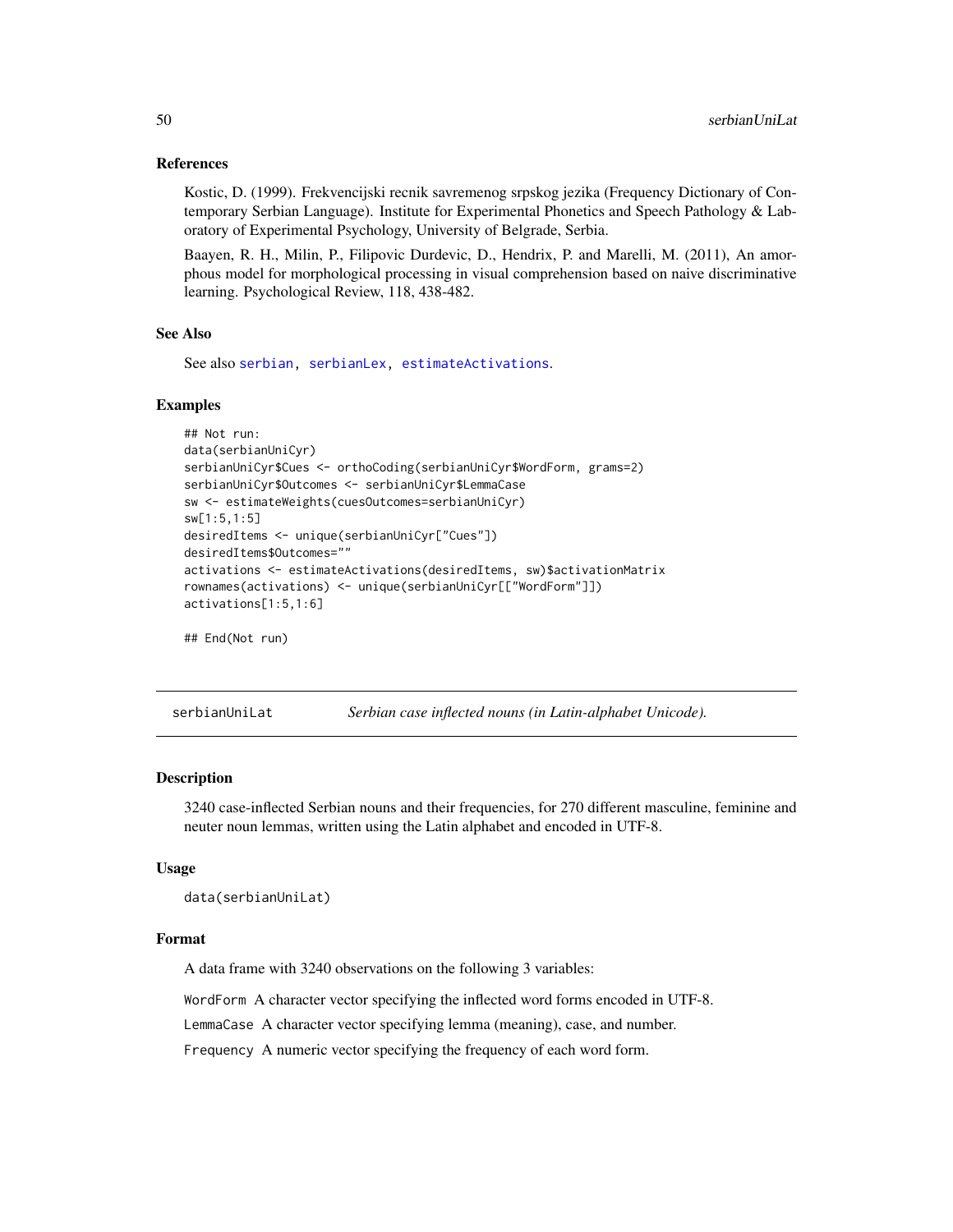### References

Kostic, D. (1999). Frekvencijski recnik savremenog srpskog jezika (Frequency Dictionary of Contemporary Serbian Language). Institute for Experimental Phonetics and Speech Pathology & Laboratory of Experimental Psychology, University of Belgrade, Serbia.

Baayen, R. H., Milin, P., Filipovic Durdevic, D., Hendrix, P. and Marelli, M. (2011), An amorphous model for morphological processing in visual comprehension based on naive discriminative learning. Psychological Review, 118, 438-482.

### See Also

See also serbian, serbianLex, estimateActivations.

### Examples

```
## Not run:
data(serbianUniCyr)
serbianUniCyr$Cues <- orthoCoding(serbianUniCyr$WordForm, grams=2)
serbianUniCyr$Outcomes <- serbianUniCyr$LemmaCase
sw <- estimateWeights(cuesOutcomes=serbianUniCyr)
sw[1:5,1:5]
desiredItems <- unique(serbianUniCyr["Cues"])
desiredItems$Outcomes=""
activations <- estimateActivations(desiredItems, sw)$activationMatrix
rownames(activations) <- unique(serbianUniCyr[["WordForm"]])
activations[1:5,1:6]

## End(Not run)
```

---

## serbianUniLat — *Serbian case inflected nouns (in Latin-alphabet Unicode).*

### Description

3240 case-inflected Serbian nouns and their frequencies, for 270 different masculine, feminine and neuter noun lemmas, written using the Latin alphabet and encoded in UTF-8.

### Usage

```
data(serbianUniLat)
```

### Format

A data frame with 3240 observations on the following 3 variables:

`WordForm` A character vector specifying the inflected word forms encoded in UTF-8.

`LemmaCase` A character vector specifying lemma (meaning), case, and number.

`Frequency` A numeric vector specifying the frequency of each word form.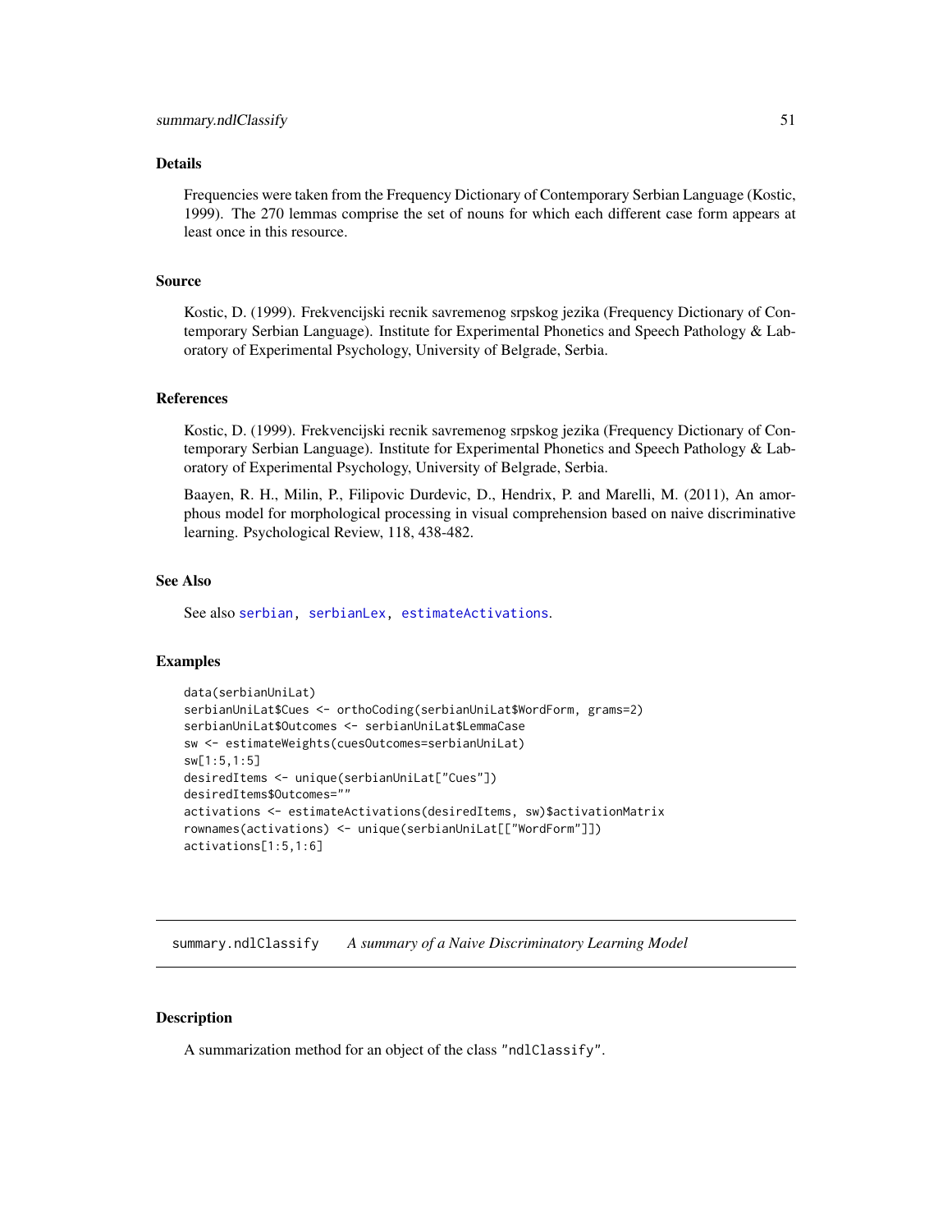### Details

Frequencies were taken from the Frequency Dictionary of Contemporary Serbian Language (Kostic, 1999). The 270 lemmas comprise the set of nouns for which each different case form appears at least once in this resource.

### Source

Kostic, D. (1999). Frekvencijski recnik savremenog srpskog jezika (Frequency Dictionary of Contemporary Serbian Language). Institute for Experimental Phonetics and Speech Pathology & Laboratory of Experimental Psychology, University of Belgrade, Serbia.

### References

Kostic, D. (1999). Frekvencijski recnik savremenog srpskog jezika (Frequency Dictionary of Contemporary Serbian Language). Institute for Experimental Phonetics and Speech Pathology & Laboratory of Experimental Psychology, University of Belgrade, Serbia.

Baayen, R. H., Milin, P., Filipovic Durdevic, D., Hendrix, P. and Marelli, M. (2011), An amorphous model for morphological processing in visual comprehension based on naive discriminative learning. Psychological Review, 118, 438-482.

### See Also

See also `serbian`, `serbianLex`, `estimateActivations`.

### Examples

```
data(serbianUniLat)
serbianUniLat$Cues <- orthoCoding(serbianUniLat$WordForm, grams=2)
serbianUniLat$Outcomes <- serbianUniLat$LemmaCase
sw <- estimateWeights(cuesOutcomes=serbianUniLat)
sw[1:5,1:5]
desiredItems <- unique(serbianUniLat["Cues"])
desiredItems$Outcomes=""
activations <- estimateActivations(desiredItems, sw)$activationMatrix
rownames(activations) <- unique(serbianUniLat[["WordForm"]])
activations[1:5,1:6]
```

---

## summary.ndlClassify *A summary of a Naive Discriminatory Learning Model*

### Description

A summarization method for an object of the class "ndlClassify".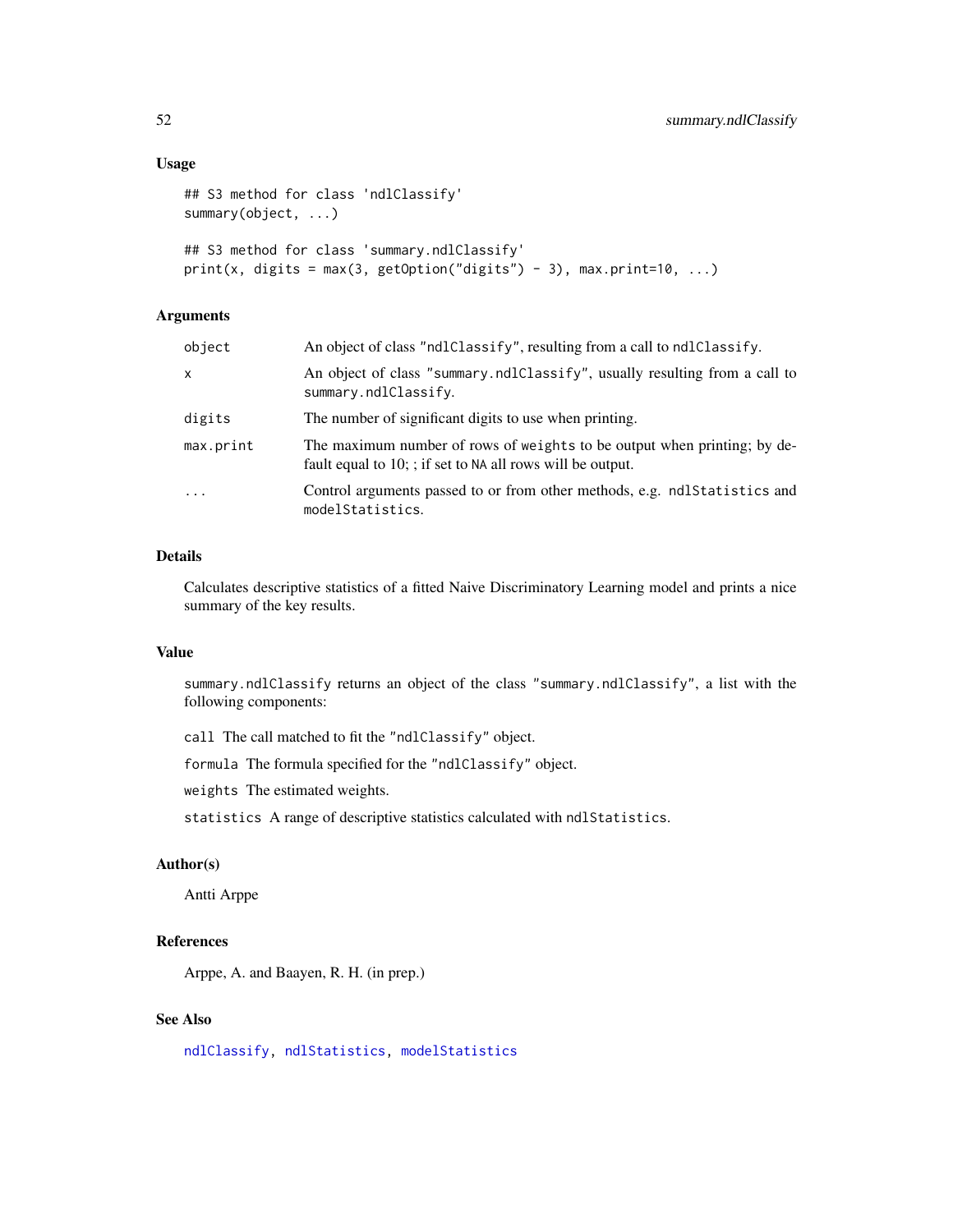### Usage

```
## S3 method for class 'ndlClassify'
summary(object, ...)

## S3 method for class 'summary.ndlClassify'
print(x, digits = max(3, getOption("digits") - 3), max.print=10, ...)
```

### Arguments

| | |
|---|---|
| `object` | An object of class `"ndlClassify"`, resulting from a call to `ndlClassify`. |
| `x` | An object of class `"summary.ndlClassify"`, usually resulting from a call to `summary.ndlClassify`. |
| `digits` | The number of significant digits to use when printing. |
| `max.print` | The maximum number of rows of `weights` to be output when printing; by default equal to 10; ; if set to `NA` all rows will be output. |
| `...` | Control arguments passed to or from other methods, e.g. `ndlStatistics` and `modelStatistics`. |

### Details

Calculates descriptive statistics of a fitted Naive Discriminatory Learning model and prints a nice summary of the key results.

### Value

`summary.ndlClassify` returns an object of the class `"summary.ndlClassify"`, a list with the following components:

`call` The call matched to fit the `"ndlClassify"` object.

`formula` The formula specified for the `"ndlClassify"` object.

`weights` The estimated weights.

`statistics` A range of descriptive statistics calculated with `ndlStatistics`.

### Author(s)

Antti Arppe

### References

Arppe, A. and Baayen, R. H. (in prep.)

### See Also

`ndlClassify`, `ndlStatistics`, `modelStatistics`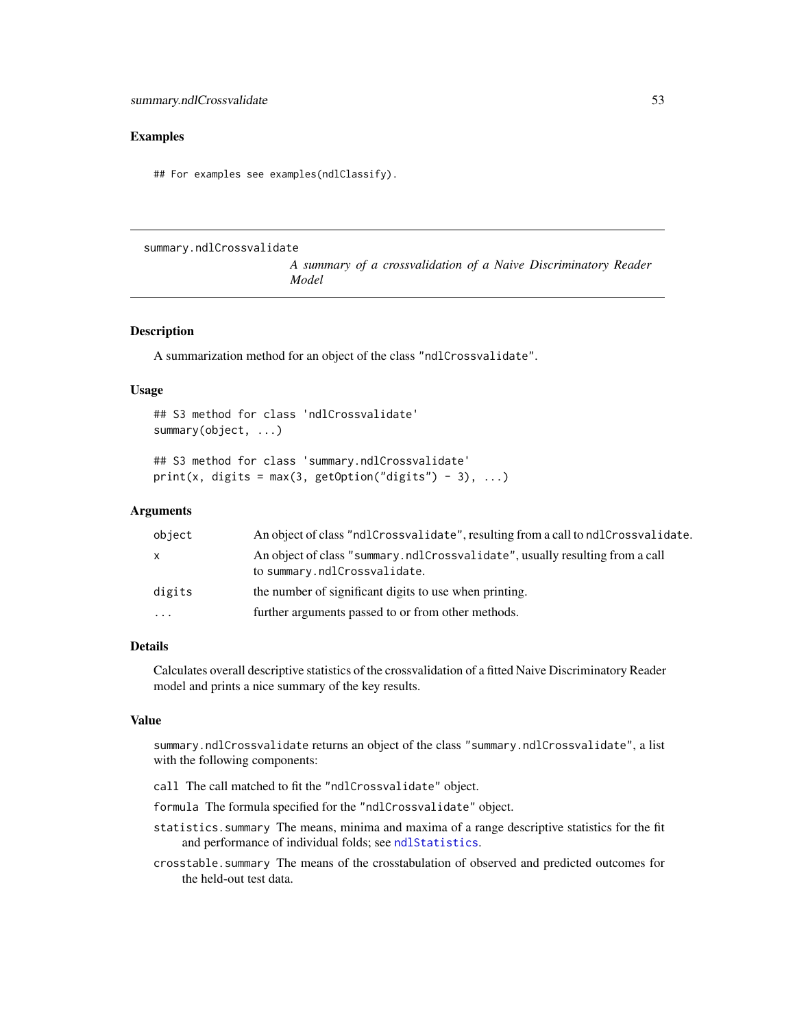### Examples

```
## For examples see examples(ndlClassify).
```

---

## summary.ndlCrossvalidate

*A summary of a crossvalidation of a Naive Discriminatory Reader Model*

---

### Description

A summarization method for an object of the class "ndlCrossvalidate".

### Usage

```
## S3 method for class 'ndlCrossvalidate'
summary(object, ...)

## S3 method for class 'summary.ndlCrossvalidate'
print(x, digits = max(3, getOption("digits") - 3), ...)
```

### Arguments

| | |
|---|---|
| object | An object of class "ndlCrossvalidate", resulting from a call to ndlCrossvalidate. |
| x | An object of class "summary.ndlCrossvalidate", usually resulting from a call to summary.ndlCrossvalidate. |
| digits | the number of significant digits to use when printing. |
| ... | further arguments passed to or from other methods. |

### Details

Calculates overall descriptive statistics of the crossvalidation of a fitted Naive Discriminatory Reader model and prints a nice summary of the key results.

### Value

summary.ndlCrossvalidate returns an object of the class "summary.ndlCrossvalidate", a list with the following components:

call The call matched to fit the "ndlCrossvalidate" object.

formula The formula specified for the "ndlCrossvalidate" object.

statistics.summary The means, minima and maxima of a range descriptive statistics for the fit and performance of individual folds; see ndlStatistics.

crosstable.summary The means of the crosstabulation of observed and predicted outcomes for the held-out test data.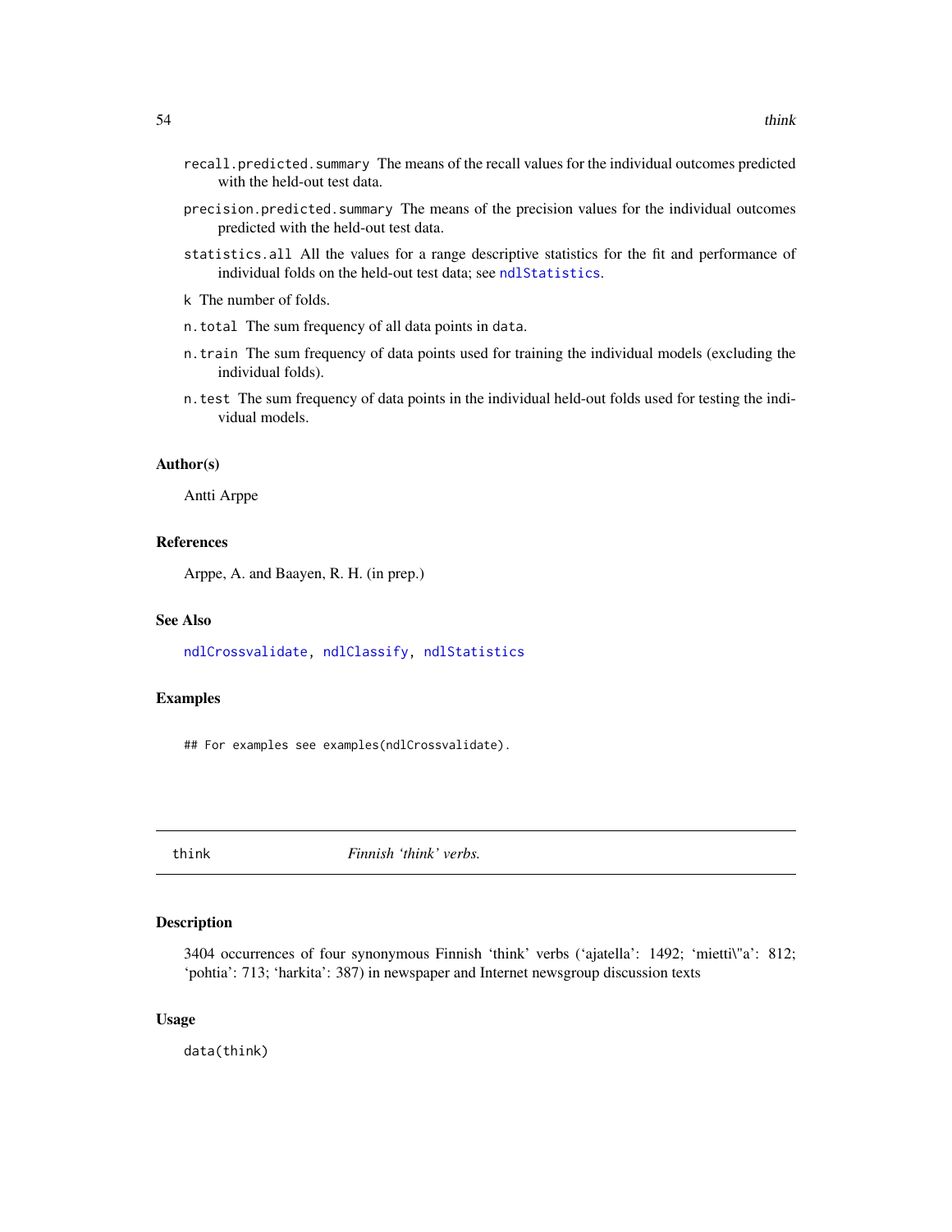`recall.predicted.summary` The means of the recall values for the individual outcomes predicted with the held-out test data.

`precision.predicted.summary` The means of the precision values for the individual outcomes predicted with the held-out test data.

`statistics.all` All the values for a range descriptive statistics for the fit and performance of individual folds on the held-out test data; see `ndlStatistics`.

`k` The number of folds.

`n.total` The sum frequency of all data points in `data`.

`n.train` The sum frequency of data points used for training the individual models (excluding the individual folds).

`n.test` The sum frequency of data points in the individual held-out folds used for testing the individual models.

### Author(s)

Antti Arppe

### References

Arppe, A. and Baayen, R. H. (in prep.)

### See Also

`ndlCrossvalidate`, `ndlClassify`, `ndlStatistics`

### Examples

```
## For examples see examples(ndlCrossvalidate).
```

---

## think *Finnish 'think' verbs.*

---

### Description

3404 occurrences of four synonymous Finnish 'think' verbs ('ajatella': 1492; 'mietti\"a': 812; 'pohtia': 713; 'harkita': 387) in newspaper and Internet newsgroup discussion texts

### Usage

```
data(think)
```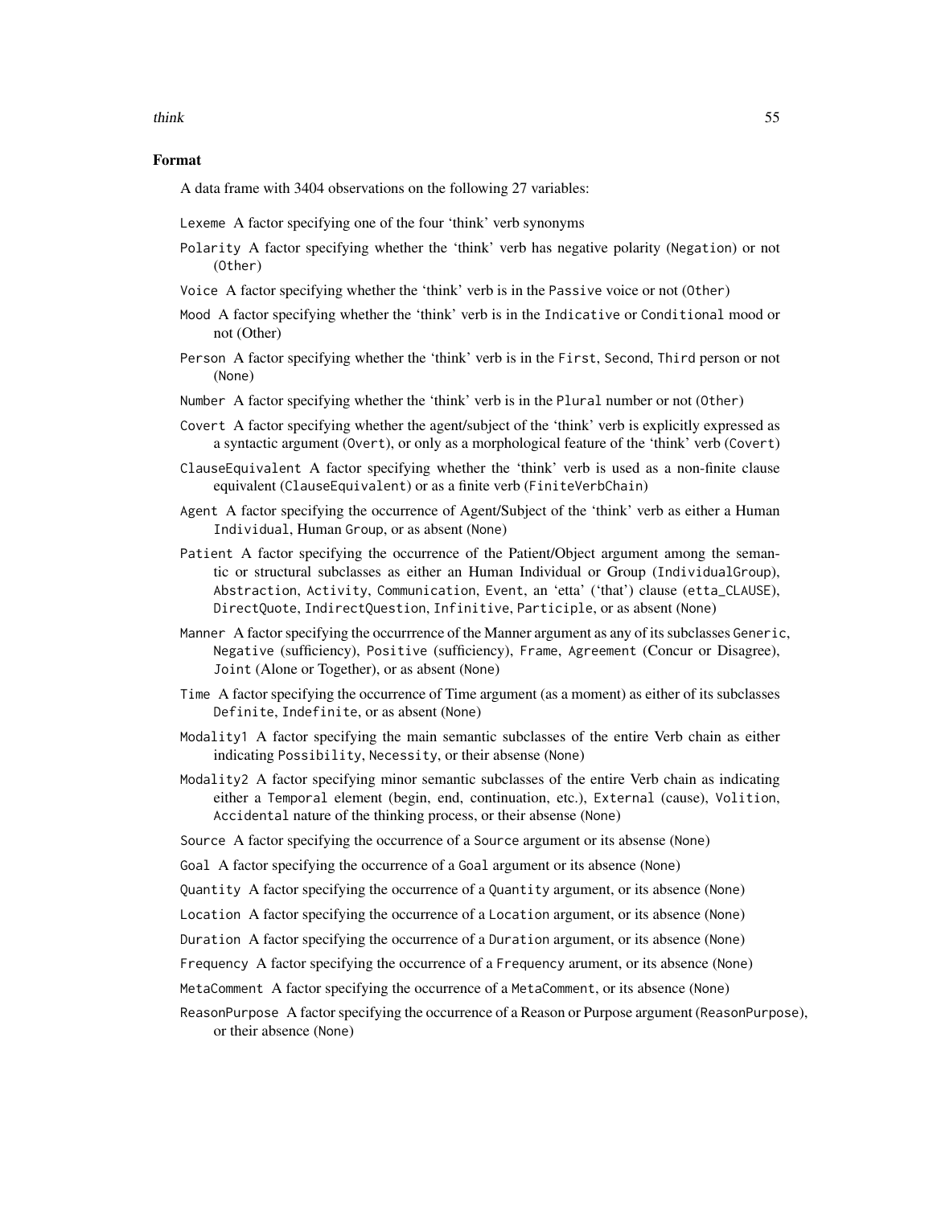## Format

A data frame with 3404 observations on the following 27 variables:

`Lexeme` A factor specifying one of the four 'think' verb synonyms

`Polarity` A factor specifying whether the 'think' verb has negative polarity (`Negation`) or not (`Other`)

`Voice` A factor specifying whether the 'think' verb is in the `Passive` voice or not (`Other`)

`Mood` A factor specifying whether the 'think' verb is in the `Indicative` or `Conditional` mood or not (Other)

`Person` A factor specifying whether the 'think' verb is in the `First`, `Second`, `Third` person or not (`None`)

`Number` A factor specifying whether the 'think' verb is in the `Plural` number or not (`Other`)

`Covert` A factor specifying whether the agent/subject of the 'think' verb is explicitly expressed as a syntactic argument (`Overt`), or only as a morphological feature of the 'think' verb (`Covert`)

`ClauseEquivalent` A factor specifying whether the 'think' verb is used as a non-finite clause equivalent (`ClauseEquivalent`) or as a finite verb (`FiniteVerbChain`)

`Agent` A factor specifying the occurrence of Agent/Subject of the 'think' verb as either a Human `Individual`, Human `Group`, or as absent (`None`)

`Patient` A factor specifying the occurrence of the Patient/Object argument among the semantic or structural subclasses as either an Human Individual or Group (`IndividualGroup`), `Abstraction`, `Activity`, `Communication`, `Event`, an 'etta' ('that') clause (`etta_CLAUSE`), `DirectQuote`, `IndirectQuestion`, `Infinitive`, `Participle`, or as absent (`None`)

`Manner` A factor specifying the occurrrence of the Manner argument as any of its subclasses `Generic`, `Negative` (sufficiency), `Positive` (sufficiency), `Frame`, `Agreement` (Concur or Disagree), `Joint` (Alone or Together), or as absent (`None`)

`Time` A factor specifying the occurrence of Time argument (as a moment) as either of its subclasses `Definite`, `Indefinite`, or as absent (`None`)

`Modality1` A factor specifying the main semantic subclasses of the entire Verb chain as either indicating `Possibility`, `Necessity`, or their absense (`None`)

`Modality2` A factor specifying minor semantic subclasses of the entire Verb chain as indicating either a `Temporal` element (begin, end, continuation, etc.), `External` (cause), `Volition`, `Accidental` nature of the thinking process, or their absense (`None`)

`Source` A factor specifying the occurrence of a `Source` argument or its absense (`None`)

`Goal` A factor specifying the occurrence of a `Goal` argument or its absence (`None`)

`Quantity` A factor specifying the occurrence of a `Quantity` argument, or its absence (`None`)

`Location` A factor specifying the occurrence of a `Location` argument, or its absence (`None`)

`Duration` A factor specifying the occurrence of a `Duration` argument, or its absence (`None`)

`Frequency` A factor specifying the occurrence of a `Frequency` arument, or its absence (`None`)

`MetaComment` A factor specifying the occurrence of a `MetaComment`, or its absence (`None`)

`ReasonPurpose` A factor specifying the occurrence of a Reason or Purpose argument (`ReasonPurpose`), or their absence (`None`)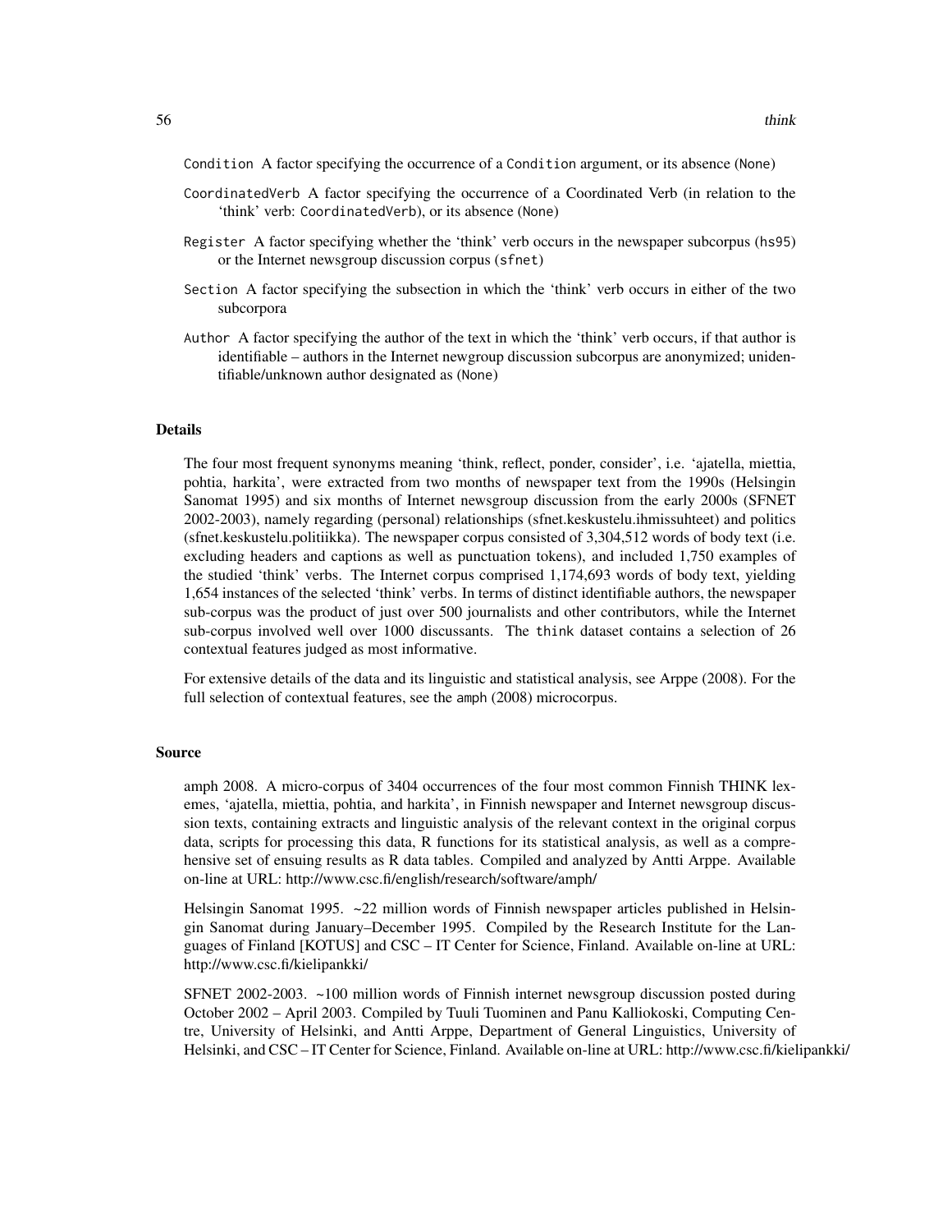Condition A factor specifying the occurrence of a Condition argument, or its absence (None)

CoordinatedVerb A factor specifying the occurrence of a Coordinated Verb (in relation to the 'think' verb: CoordinatedVerb), or its absence (None)

Register A factor specifying whether the 'think' verb occurs in the newspaper subcorpus (hs95) or the Internet newsgroup discussion corpus (sfnet)

Section A factor specifying the subsection in which the 'think' verb occurs in either of the two subcorpora

Author A factor specifying the author of the text in which the 'think' verb occurs, if that author is identifiable – authors in the Internet newgroup discussion subcorpus are anonymized; unidentifiable/unknown author designated as (None)

## Details

The four most frequent synonyms meaning 'think, reflect, ponder, consider', i.e. 'ajatella, miettia, pohtia, harkita', were extracted from two months of newspaper text from the 1990s (Helsingin Sanomat 1995) and six months of Internet newsgroup discussion from the early 2000s (SFNET 2002-2003), namely regarding (personal) relationships (sfnet.keskustelu.ihmissuhteet) and politics (sfnet.keskustelu.politiikka). The newspaper corpus consisted of 3,304,512 words of body text (i.e. excluding headers and captions as well as punctuation tokens), and included 1,750 examples of the studied 'think' verbs. The Internet corpus comprised 1,174,693 words of body text, yielding 1,654 instances of the selected 'think' verbs. In terms of distinct identifiable authors, the newspaper sub-corpus was the product of just over 500 journalists and other contributors, while the Internet sub-corpus involved well over 1000 discussants. The think dataset contains a selection of 26 contextual features judged as most informative.

For extensive details of the data and its linguistic and statistical analysis, see Arppe (2008). For the full selection of contextual features, see the amph (2008) microcorpus.

## Source

amph 2008. A micro-corpus of 3404 occurrences of the four most common Finnish THINK lexemes, 'ajatella, miettia, pohtia, and harkita', in Finnish newspaper and Internet newsgroup discussion texts, containing extracts and linguistic analysis of the relevant context in the original corpus data, scripts for processing this data, R functions for its statistical analysis, as well as a comprehensive set of ensuing results as R data tables. Compiled and analyzed by Antti Arppe. Available on-line at URL: http://www.csc.fi/english/research/software/amph/

Helsingin Sanomat 1995. ~22 million words of Finnish newspaper articles published in Helsingin Sanomat during January–December 1995. Compiled by the Research Institute for the Languages of Finland [KOTUS] and CSC – IT Center for Science, Finland. Available on-line at URL: http://www.csc.fi/kielipankki/

SFNET 2002-2003. ~100 million words of Finnish internet newsgroup discussion posted during October 2002 – April 2003. Compiled by Tuuli Tuominen and Panu Kalliokoski, Computing Centre, University of Helsinki, and Antti Arppe, Department of General Linguistics, University of Helsinki, and CSC – IT Center for Science, Finland. Available on-line at URL: http://www.csc.fi/kielipankki/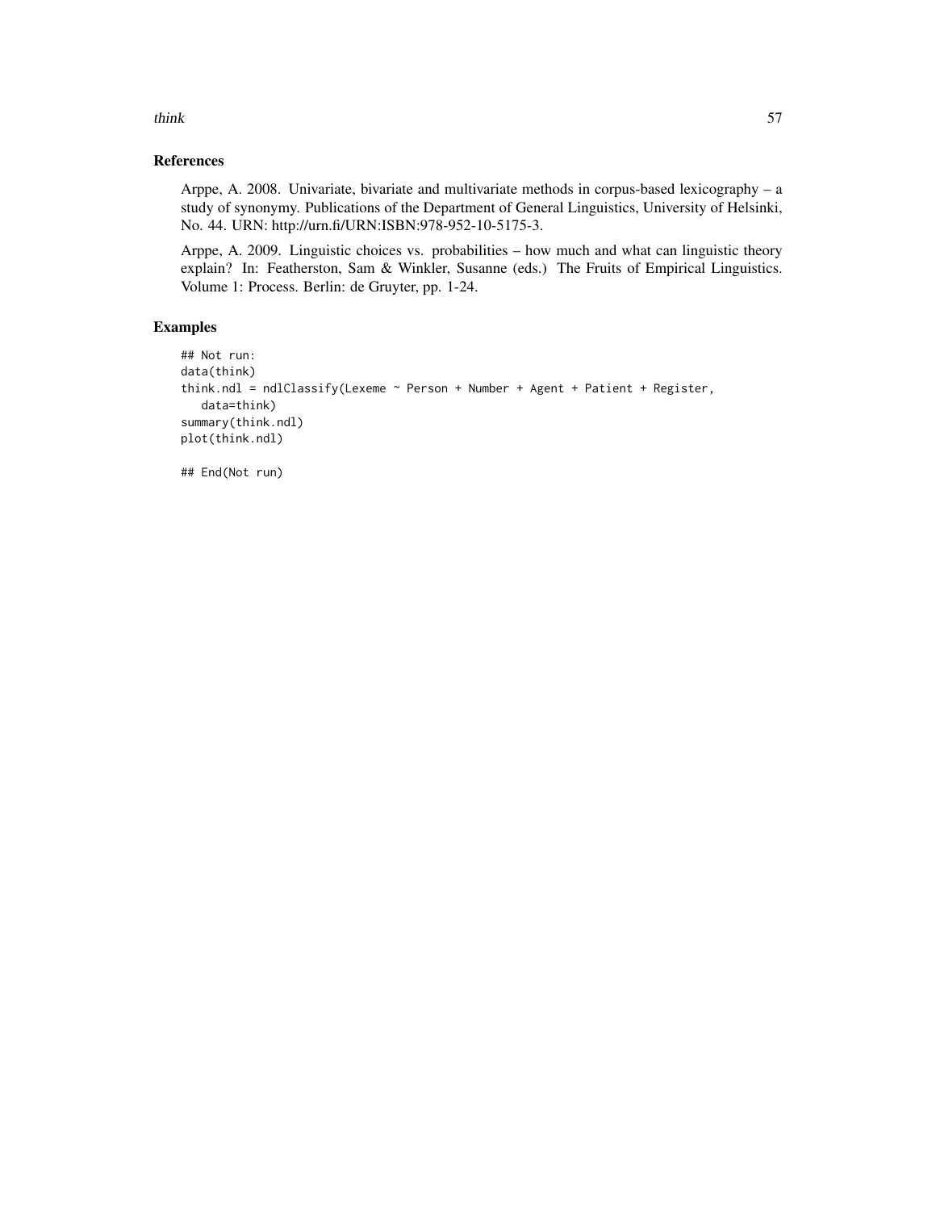## References

Arppe, A. 2008. Univariate, bivariate and multivariate methods in corpus-based lexicography – a study of synonymy. Publications of the Department of General Linguistics, University of Helsinki, No. 44. URN: http://urn.fi/URN:ISBN:978-952-10-5175-3.

Arppe, A. 2009. Linguistic choices vs. probabilities – how much and what can linguistic theory explain? In: Featherston, Sam & Winkler, Susanne (eds.) The Fruits of Empirical Linguistics. Volume 1: Process. Berlin: de Gruyter, pp. 1-24.

## Examples

```
## Not run:
data(think)
think.ndl = ndlClassify(Lexeme ~ Person + Number + Agent + Patient + Register,
   data=think)
summary(think.ndl)
plot(think.ndl)

## End(Not run)
```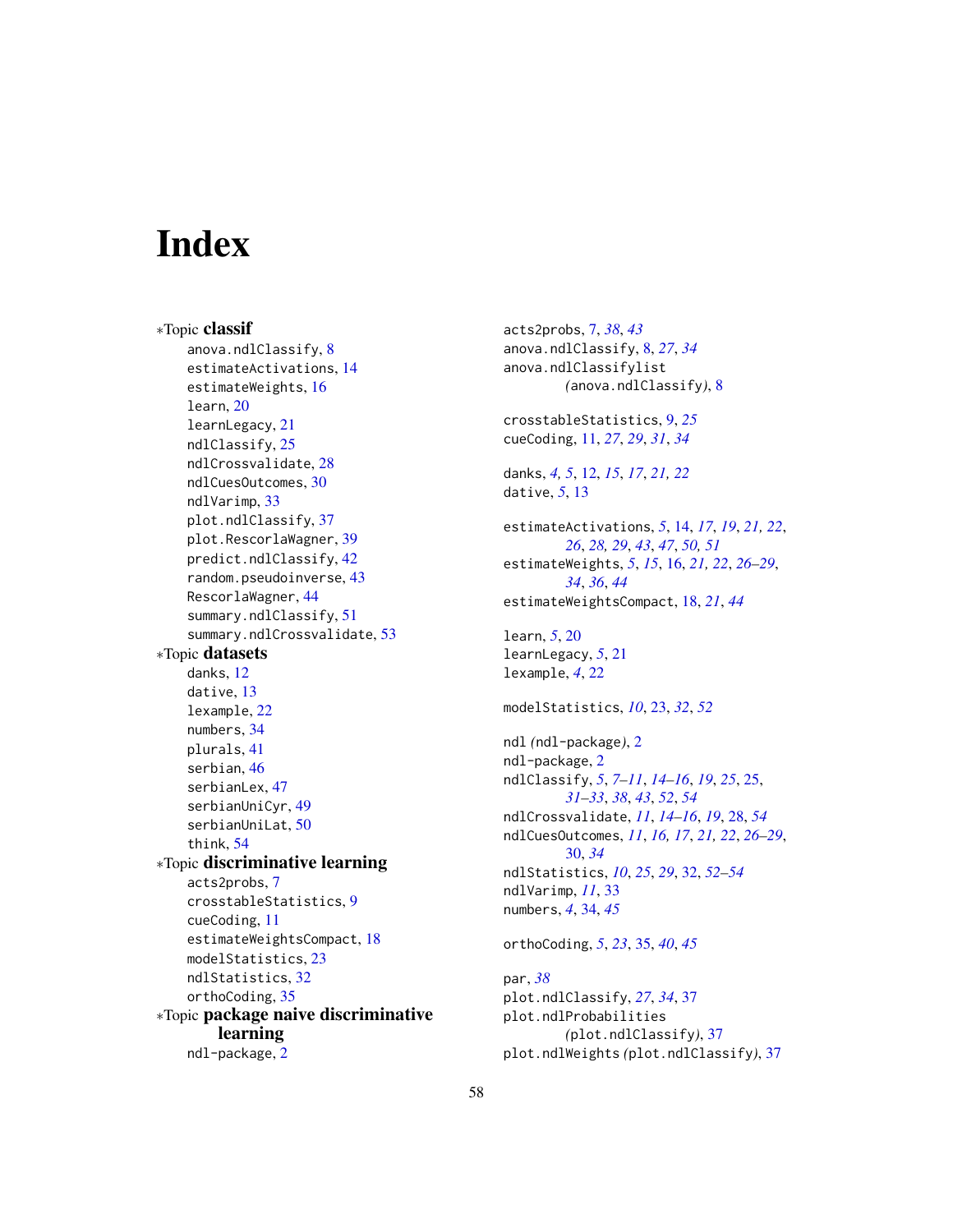# Index

∗Topic **classif**

anova.ndlClassify, 8
estimateActivations, 14
estimateWeights, 16
learn, 20
learnLegacy, 21
ndlClassify, 25
ndlCrossvalidate, 28
ndlCuesOutcomes, 30
ndlVarimp, 33
plot.ndlClassify, 37
plot.RescorlaWagner, 39
predict.ndlClassify, 42
random.pseudoinverse, 43
RescorlaWagner, 44
summary.ndlClassify, 51
summary.ndlCrossvalidate, 53

∗Topic **datasets**

danks, 12
dative, 13
lexample, 22
numbers, 34
plurals, 41
serbian, 46
serbianLex, 47
serbianUniCyr, 49
serbianUniLat, 50
think, 54

∗Topic **discriminative learning**

acts2probs, 7
crosstableStatistics, 9
cueCoding, 11
estimateWeightsCompact, 18
modelStatistics, 23
ndlStatistics, 32
orthoCoding, 35

∗Topic **package naive discriminative learning**

ndl-package, 2

acts2probs, 7, *38*, *43*
anova.ndlClassify, 8, *27*, *34*
anova.ndlClassifylist (anova.ndlClassify), 8

crosstableStatistics, 9, *25*
cueCoding, 11, *27*, *29*, *31*, *34*

danks, *4, 5*, 12, *15*, *17*, *21, 22*
dative, *5*, 13

estimateActivations, *5*, 14, *17*, *19*, *21, 22*, *26*, *28, 29*, *43*, *47*, *50, 51*
estimateWeights, *5*, *15*, 16, *21, 22*, *26–29*, *34*, *36*, *44*
estimateWeightsCompact, 18, *21*, *44*

learn, *5*, 20
learnLegacy, *5*, 21
lexample, *4*, 22

modelStatistics, *10*, 23, *32*, *52*

ndl (ndl-package), 2
ndl-package, 2
ndlClassify, *5*, *7–11*, *14–16*, *19*, *25*, 25, *31–33*, *38*, *43*, *52*, *54*
ndlCrossvalidate, *11*, *14–16*, *19*, 28, *54*
ndlCuesOutcomes, *11*, *16, 17*, *21, 22*, *26–29*, 30, *34*
ndlStatistics, *10*, *25*, *29*, 32, *52–54*
ndlVarimp, *11*, 33
numbers, *4*, 34, *45*

orthoCoding, *5*, *23*, 35, *40*, *45*

par, *38*
plot.ndlClassify, *27*, *34*, 37
plot.ndlProbabilities (plot.ndlClassify), 37
plot.ndlWeights (plot.ndlClassify), 37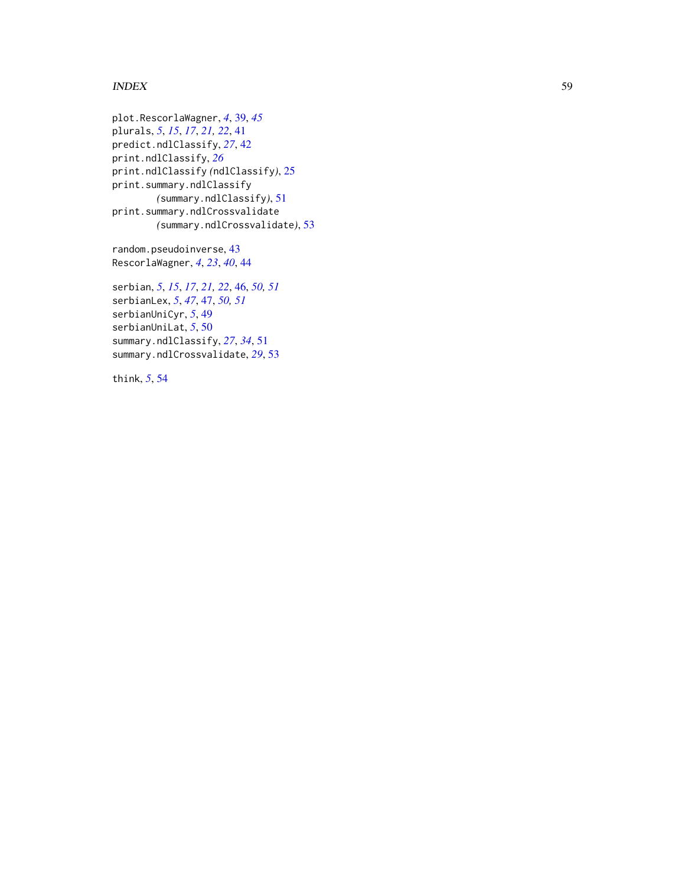plot.RescorlaWagner, *4*, 39, *45*
plurals, *5*, *15*, *17*, *21, 22*, 41
predict.ndlClassify, *27*, 42
print.ndlClassify, *26*
print.ndlClassify *(*ndlClassify*)*, 25
print.summary.ndlClassify
 *(*summary.ndlClassify*)*, 51
print.summary.ndlCrossvalidate
 *(*summary.ndlCrossvalidate*)*, 53

random.pseudoinverse, 43
RescorlaWagner, *4*, *23*, *40*, 44

serbian, *5*, *15*, *17*, *21, 22*, 46, *50, 51*
serbianLex, *5*, *47*, 47, *50, 51*
serbianUniCyr, *5*, 49
serbianUniLat, *5*, 50
summary.ndlClassify, *27*, *34*, 51
summary.ndlCrossvalidate, *29*, 53

think, *5*, 54